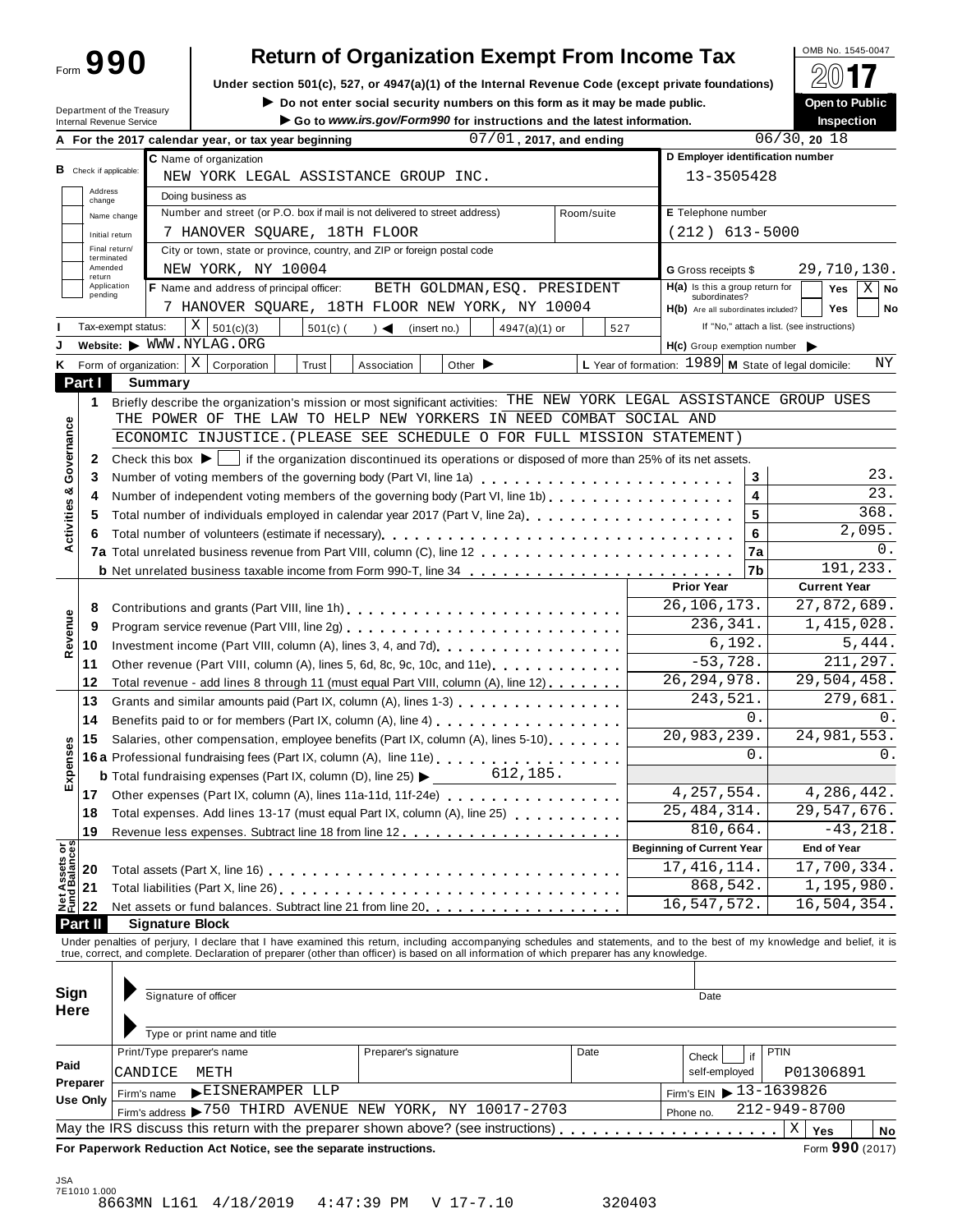Form **990**

# Return of Organization Exempt From Income Tax

OMB No. 1545-0047

**2017**

Under section 501(c), 527, or 4947(a)(1) of the Internal Revenue Code (except private foundations)

▶ Do not enter social security numbers on this form as it may be made public.

▶ Go to *www.irs.gov/Form990* for instructions and the latest information.

**Open to Public Inspection**

Department of the Treasury
Internal Revenue Service

**A** For the 2017 calendar year, or tax year beginning 07/01, 2017, and ending 06/30, 20 18

**B** Check if applicable: Address change / Name change / Initial return / Final return/terminated / Amended return / Application pending

**C** Name of organization: NEW YORK LEGAL ASSISTANCE GROUP INC.

Doing business as

Number and street (or P.O. box if mail is not delivered to street address) / Room/suite: 7 HANOVER SQUARE, 18TH FLOOR

City or town, state or province, country, and ZIP or foreign postal code: NEW YORK, NY 10004

**D** Employer identification number: 13-3505428

**E** Telephone number: (212) 613-5000

**G** Gross receipts $ 29,710,130.

**F** Name and address of principal officer: BETH GOLDMAN,ESQ. PRESIDENT
7 HANOVER SQUARE, 18TH FLOOR NEW YORK, NY 10004

**H(a)** Is this a group return for subordinates? Yes [ ] No [X]

**H(b)** Are all subordinates included? Yes [ ] No [ ]
If "No," attach a list. (see instructions)

**I** Tax-exempt status: [X] 501(c)(3) [ ] 501(c) ( ) ◀ (insert no.) [ ] 4947(a)(1) or [ ] 527

**J** Website: ▶ WWW.NYLAG.ORG

**H(c)** Group exemption number ▶

**K** Form of organization: [X] Corporation [ ] Trust [ ] Association [ ] Other ▶

**L** Year of formation: 1989 **M** State of legal domicile: NY

## Part I Summary

**Activities & Governance**

1 Briefly describe the organization's mission or most significant activities: THE NEW YORK LEGAL ASSISTANCE GROUP USES THE POWER OF THE LAW TO HELP NEW YORKERS IN NEED COMBAT SOCIAL AND ECONOMIC INJUSTICE.(PLEASE SEE SCHEDULE O FOR FULL MISSION STATEMENT)

2 Check this box ▶ [ ] if the organization discontinued its operations or disposed of more than 25% of its net assets.

| Line | Description | | Value |
|---|---|---|---|
| 3 | Number of voting members of the governing body (Part VI, line 1a) | 3 | 23. |
| 4 | Number of independent voting members of the governing body (Part VI, line 1b) | 4 | 23. |
| 5 | Total number of individuals employed in calendar year 2017 (Part V, line 2a) | 5 | 368. |
| 6 | Total number of volunteers (estimate if necessary) | 6 | 2,095. |
| 7a | Total unrelated business revenue from Part VIII, column (C), line 12 | 7a | 0. |
| b | Net unrelated business taxable income from Form 990-T, line 34 | 7b | 191,233. |

| Line | Description | Prior Year | Current Year |
|---|---|---|---|
| **Revenue** | | | |
| 8 | Contributions and grants (Part VIII, line 1h) | 26,106,173. | 27,872,689. |
| 9 | Program service revenue (Part VIII, line 2g) | 236,341. | 1,415,028. |
| 10 | Investment income (Part VIII, column (A), lines 3, 4, and 7d) | 6,192. | 5,444. |
| 11 | Other revenue (Part VIII, column (A), lines 5, 6d, 8c, 9c, 10c, and 11e) | -53,728. | 211,297. |
| 12 | Total revenue - add lines 8 through 11 (must equal Part VIII, column (A), line 12) | 26,294,978. | 29,504,458. |
| **Expenses** | | | |
| 13 | Grants and similar amounts paid (Part IX, column (A), lines 1-3) | 243,521. | 279,681. |
| 14 | Benefits paid to or for members (Part IX, column (A), line 4) | 0. | 0. |
| 15 | Salaries, other compensation, employee benefits (Part IX, column (A), lines 5-10) | 20,983,239. | 24,981,553. |
| 16a | Professional fundraising fees (Part IX, column (A), line 11e) | 0. | 0. |
| b | Total fundraising expenses (Part IX, column (D), line 25) ▶ 612,185. | | |
| 17 | Other expenses (Part IX, column (A), lines 11a-11d, 11f-24e) | 4,257,554. | 4,286,442. |
| 18 | Total expenses. Add lines 13-17 (must equal Part IX, column (A), line 25) | 25,484,314. | 29,547,676. |
| 19 | Revenue less expenses. Subtract line 18 from line 12 | 810,664. | -43,218. |
| **Net Assets or Fund Balances** | | **Beginning of Current Year** | **End of Year** |
| 20 | Total assets (Part X, line 16) | 17,416,114. | 17,700,334. |
| 21 | Total liabilities (Part X, line 26) | 868,542. | 1,195,980. |
| 22 | Net assets or fund balances. Subtract line 21 from line 20 | 16,547,572. | 16,504,354. |

## Part II Signature Block

Under penalties of perjury, I declare that I have examined this return, including accompanying schedules and statements, and to the best of my knowledge and belief, it is true, correct, and complete. Declaration of preparer (other than officer) is based on all information of which preparer has any knowledge.

**Sign Here**

▶ Signature of officer — Date

▶ Type or print name and title

**Paid Preparer Use Only**

| Print/Type preparer's name | Preparer's signature | Date | Check [ ] if self-employed | PTIN |
|---|---|---|---|---|
| CANDICE METH | | | | P01306891 |

Firm's name ▶ EISNERAMPER LLP — Firm's EIN ▶ 13-1639826

Firm's address ▶ 750 THIRD AVENUE NEW YORK, NY 10017-2703 — Phone no. 212-949-8700

May the IRS discuss this return with the preparer shown above? (see instructions) [X] Yes [ ] No

**For Paperwork Reduction Act Notice, see the separate instructions.** Form **990** (2017)

JSA
7E1010 1.000
8663MN L161 4/18/2019 4:47:39 PM V 17-7.10 320403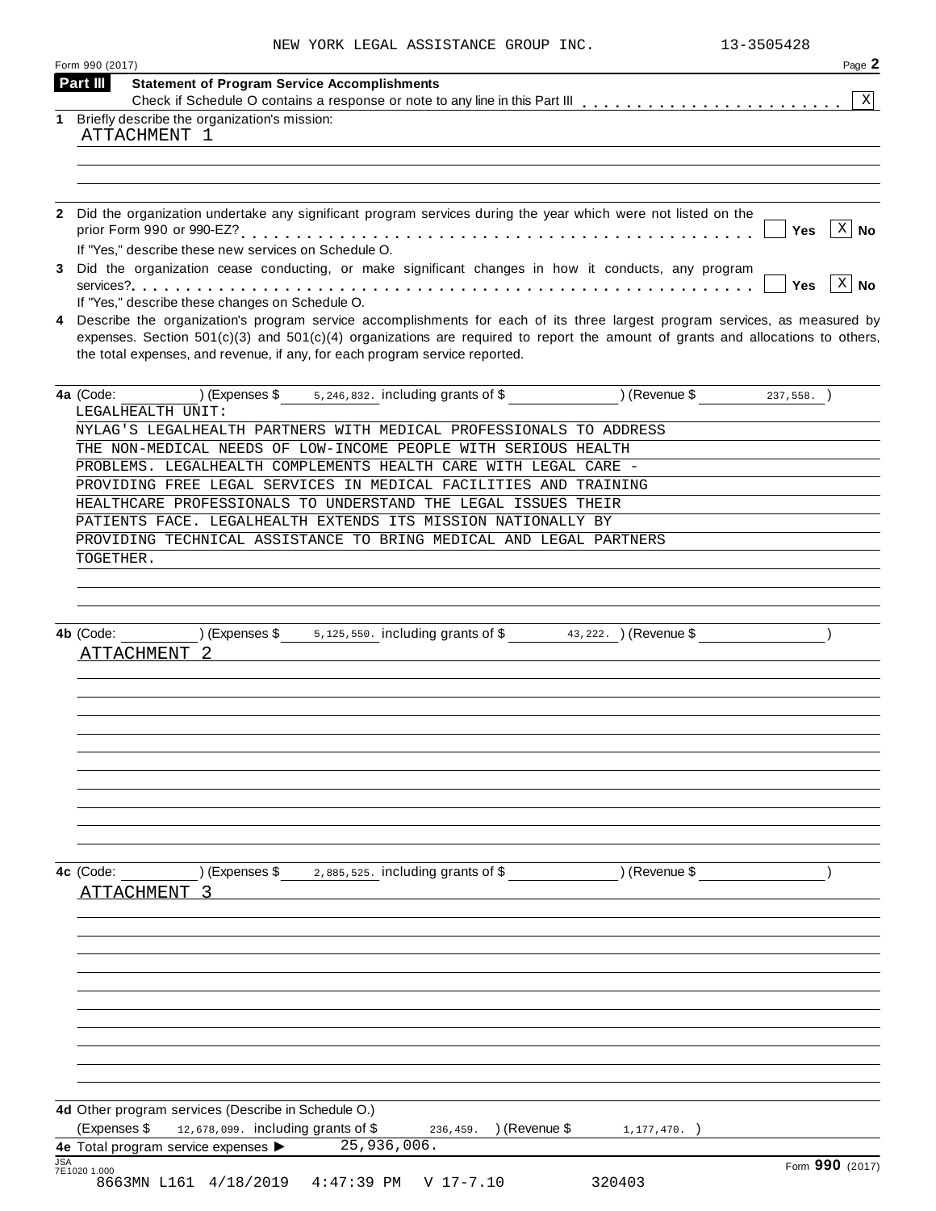NEW YORK LEGAL ASSISTANCE GROUP INC. 13-3505428

Form 990 (2017)

## Part III Statement of Program Service Accomplishments

Check if Schedule O contains a response or note to any line in this Part III . . . . . . . . . . [X]

**1** Briefly describe the organization's mission:

ATTACHMENT 1

**2** Did the organization undertake any significant program services during the year which were not listed on the prior Form 990 or 990-EZ? . . . . . . . . [ ] Yes [X] No

If "Yes," describe these new services on Schedule O.

**3** Did the organization cease conducting, or make significant changes in how it conducts, any program services? . . . . . . . . [ ] Yes [X] No

If "Yes," describe these changes on Schedule O.

**4** Describe the organization's program service accomplishments for each of its three largest program services, as measured by expenses. Section 501(c)(3) and 501(c)(4) organizations are required to report the amount of grants and allocations to others, the total expenses, and revenue, if any, for each program service reported.

**4a** (Code: ) (Expenses $ 5,246,832. including grants of $ ) (Revenue $ 237,558. )

LEGALHEALTH UNIT:
NYLAG'S LEGALHEALTH PARTNERS WITH MEDICAL PROFESSIONALS TO ADDRESS THE NON-MEDICAL NEEDS OF LOW-INCOME PEOPLE WITH SERIOUS HEALTH PROBLEMS. LEGALHEALTH COMPLEMENTS HEALTH CARE WITH LEGAL CARE - PROVIDING FREE LEGAL SERVICES IN MEDICAL FACILITIES AND TRAINING HEALTHCARE PROFESSIONALS TO UNDERSTAND THE LEGAL ISSUES THEIR PATIENTS FACE. LEGALHEALTH EXTENDS ITS MISSION NATIONALLY BY PROVIDING TECHNICAL ASSISTANCE TO BRING MEDICAL AND LEGAL PARTNERS TOGETHER.

**4b** (Code: ) (Expenses $ 5,125,550. including grants of $ 43,222. ) (Revenue $ )

ATTACHMENT 2

**4c** (Code: ) (Expenses $ 2,885,525. including grants of $ ) (Revenue $ )

ATTACHMENT 3

**4d** Other program services (Describe in Schedule O.)

(Expenses $ 12,678,099. including grants of $ 236,459. ) (Revenue $ 1,177,470. )

**4e** Total program service expenses ▶ 25,936,006.

Form 990 (2017)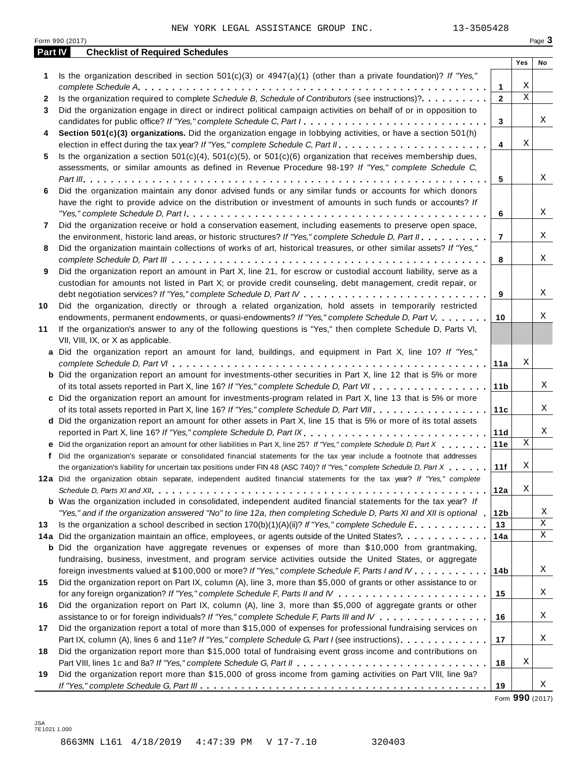NEW YORK LEGAL ASSISTANCE GROUP INC. 13-3505428

Form 990 (2017) Page **3**

## Part IV Checklist of Required Schedules

| | | | Yes | No |
|---|---|---|---|---|
| **1** | Is the organization described in section 501(c)(3) or 4947(a)(1) (other than a private foundation)? *If "Yes," complete Schedule A* | **1** | X | |
| **2** | Is the organization required to complete *Schedule B, Schedule of Contributors* (see instructions)? | **2** | X | |
| **3** | Did the organization engage in direct or indirect political campaign activities on behalf of or in opposition to candidates for public office? *If "Yes," complete Schedule C, Part I* | **3** | | X |
| **4** | **Section 501(c)(3) organizations.** Did the organization engage in lobbying activities, or have a section 501(h) election in effect during the tax year? *If "Yes," complete Schedule C, Part II* | **4** | X | |
| **5** | Is the organization a section 501(c)(4), 501(c)(5), or 501(c)(6) organization that receives membership dues, assessments, or similar amounts as defined in Revenue Procedure 98-19? *If "Yes," complete Schedule C, Part III* | **5** | | X |
| **6** | Did the organization maintain any donor advised funds or any similar funds or accounts for which donors have the right to provide advice on the distribution or investment of amounts in such funds or accounts? *If "Yes," complete Schedule D, Part I* | **6** | | X |
| **7** | Did the organization receive or hold a conservation easement, including easements to preserve open space, the environment, historic land areas, or historic structures? *If "Yes," complete Schedule D, Part II* | **7** | | X |
| **8** | Did the organization maintain collections of works of art, historical treasures, or other similar assets? *If "Yes," complete Schedule D, Part III* | **8** | | X |
| **9** | Did the organization report an amount in Part X, line 21, for escrow or custodial account liability, serve as a custodian for amounts not listed in Part X; or provide credit counseling, debt management, credit repair, or debt negotiation services? *If "Yes," complete Schedule D, Part IV* | **9** | | X |
| **10** | Did the organization, directly or through a related organization, hold assets in temporarily restricted endowments, permanent endowments, or quasi-endowments? *If "Yes," complete Schedule D, Part V* | **10** | | X |
| **11** | If the organization's answer to any of the following questions is "Yes," then complete Schedule D, Parts VI, VII, VIII, IX, or X as applicable. | | | |
| **a** | Did the organization report an amount for land, buildings, and equipment in Part X, line 10? *If "Yes," complete Schedule D, Part VI* | **11a** | X | |
| **b** | Did the organization report an amount for investments-other securities in Part X, line 12 that is 5% or more of its total assets reported in Part X, line 16? *If "Yes," complete Schedule D, Part VII* | **11b** | | X |
| **c** | Did the organization report an amount for investments-program related in Part X, line 13 that is 5% or more of its total assets reported in Part X, line 16? *If "Yes," complete Schedule D, Part VIII* | **11c** | | X |
| **d** | Did the organization report an amount for other assets in Part X, line 15 that is 5% or more of its total assets reported in Part X, line 16? *If "Yes," complete Schedule D, Part IX* | **11d** | | X |
| **e** | Did the organization report an amount for other liabilities in Part X, line 25? *If "Yes," complete Schedule D, Part X* | **11e** | X | |
| **f** | Did the organization's separate or consolidated financial statements for the tax year include a footnote that addresses the organization's liability for uncertain tax positions under FIN 48 (ASC 740)? *If "Yes," complete Schedule D, Part X* | **11f** | X | |
| **12a** | Did the organization obtain separate, independent audited financial statements for the tax year? *If "Yes," complete Schedule D, Parts XI and XII* | **12a** | X | |
| **b** | Was the organization included in consolidated, independent audited financial statements for the tax year? *If "Yes," and if the organization answered "No" to line 12a, then completing Schedule D, Parts XI and XII is optional* | **12b** | | X |
| **13** | Is the organization a school described in section 170(b)(1)(A)(ii)? *If "Yes," complete Schedule E* | **13** | | X |
| **14a** | Did the organization maintain an office, employees, or agents outside of the United States? | **14a** | | X |
| **b** | Did the organization have aggregate revenues or expenses of more than $10,000 from grantmaking, fundraising, business, investment, and program service activities outside the United States, or aggregate foreign investments valued at $100,000 or more? *If "Yes," complete Schedule F, Parts I and IV* | **14b** | | X |
| **15** | Did the organization report on Part IX, column (A), line 3, more than $5,000 of grants or other assistance to or for any foreign organization? *If "Yes," complete Schedule F, Parts II and IV* | **15** | | X |
| **16** | Did the organization report on Part IX, column (A), line 3, more than $5,000 of aggregate grants or other assistance to or for foreign individuals? *If "Yes," complete Schedule F, Parts III and IV* | **16** | | X |
| **17** | Did the organization report a total of more than $15,000 of expenses for professional fundraising services on Part IX, column (A), lines 6 and 11e? *If "Yes," complete Schedule G, Part I* (see instructions) | **17** | | X |
| **18** | Did the organization report more than $15,000 total of fundraising event gross income and contributions on Part VIII, lines 1c and 8a? *If "Yes," complete Schedule G, Part II* | **18** | X | |
| **19** | Did the organization report more than $15,000 of gross income from gaming activities on Part VIII, line 9a? *If "Yes," complete Schedule G, Part III* | **19** | | X |

Form **990** (2017)

JSA
7E1021 1.000

8663MN L161 4/18/2019 4:47:39 PM V 17-7.10 320403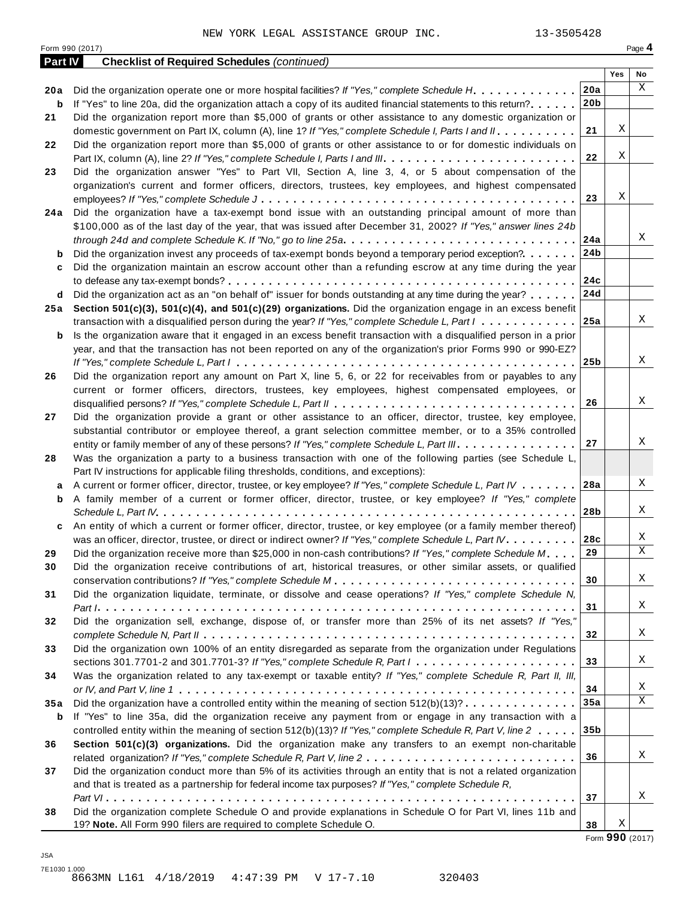NEW YORK LEGAL ASSISTANCE GROUP INC. 13-3505428

Form 990 (2017)

## Part IV Checklist of Required Schedules *(continued)*

| | | | Yes | No |
|---|---|---|---|---|
| **20a** | Did the organization operate one or more hospital facilities? *If "Yes," complete Schedule H* | **20a** | | X |
| **b** | If "Yes" to line 20a, did the organization attach a copy of its audited financial statements to this return? | **20b** | | |
| **21** | Did the organization report more than $5,000 of grants or other assistance to any domestic organization or domestic government on Part IX, column (A), line 1? *If "Yes," complete Schedule I, Parts I and II* | **21** | X | |
| **22** | Did the organization report more than $5,000 of grants or other assistance to or for domestic individuals on Part IX, column (A), line 2? *If "Yes," complete Schedule I, Parts I and III* | **22** | X | |
| **23** | Did the organization answer "Yes" to Part VII, Section A, line 3, 4, or 5 about compensation of the organization's current and former officers, directors, trustees, key employees, and highest compensated employees? *If "Yes," complete Schedule J* | **23** | X | |
| **24a** | Did the organization have a tax-exempt bond issue with an outstanding principal amount of more than $100,000 as of the last day of the year, that was issued after December 31, 2002? *If "Yes," answer lines 24b through 24d and complete Schedule K. If "No," go to line 25a* | **24a** | | X |
| **b** | Did the organization invest any proceeds of tax-exempt bonds beyond a temporary period exception? | **24b** | | |
| **c** | Did the organization maintain an escrow account other than a refunding escrow at any time during the year to defease any tax-exempt bonds? | **24c** | | |
| **d** | Did the organization act as an "on behalf of" issuer for bonds outstanding at any time during the year? | **24d** | | |
| **25a** | **Section 501(c)(3), 501(c)(4), and 501(c)(29) organizations.** Did the organization engage in an excess benefit transaction with a disqualified person during the year? *If "Yes," complete Schedule L, Part I* | **25a** | | X |
| **b** | Is the organization aware that it engaged in an excess benefit transaction with a disqualified person in a prior year, and that the transaction has not been reported on any of the organization's prior Forms 990 or 990-EZ? *If "Yes," complete Schedule L, Part I* | **25b** | | X |
| **26** | Did the organization report any amount on Part X, line 5, 6, or 22 for receivables from or payables to any current or former officers, directors, trustees, key employees, highest compensated employees, or disqualified persons? *If "Yes," complete Schedule L, Part II* | **26** | | X |
| **27** | Did the organization provide a grant or other assistance to an officer, director, trustee, key employee, substantial contributor or employee thereof, a grant selection committee member, or to a 35% controlled entity or family member of any of these persons? *If "Yes," complete Schedule L, Part III* | **27** | | X |
| **28** | Was the organization a party to a business transaction with one of the following parties (see Schedule L, Part IV instructions for applicable filing thresholds, conditions, and exceptions): | | | |
| **a** | A current or former officer, director, trustee, or key employee? *If "Yes," complete Schedule L, Part IV* | **28a** | | X |
| **b** | A family member of a current or former officer, director, trustee, or key employee? *If "Yes," complete Schedule L, Part IV* | **28b** | | X |
| **c** | An entity of which a current or former officer, director, trustee, or key employee (or a family member thereof) was an officer, director, trustee, or direct or indirect owner? *If "Yes," complete Schedule L, Part IV* | **28c** | | X |
| **29** | Did the organization receive more than $25,000 in non-cash contributions? *If "Yes," complete Schedule M* | **29** | | X |
| **30** | Did the organization receive contributions of art, historical treasures, or other similar assets, or qualified conservation contributions? *If "Yes," complete Schedule M* | **30** | | X |
| **31** | Did the organization liquidate, terminate, or dissolve and cease operations? *If "Yes," complete Schedule N, Part I* | **31** | | X |
| **32** | Did the organization sell, exchange, dispose of, or transfer more than 25% of its net assets? *If "Yes," complete Schedule N, Part II* | **32** | | X |
| **33** | Did the organization own 100% of an entity disregarded as separate from the organization under Regulations sections 301.7701-2 and 301.7701-3? *If "Yes," complete Schedule R, Part I* | **33** | | X |
| **34** | Was the organization related to any tax-exempt or taxable entity? *If "Yes," complete Schedule R, Part II, III, or IV, and Part V, line 1* | **34** | | X |
| **35a** | Did the organization have a controlled entity within the meaning of section 512(b)(13)? | **35a** | | X |
| **b** | If "Yes" to line 35a, did the organization receive any payment from or engage in any transaction with a controlled entity within the meaning of section 512(b)(13)? *If "Yes," complete Schedule R, Part V, line 2* | **35b** | | |
| **36** | **Section 501(c)(3) organizations.** Did the organization make any transfers to an exempt non-charitable related organization? *If "Yes," complete Schedule R, Part V, line 2* | **36** | | X |
| **37** | Did the organization conduct more than 5% of its activities through an entity that is not a related organization and that is treated as a partnership for federal income tax purposes? *If "Yes," complete Schedule R, Part VI* | **37** | | X |
| **38** | Did the organization complete Schedule O and provide explanations in Schedule O for Part VI, lines 11b and 19? **Note.** All Form 990 filers are required to complete Schedule O. | **38** | X | |

Form **990** (2017)

JSA
7E1030 1.000
8663MN L161 4/18/2019 4:47:39 PM V 17-7.10 320403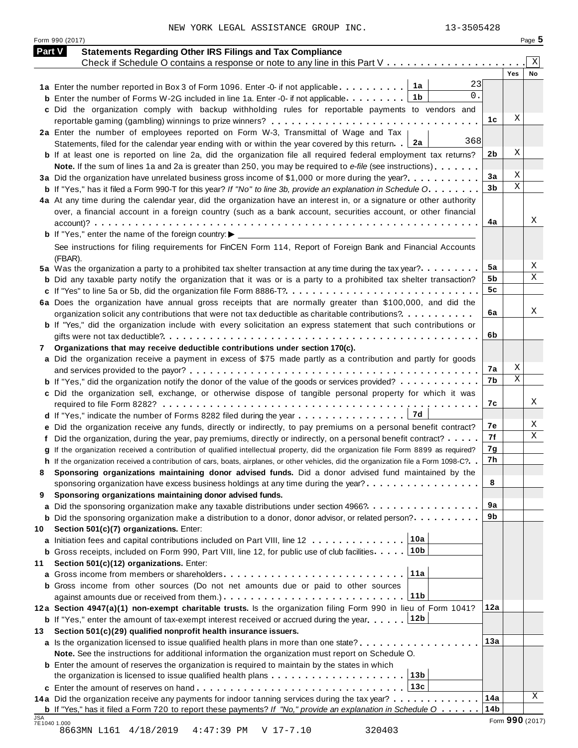NEW YORK LEGAL ASSISTANCE GROUP INC. 13-3505428

Form 990 (2017)

## Part V Statements Regarding Other IRS Filings and Tax Compliance

Check if Schedule O contains a response or note to any line in this Part V . . . . . . . . . . . . . . . . . . . . . [X]

| | | | | Yes | No |
|---|---|---|---|---|---|
| **1a** | Enter the number reported in Box 3 of Form 1096. Enter -0- if not applicable | 1a | 23 | | |
| **b** | Enter the number of Forms W-2G included in line 1a. Enter -0- if not applicable | 1b | 0. | | |
| **c** | Did the organization comply with backup withholding rules for reportable payments to vendors and reportable gaming (gambling) winnings to prize winners? | | 1c | X | |
| **2a** | Enter the number of employees reported on Form W-3, Transmittal of Wage and Tax Statements, filed for the calendar year ending with or within the year covered by this return | 2a | 368 | | |
| **b** | If at least one is reported on line 2a, did the organization file all required federal employment tax returns? | | 2b | X | |
| | **Note.** If the sum of lines 1a and 2a is greater than 250, you may be required to *e-file* (see instructions) | | | | |
| **3a** | Did the organization have unrelated business gross income of $1,000 or more during the year? | | 3a | X | |
| **b** | If "Yes," has it filed a Form 990-T for this year? *If "No" to line 3b, provide an explanation in Schedule O* | | 3b | X | |
| **4a** | At any time during the calendar year, did the organization have an interest in, or a signature or other authority over, a financial account in a foreign country (such as a bank account, securities account, or other financial account)? | | 4a | | X |
| **b** | If "Yes," enter the name of the foreign country: ▶ | | | | |
| | See instructions for filing requirements for FinCEN Form 114, Report of Foreign Bank and Financial Accounts (FBAR). | | | | |
| **5a** | Was the organization a party to a prohibited tax shelter transaction at any time during the tax year? | | 5a | | X |
| **b** | Did any taxable party notify the organization that it was or is a party to a prohibited tax shelter transaction? | | 5b | | X |
| **c** | If "Yes" to line 5a or 5b, did the organization file Form 8886-T? | | 5c | | |
| **6a** | Does the organization have annual gross receipts that are normally greater than $100,000, and did the organization solicit any contributions that were not tax deductible as charitable contributions? | | 6a | | X |
| **b** | If "Yes," did the organization include with every solicitation an express statement that such contributions or gifts were not tax deductible? | | 6b | | |
| **7** | **Organizations that may receive deductible contributions under section 170(c).** | | | | |
| **a** | Did the organization receive a payment in excess of $75 made partly as a contribution and partly for goods and services provided to the payor? | | 7a | X | |
| **b** | If "Yes," did the organization notify the donor of the value of the goods or services provided? | | 7b | X | |
| **c** | Did the organization sell, exchange, or otherwise dispose of tangible personal property for which it was required to file Form 8282? | | 7c | | X |
| **d** | If "Yes," indicate the number of Forms 8282 filed during the year | 7d | | | |
| **e** | Did the organization receive any funds, directly or indirectly, to pay premiums on a personal benefit contract? | | 7e | | X |
| **f** | Did the organization, during the year, pay premiums, directly or indirectly, on a personal benefit contract? | | 7f | | X |
| **g** | If the organization received a contribution of qualified intellectual property, did the organization file Form 8899 as required? | | 7g | | |
| **h** | If the organization received a contribution of cars, boats, airplanes, or other vehicles, did the organization file a Form 1098-C? | | 7h | | |
| **8** | **Sponsoring organizations maintaining donor advised funds.** Did a donor advised fund maintained by the sponsoring organization have excess business holdings at any time during the year? | | 8 | | |
| **9** | **Sponsoring organizations maintaining donor advised funds.** | | | | |
| **a** | Did the sponsoring organization make any taxable distributions under section 4966? | | 9a | | |
| **b** | Did the sponsoring organization make a distribution to a donor, donor advisor, or related person? | | 9b | | |
| **10** | **Section 501(c)(7) organizations.** Enter: | | | | |
| **a** | Initiation fees and capital contributions included on Part VIII, line 12 | 10a | | | |
| **b** | Gross receipts, included on Form 990, Part VIII, line 12, for public use of club facilities | 10b | | | |
| **11** | **Section 501(c)(12) organizations.** Enter: | | | | |
| **a** | Gross income from members or shareholders | 11a | | | |
| **b** | Gross income from other sources (Do not net amounts due or paid to other sources against amounts due or received from them.) | 11b | | | |
| **12a** | **Section 4947(a)(1) non-exempt charitable trusts.** Is the organization filing Form 990 in lieu of Form 1041? | | 12a | | |
| **b** | If "Yes," enter the amount of tax-exempt interest received or accrued during the year | 12b | | | |
| **13** | **Section 501(c)(29) qualified nonprofit health insurance issuers.** | | | | |
| **a** | Is the organization licensed to issue qualified health plans in more than one state? | | 13a | | |
| | **Note.** See the instructions for additional information the organization must report on Schedule O. | | | | |
| **b** | Enter the amount of reserves the organization is required to maintain by the states in which the organization is licensed to issue qualified health plans | 13b | | | |
| **c** | Enter the amount of reserves on hand | 13c | | | |
| **14a** | Did the organization receive any payments for indoor tanning services during the tax year? | | 14a | | X |
| **b** | If "Yes," has it filed a Form 720 to report these payments? *If "No," provide an explanation in Schedule O* | | 14b | | |

Form **990** (2017)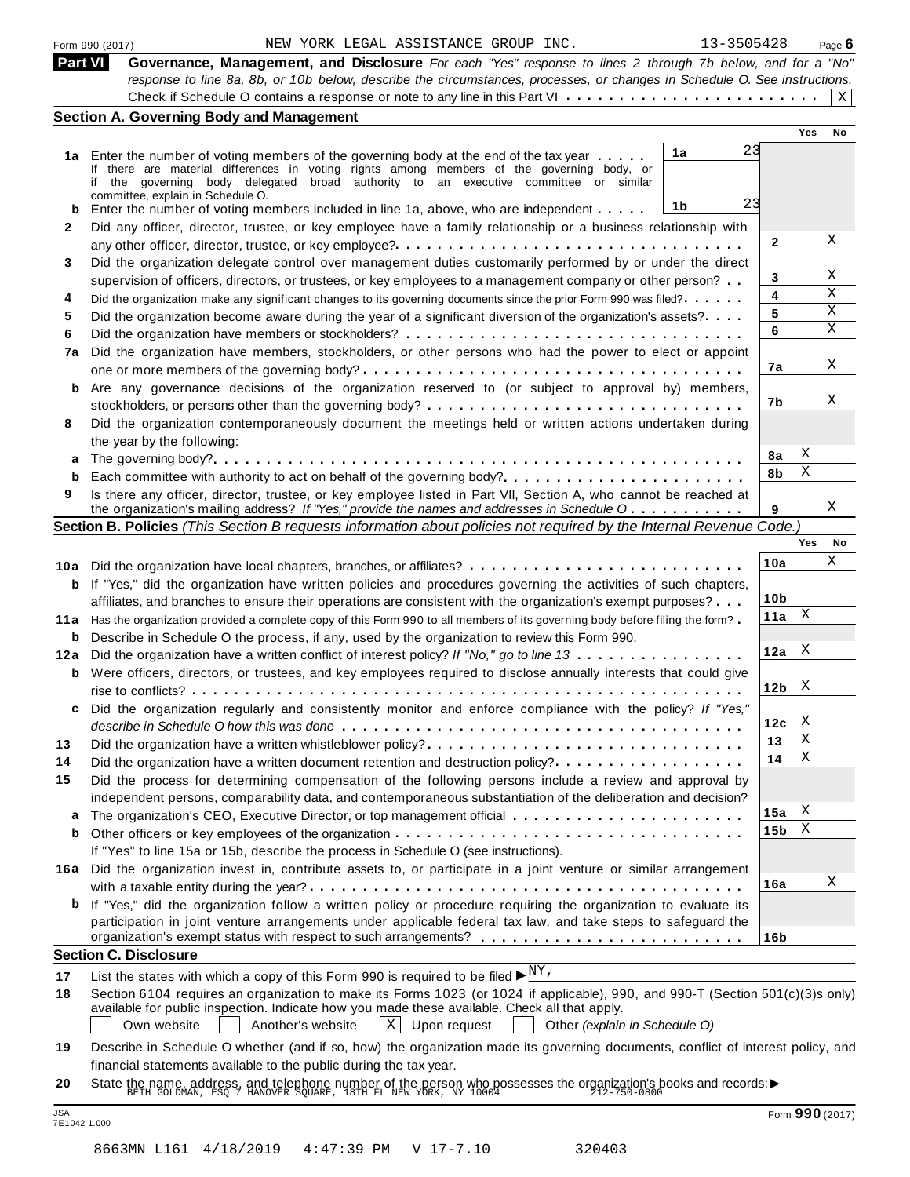Form 990 (2017) NEW YORK LEGAL ASSISTANCE GROUP INC. 13-3505428 Page 6

## Part VI Governance, Management, and Disclosure

*For each "Yes" response to lines 2 through 7b below, and for a "No" response to line 8a, 8b, or 10b below, describe the circumstances, processes, or changes in Schedule O. See instructions.*

Check if Schedule O contains a response or note to any line in this Part VI . . . . . . . . . . . . . . . . . . . . . . . . [X]

### Section A. Governing Body and Management

| | | | | Yes | No |
|---|---|---|---|---|---|
| **1a** | Enter the number of voting members of the governing body at the end of the tax year . . . . . If there are material differences in voting rights among members of the governing body, or if the governing body delegated broad authority to an executive committee or similar committee, explain in Schedule O. | 1a 23 | | | |
| **b** | Enter the number of voting members included in line 1a, above, who are independent . . . . . | 1b 23 | | | |
| **2** | Did any officer, director, trustee, or key employee have a family relationship or a business relationship with any other officer, director, trustee, or key employee? | | 2 | | X |
| **3** | Did the organization delegate control over management duties customarily performed by or under the direct supervision of officers, directors, or trustees, or key employees to a management company or other person? | | 3 | | X |
| **4** | Did the organization make any significant changes to its governing documents since the prior Form 990 was filed? | | 4 | | X |
| **5** | Did the organization become aware during the year of a significant diversion of the organization's assets? | | 5 | | X |
| **6** | Did the organization have members or stockholders? | | 6 | | X |
| **7a** | Did the organization have members, stockholders, or other persons who had the power to elect or appoint one or more members of the governing body? | | 7a | | X |
| **b** | Are any governance decisions of the organization reserved to (or subject to approval by) members, stockholders, or persons other than the governing body? | | 7b | | X |
| **8** | Did the organization contemporaneously document the meetings held or written actions undertaken during the year by the following: | | | | |
| **a** | The governing body? | | 8a | X | |
| **b** | Each committee with authority to act on behalf of the governing body? | | 8b | X | |
| **9** | Is there any officer, director, trustee, or key employee listed in Part VII, Section A, who cannot be reached at the organization's mailing address? *If "Yes," provide the names and addresses in Schedule O* | | 9 | | X |

### Section B. Policies *(This Section B requests information about policies not required by the Internal Revenue Code.)*

| | | | Yes | No |
|---|---|---|---|---|
| **10a** | Did the organization have local chapters, branches, or affiliates? | 10a | | X |
| **b** | If "Yes," did the organization have written policies and procedures governing the activities of such chapters, affiliates, and branches to ensure their operations are consistent with the organization's exempt purposes? | 10b | | |
| **11a** | Has the organization provided a complete copy of this Form 990 to all members of its governing body before filing the form? | 11a | X | |
| **b** | Describe in Schedule O the process, if any, used by the organization to review this Form 990. | | | |
| **12a** | Did the organization have a written conflict of interest policy? *If "No," go to line 13* | 12a | X | |
| **b** | Were officers, directors, or trustees, and key employees required to disclose annually interests that could give rise to conflicts? | 12b | X | |
| **c** | Did the organization regularly and consistently monitor and enforce compliance with the policy? *If "Yes," describe in Schedule O how this was done* | 12c | X | |
| **13** | Did the organization have a written whistleblower policy? | 13 | X | |
| **14** | Did the organization have a written document retention and destruction policy? | 14 | X | |
| **15** | Did the process for determining compensation of the following persons include a review and approval by independent persons, comparability data, and contemporaneous substantiation of the deliberation and decision? | | | |
| **a** | The organization's CEO, Executive Director, or top management official | 15a | X | |
| **b** | Other officers or key employees of the organization | 15b | X | |
| | If "Yes" to line 15a or 15b, describe the process in Schedule O (see instructions). | | | |
| **16a** | Did the organization invest in, contribute assets to, or participate in a joint venture or similar arrangement with a taxable entity during the year? | 16a | | X |
| **b** | If "Yes," did the organization follow a written policy or procedure requiring the organization to evaluate its participation in joint venture arrangements under applicable federal tax law, and take steps to safeguard the organization's exempt status with respect to such arrangements? | 16b | | |

### Section C. Disclosure

**17** List the states with which a copy of this Form 990 is required to be filed ▶ NY,

**18** Section 6104 requires an organization to make its Forms 1023 (or 1024 if applicable), 990, and 990-T (Section 501(c)(3)s only) available for public inspection. Indicate how you made these available. Check all that apply.

[ ] Own website [ ] Another's website [X] Upon request [ ] Other *(explain in Schedule O)*

**19** Describe in Schedule O whether (and if so, how) the organization made its governing documents, conflict of interest policy, and financial statements available to the public during the tax year.

**20** State the name, address, and telephone number of the person who possesses the organization's books and records: ▶ BETH GOLDMAN, ESQ 7 HANOVER SQUARE, 18TH FL NEW YORK, NY 10004 212-750-0800

JSA 7E1042 1.000 Form **990** (2017)

8663MN L161 4/18/2019 4:47:39 PM V 17-7.10 320403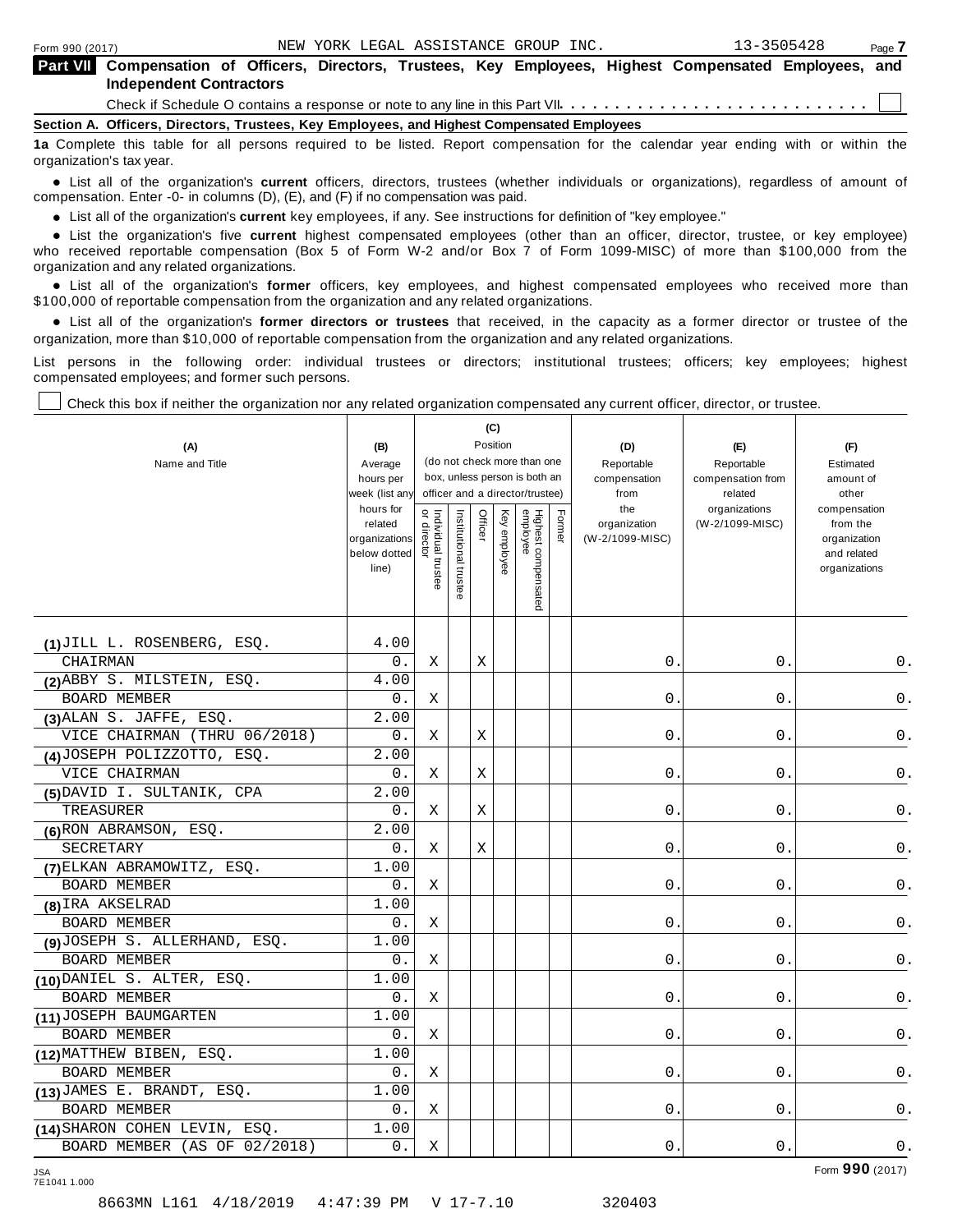Form 990 (2017) NEW YORK LEGAL ASSISTANCE GROUP INC. 13-3505428

**Part VII Compensation of Officers, Directors, Trustees, Key Employees, Highest Compensated Employees, and Independent Contractors**

Check if Schedule O contains a response or note to any line in this Part VII . . . . . . . . . . . . . . . . . . . . . . . . . . ☐

**Section A. Officers, Directors, Trustees, Key Employees, and Highest Compensated Employees**

**1a** Complete this table for all persons required to be listed. Report compensation for the calendar year ending with or within the organization's tax year.

- List all of the organization's **current** officers, directors, trustees (whether individuals or organizations), regardless of amount of compensation. Enter -0- in columns (D), (E), and (F) if no compensation was paid.
- List all of the organization's **current** key employees, if any. See instructions for definition of "key employee."
- List the organization's five **current** highest compensated employees (other than an officer, director, trustee, or key employee) who received reportable compensation (Box 5 of Form W-2 and/or Box 7 of Form 1099-MISC) of more than $100,000 from the organization and any related organizations.
- List all of the organization's **former** officers, key employees, and highest compensated employees who received more than $100,000 of reportable compensation from the organization and any related organizations.
- List all of the organization's **former directors or trustees** that received, in the capacity as a former director or trustee of the organization, more than $10,000 of reportable compensation from the organization and any related organizations.

List persons in the following order: individual trustees or directors; institutional trustees; officers; key employees; highest compensated employees; and former such persons.

☐ Check this box if neither the organization nor any related organization compensated any current officer, director, or trustee.

| (A) Name and Title | (B) Average hours per week (list any hours for related organizations below dotted line) | (C) Position: Individual trustee or director | Institutional trustee | Officer | Key employee | Highest compensated employee | Former | (D) Reportable compensation from the organization (W-2/1099-MISC) | (E) Reportable compensation from related organizations (W-2/1099-MISC) | (F) Estimated amount of other compensation from the organization and related organizations |
|---|---|---|---|---|---|---|---|---|---|---|
| (1) JILL L. ROSENBERG, ESQ.<br>CHAIRMAN | 4.00<br>0. | X | | X | | | | 0. | 0. | 0. |
| (2) ABBY S. MILSTEIN, ESQ.<br>BOARD MEMBER | 4.00<br>0. | X | | | | | | 0. | 0. | 0. |
| (3) ALAN S. JAFFE, ESQ.<br>VICE CHAIRMAN (THRU 06/2018) | 2.00<br>0. | X | | X | | | | 0. | 0. | 0. |
| (4) JOSEPH POLIZZOTTO, ESQ.<br>VICE CHAIRMAN | 2.00<br>0. | X | | X | | | | 0. | 0. | 0. |
| (5) DAVID I. SULTANIK, CPA<br>TREASURER | 2.00<br>0. | X | | X | | | | 0. | 0. | 0. |
| (6) RON ABRAMSON, ESQ.<br>SECRETARY | 2.00<br>0. | X | | X | | | | 0. | 0. | 0. |
| (7) ELKAN ABRAMOWITZ, ESQ.<br>BOARD MEMBER | 1.00<br>0. | X | | | | | | 0. | 0. | 0. |
| (8) IRA AKSELRAD<br>BOARD MEMBER | 1.00<br>0. | X | | | | | | 0. | 0. | 0. |
| (9) JOSEPH S. ALLERHAND, ESQ.<br>BOARD MEMBER | 1.00<br>0. | X | | | | | | 0. | 0. | 0. |
| (10) DANIEL S. ALTER, ESQ.<br>BOARD MEMBER | 1.00<br>0. | X | | | | | | 0. | 0. | 0. |
| (11) JOSEPH BAUMGARTEN<br>BOARD MEMBER | 1.00<br>0. | X | | | | | | 0. | 0. | 0. |
| (12) MATTHEW BIBEN, ESQ.<br>BOARD MEMBER | 1.00<br>0. | X | | | | | | 0. | 0. | 0. |
| (13) JAMES E. BRANDT, ESQ.<br>BOARD MEMBER | 1.00<br>0. | X | | | | | | 0. | 0. | 0. |
| (14) SHARON COHEN LEVIN, ESQ.<br>BOARD MEMBER (AS OF 02/2018) | 1.00<br>0. | X | | | | | | 0. | 0. | 0. |

Form **990** (2017)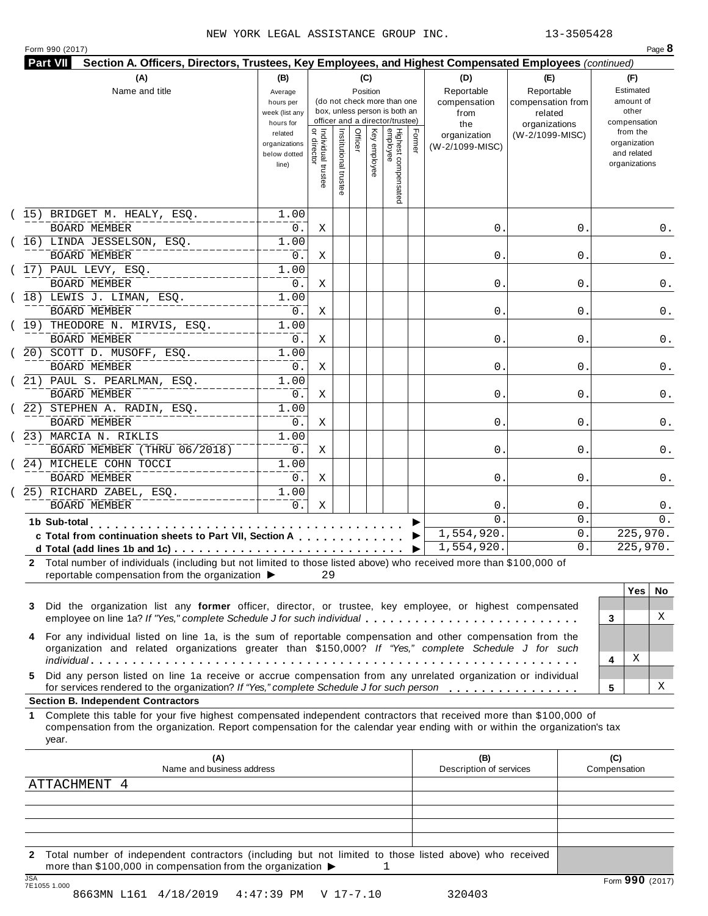NEW YORK LEGAL ASSISTANCE GROUP INC. 13-3505428

Form 990 (2017) Page **8**

## Part VII Section A. Officers, Directors, Trustees, Key Employees, and Highest Compensated Employees *(continued)*

| (A) Name and title | (B) Average hours per week (list any hours for related organizations below dotted line) | (C) Position: Individual trustee or director | Institutional trustee | Officer | Key employee | Highest compensated employee | Former | (D) Reportable compensation from the organization (W-2/1099-MISC) | (E) Reportable compensation from related organizations (W-2/1099-MISC) | (F) Estimated amount of other compensation from the organization and related organizations |
|---|---|---|---|---|---|---|---|---|---|---|
| (15) BRIDGET M. HEALY, ESQ.<br>BOARD MEMBER | 1.00<br>0. | X | | | | | | 0. | 0. | 0. |
| (16) LINDA JESSELSON, ESQ.<br>BOARD MEMBER | 1.00<br>0. | X | | | | | | 0. | 0. | 0. |
| (17) PAUL LEVY, ESQ.<br>BOARD MEMBER | 1.00<br>0. | X | | | | | | 0. | 0. | 0. |
| (18) LEWIS J. LIMAN, ESQ.<br>BOARD MEMBER | 1.00<br>0. | X | | | | | | 0. | 0. | 0. |
| (19) THEODORE N. MIRVIS, ESQ.<br>BOARD MEMBER | 1.00<br>0. | X | | | | | | 0. | 0. | 0. |
| (20) SCOTT D. MUSOFF, ESQ.<br>BOARD MEMBER | 1.00<br>0. | X | | | | | | 0. | 0. | 0. |
| (21) PAUL S. PEARLMAN, ESQ.<br>BOARD MEMBER | 1.00<br>0. | X | | | | | | 0. | 0. | 0. |
| (22) STEPHEN A. RADIN, ESQ.<br>BOARD MEMBER | 1.00<br>0. | X | | | | | | 0. | 0. | 0. |
| (23) MARCIA N. RIKLIS<br>BOARD MEMBER (THRU 06/2018) | 1.00<br>0. | X | | | | | | 0. | 0. | 0. |
| (24) MICHELE COHN TOCCI<br>BOARD MEMBER | 1.00<br>0. | X | | | | | | 0. | 0. | 0. |
| (25) RICHARD ZABEL, ESQ.<br>BOARD MEMBER | 1.00<br>0. | X | | | | | | 0. | 0. | 0. |
| **1b Sub-total** | | | | | | | | 0. | 0. | 0. |
| **c Total from continuation sheets to Part VII, Section A** | | | | | | | | 1,554,920. | 0. | 225,970. |
| **d Total (add lines 1b and 1c)** | | | | | | | | 1,554,920. | 0. | 225,970. |

**2** Total number of individuals (including but not limited to those listed above) who received more than $100,000 of reportable compensation from the organization ▶ 29

| | | Yes | No |
|---|---|---|---|
| **3** Did the organization list any **former** officer, director, or trustee, key employee, or highest compensated employee on line 1a? *If "Yes," complete Schedule J for such individual* | 3 | | X |
| **4** For any individual listed on line 1a, is the sum of reportable compensation and other compensation from the organization and related organizations greater than $150,000? *If "Yes," complete Schedule J for such individual* | 4 | X | |
| **5** Did any person listed on line 1a receive or accrue compensation from any unrelated organization or individual for services rendered to the organization? *If "Yes," complete Schedule J for such person* | 5 | | X |

### Section B. Independent Contractors

**1** Complete this table for your five highest compensated independent contractors that received more than $100,000 of compensation from the organization. Report compensation for the calendar year ending with or within the organization's tax year.

| (A) Name and business address | (B) Description of services | (C) Compensation |
|---|---|---|
| ATTACHMENT 4 | | |
| | | |
| | | |
| | | |
| | | |

**2** Total number of independent contractors (including but not limited to those listed above) who received more than $100,000 in compensation from the organization ▶ 1

JSA 7E1055 1.000 Form **990** (2017)

8663MN L161 4/18/2019 4:47:39 PM V 17-7.10 320403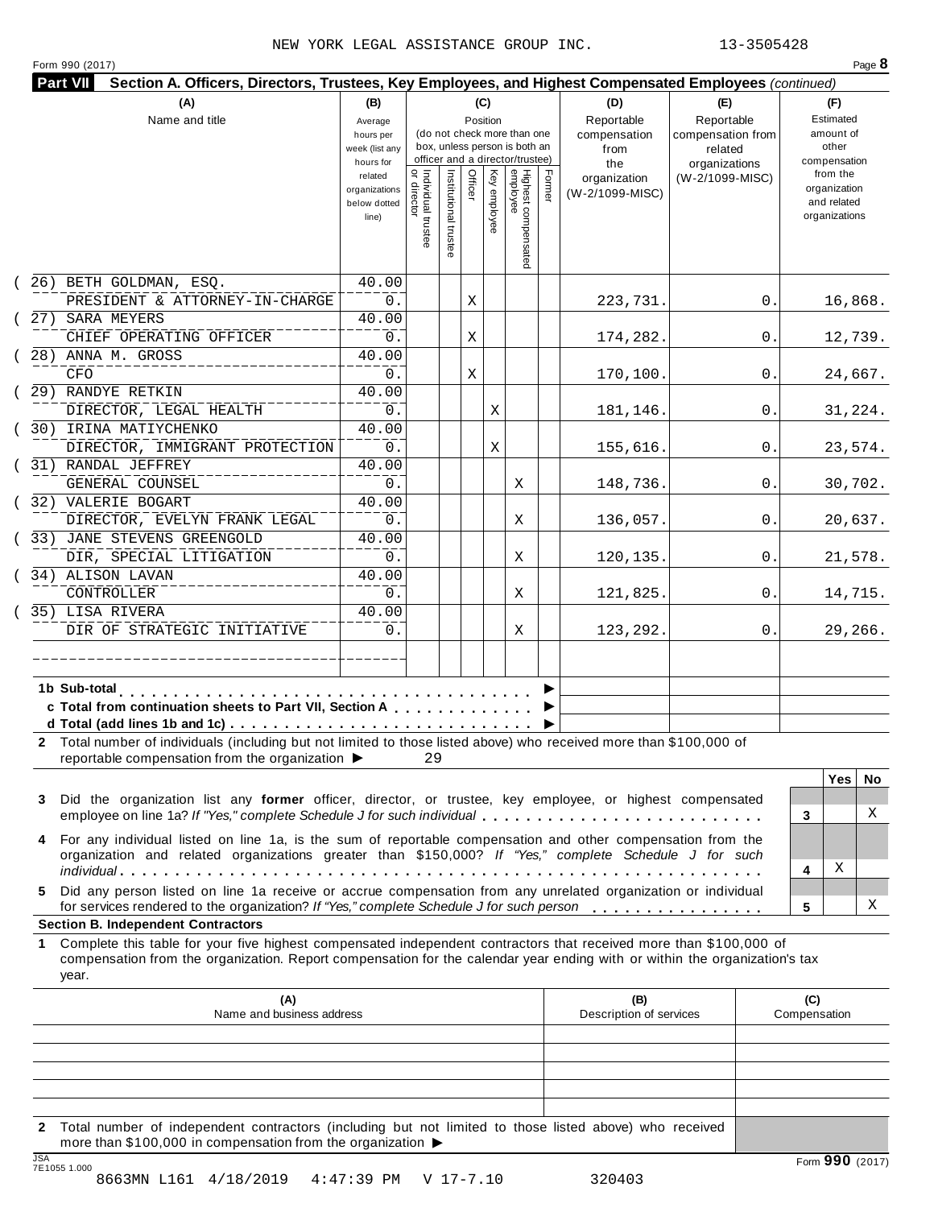NEW YORK LEGAL ASSISTANCE GROUP INC. 13-3505428

Form 990 (2017)

## Part VII Section A. Officers, Directors, Trustees, Key Employees, and Highest Compensated Employees *(continued)*

| (A) Name and title | (B) Average hours per week (list any hours for related organizations below dotted line) | (C) Position: Individual trustee or director | Institutional trustee | Officer | Key employee | Highest compensated employee | Former | (D) Reportable compensation from the organization (W-2/1099-MISC) | (E) Reportable compensation from related organizations (W-2/1099-MISC) | (F) Estimated amount of other compensation from the organization and related organizations |
|---|---|---|---|---|---|---|---|---|---|---|
| (26) BETH GOLDMAN, ESQ. PRESIDENT & ATTORNEY-IN-CHARGE | 40.00 / 0. | | | X | | | | 223,731. | 0. | 16,868. |
| (27) SARA MEYERS CHIEF OPERATING OFFICER | 40.00 / 0. | | | X | | | | 174,282. | 0. | 12,739. |
| (28) ANNA M. GROSS CFO | 40.00 / 0. | | | X | | | | 170,100. | 0. | 24,667. |
| (29) RANDYE RETKIN DIRECTOR, LEGAL HEALTH | 40.00 / 0. | | | | X | | | 181,146. | 0. | 31,224. |
| (30) IRINA MATIYCHENKO DIRECTOR, IMMIGRANT PROTECTION | 40.00 / 0. | | | | X | | | 155,616. | 0. | 23,574. |
| (31) RANDAL JEFFREY GENERAL COUNSEL | 40.00 / 0. | | | | | X | | 148,736. | 0. | 30,702. |
| (32) VALERIE BOGART DIRECTOR, EVELYN FRANK LEGAL | 40.00 / 0. | | | | | X | | 136,057. | 0. | 20,637. |
| (33) JANE STEVENS GREENGOLD DIR, SPECIAL LITIGATION | 40.00 / 0. | | | | | X | | 120,135. | 0. | 21,578. |
| (34) ALISON LAVAN CONTROLLER | 40.00 / 0. | | | | | X | | 121,825. | 0. | 14,715. |
| (35) LISA RIVERA DIR OF STRATEGIC INITIATIVE | 40.00 / 0. | | | | | X | | 123,292. | 0. | 29,266. |
| | | | | | | | | | | |

**1b Sub-total** . . . . . . . . ▶

**c Total from continuation sheets to Part VII, Section A** . . . . ▶

**d Total (add lines 1b and 1c)** . . . . . . . . ▶

**2** Total number of individuals (including but not limited to those listed above) who received more than $100,000 of reportable compensation from the organization ▶ 29

| | | Yes | No |
|---|---|---|---|
| **3** Did the organization list any **former** officer, director, or trustee, key employee, or highest compensated employee on line 1a? *If "Yes," complete Schedule J for such individual* | 3 | | X |
| **4** For any individual listed on line 1a, is the sum of reportable compensation and other compensation from the organization and related organizations greater than $150,000? *If "Yes," complete Schedule J for such individual* | 4 | X | |
| **5** Did any person listed on line 1a receive or accrue compensation from any unrelated organization or individual for services rendered to the organization? *If "Yes," complete Schedule J for such person* | 5 | | X |

**Section B. Independent Contractors**

**1** Complete this table for your five highest compensated independent contractors that received more than $100,000 of compensation from the organization. Report compensation for the calendar year ending with or within the organization's tax year.

| (A) Name and business address | (B) Description of services | (C) Compensation |
|---|---|---|
| | | |
| | | |
| | | |
| | | |
| | | |

**2** Total number of independent contractors (including but not limited to those listed above) who received more than $100,000 in compensation from the organization ▶

JSA 7E1055 1.000

8663MN L161 4/18/2019 4:47:39 PM V 17-7.10 320403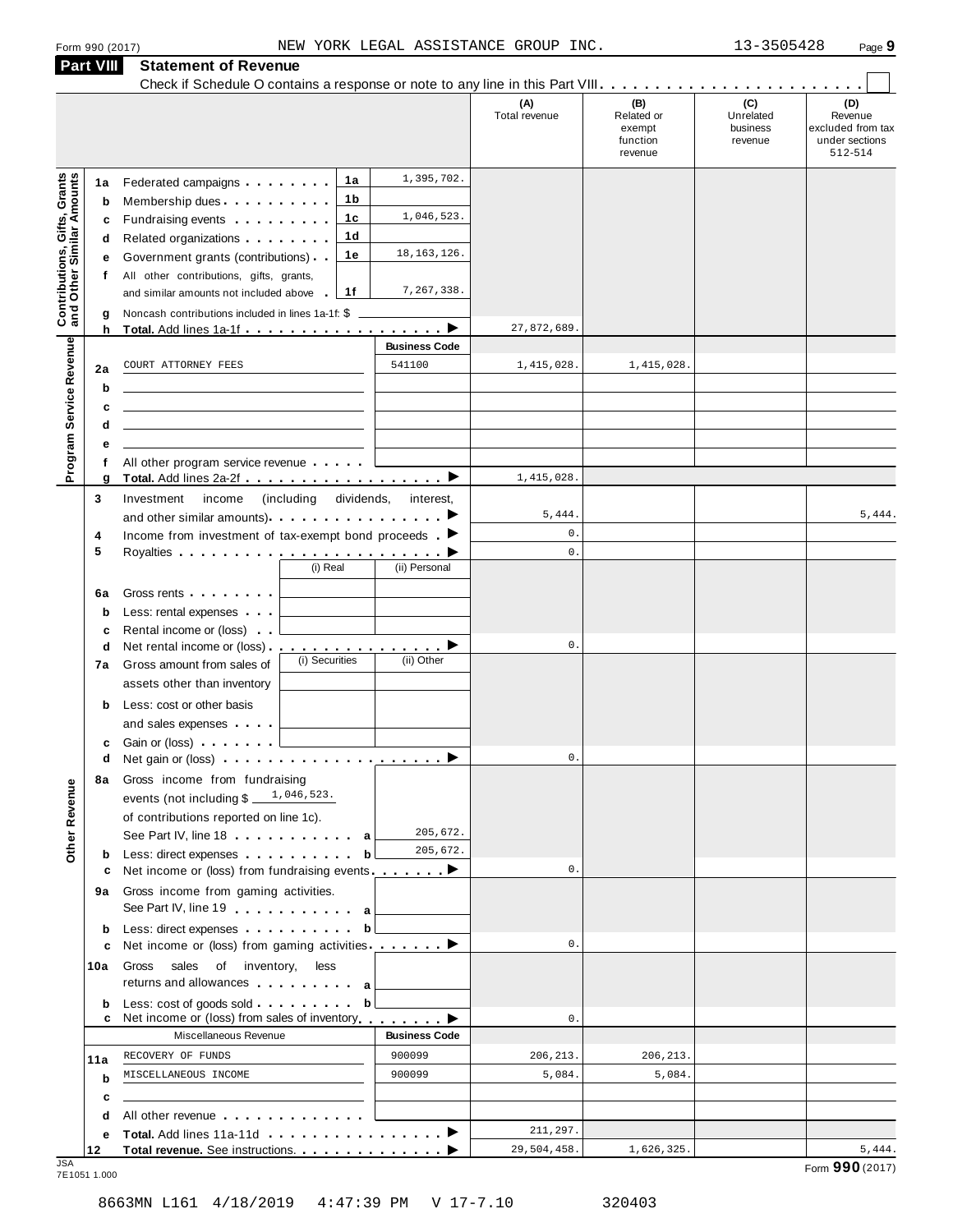Form 990 (2017) NEW YORK LEGAL ASSISTANCE GROUP INC. 13-3505428

## Part VIII Statement of Revenue

Check if Schedule O contains a response or note to any line in this Part VIII . . . . . . . . . . . . . . . . . . . . . . . . . ☐

| | | | | (A) Total revenue | (B) Related or exempt function revenue | (C) Unrelated business revenue | (D) Revenue excluded from tax under sections 512-514 |
|---|---|---|---|---|---|---|---|
| **Contributions, Gifts, Grants and Other Similar Amounts** | 1a Federated campaigns | 1a | 1,395,702. | | | | |
| | b Membership dues | 1b | | | | | |
| | c Fundraising events | 1c | 1,046,523. | | | | |
| | d Related organizations | 1d | | | | | |
| | e Government grants (contributions) | 1e | 18,163,126. | | | | |
| | f All other contributions, gifts, grants, and similar amounts not included above | 1f | 7,267,338. | | | | |
| | g Noncash contributions included in lines 1a-1f: $ | | | | | | |
| | h **Total.** Add lines 1a-1f | | ▶ | 27,872,689. | | | |
| **Program Service Revenue** | | | **Business Code** | | | | |
| | 2a COURT ATTORNEY FEES | | 541100 | 1,415,028. | 1,415,028. | | |
| | b | | | | | | |
| | c | | | | | | |
| | d | | | | | | |
| | e | | | | | | |
| | f All other program service revenue | | | | | | |
| | g **Total.** Add lines 2a-2f | | ▶ | 1,415,028. | | | |
| **Other Revenue** | 3 Investment income (including dividends, interest, and other similar amounts) | | ▶ | 5,444. | | | 5,444. |
| | 4 Income from investment of tax-exempt bond proceeds | | ▶ | 0. | | | |
| | 5 Royalties | | ▶ | 0. | | | |
| | | (i) Real | (ii) Personal | | | | |
| | 6a Gross rents | | | | | | |
| | b Less: rental expenses | | | | | | |
| | c Rental income or (loss) | | | | | | |
| | d Net rental income or (loss) | | ▶ | 0. | | | |
| | | (i) Securities | (ii) Other | | | | |
| | 7a Gross amount from sales of assets other than inventory | | | | | | |
| | b Less: cost or other basis and sales expenses | | | | | | |
| | c Gain or (loss) | | | | | | |
| | d Net gain or (loss) | | ▶ | 0. | | | |
| | 8a Gross income from fundraising events (not including $ 1,046,523. of contributions reported on line 1c). See Part IV, line 18 | a | 205,672. | | | | |
| | b Less: direct expenses | b | 205,672. | | | | |
| | c Net income or (loss) from fundraising events | | ▶ | 0. | | | |
| | 9a Gross income from gaming activities. See Part IV, line 19 | a | | | | | |
| | b Less: direct expenses | b | | | | | |
| | c Net income or (loss) from gaming activities | | ▶ | 0. | | | |
| | 10a Gross sales of inventory, less returns and allowances | a | | | | | |
| | b Less: cost of goods sold | b | | | | | |
| | c Net income or (loss) from sales of inventory | | ▶ | 0. | | | |
| | Miscellaneous Revenue | | **Business Code** | | | | |
| | 11a RECOVERY OF FUNDS | | 900099 | 206,213. | 206,213. | | |
| | b MISCELLANEOUS INCOME | | 900099 | 5,084. | 5,084. | | |
| | c | | | | | | |
| | d All other revenue | | | | | | |
| | e **Total.** Add lines 11a-11d | | ▶ | 211,297. | | | |
| | 12 **Total revenue.** See instructions. | | ▶ | 29,504,458. | 1,626,325. | | 5,444. |

JSA 7E1051 1.000

Form **990** (2017)

8663MN L161 4/18/2019 4:47:39 PM V 17-7.10 320403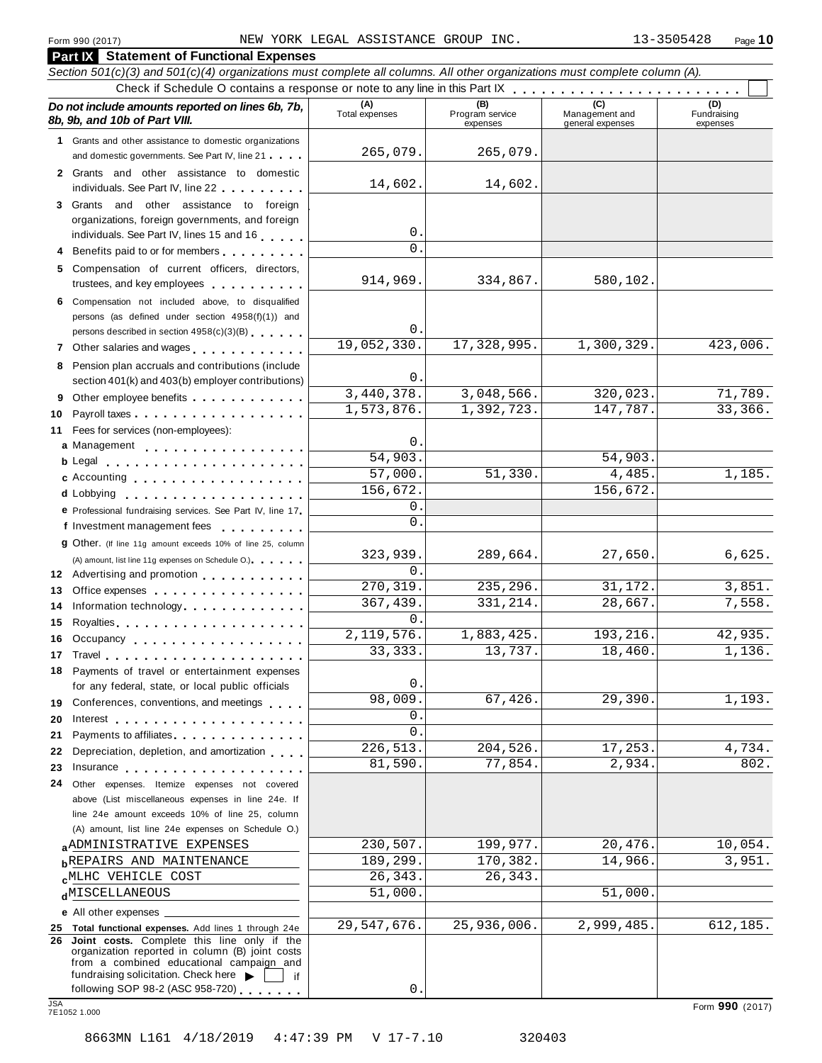Form 990 (2017) NEW YORK LEGAL ASSISTANCE GROUP INC. 13-3505428

## Part IX Statement of Functional Expenses

*Section 501(c)(3) and 501(c)(4) organizations must complete all columns. All other organizations must complete column (A).*

Check if Schedule O contains a response or note to any line in this Part IX . . . . . . . . . . . . . . . . . . . . . . ☐

| ***Do not include amounts reported on lines 6b, 7b, 8b, 9b, and 10b of Part VIII.*** | (A) Total expenses | (B) Program service expenses | (C) Management and general expenses | (D) Fundraising expenses |
|---|---|---|---|---|
| **1** Grants and other assistance to domestic organizations and domestic governments. See Part IV, line 21 | 265,079. | 265,079. | | |
| **2** Grants and other assistance to domestic individuals. See Part IV, line 22 | 14,602. | 14,602. | | |
| **3** Grants and other assistance to foreign organizations, foreign governments, and foreign individuals. See Part IV, lines 15 and 16 | 0. | | | |
| **4** Benefits paid to or for members | 0. | | | |
| **5** Compensation of current officers, directors, trustees, and key employees | 914,969. | 334,867. | 580,102. | |
| **6** Compensation not included above, to disqualified persons (as defined under section 4958(f)(1)) and persons described in section 4958(c)(3)(B) | 0. | | | |
| **7** Other salaries and wages | 19,052,330. | 17,328,995. | 1,300,329. | 423,006. |
| **8** Pension plan accruals and contributions (include section 401(k) and 403(b) employer contributions) | 0. | | | |
| **9** Other employee benefits | 3,440,378. | 3,048,566. | 320,023. | 71,789. |
| **10** Payroll taxes | 1,573,876. | 1,392,723. | 147,787. | 33,366. |
| **11** Fees for services (non-employees): | | | | |
| **a** Management | 0. | | | |
| **b** Legal | 54,903. | | 54,903. | |
| **c** Accounting | 57,000. | 51,330. | 4,485. | 1,185. |
| **d** Lobbying | 156,672. | | 156,672. | |
| **e** Professional fundraising services. See Part IV, line 17 | 0. | | | |
| **f** Investment management fees | 0. | | | |
| **g** Other. (If line 11g amount exceeds 10% of line 25, column (A) amount, list line 11g expenses on Schedule O.) | 323,939. | 289,664. | 27,650. | 6,625. |
| **12** Advertising and promotion | 0. | | | |
| **13** Office expenses | 270,319. | 235,296. | 31,172. | 3,851. |
| **14** Information technology | 367,439. | 331,214. | 28,667. | 7,558. |
| **15** Royalties | 0. | | | |
| **16** Occupancy | 2,119,576. | 1,883,425. | 193,216. | 42,935. |
| **17** Travel | 33,333. | 13,737. | 18,460. | 1,136. |
| **18** Payments of travel or entertainment expenses for any federal, state, or local public officials | 0. | | | |
| **19** Conferences, conventions, and meetings | 98,009. | 67,426. | 29,390. | 1,193. |
| **20** Interest | 0. | | | |
| **21** Payments to affiliates | 0. | | | |
| **22** Depreciation, depletion, and amortization | 226,513. | 204,526. | 17,253. | 4,734. |
| **23** Insurance | 81,590. | 77,854. | 2,934. | 802. |
| **24** Other expenses. Itemize expenses not covered above (List miscellaneous expenses in line 24e. If line 24e amount exceeds 10% of line 25, column (A) amount, list line 24e expenses on Schedule O.) | | | | |
| **a** ADMINISTRATIVE EXPENSES | 230,507. | 199,977. | 20,476. | 10,054. |
| **b** REPAIRS AND MAINTENANCE | 189,299. | 170,382. | 14,966. | 3,951. |
| **c** MLHC VEHICLE COST | 26,343. | 26,343. | | |
| **d** MISCELLANEOUS | 51,000. | | 51,000. | |
| **e** All other expenses | | | | |
| **25 Total functional expenses.** Add lines 1 through 24e | 29,547,676. | 25,936,006. | 2,999,485. | 612,185. |
| **26 Joint costs.** Complete this line only if the organization reported in column (B) joint costs from a combined educational campaign and fundraising solicitation. Check here ▶ ☐ if following SOP 98-2 (ASC 958-720) | 0. | | | |

Form **990** (2017)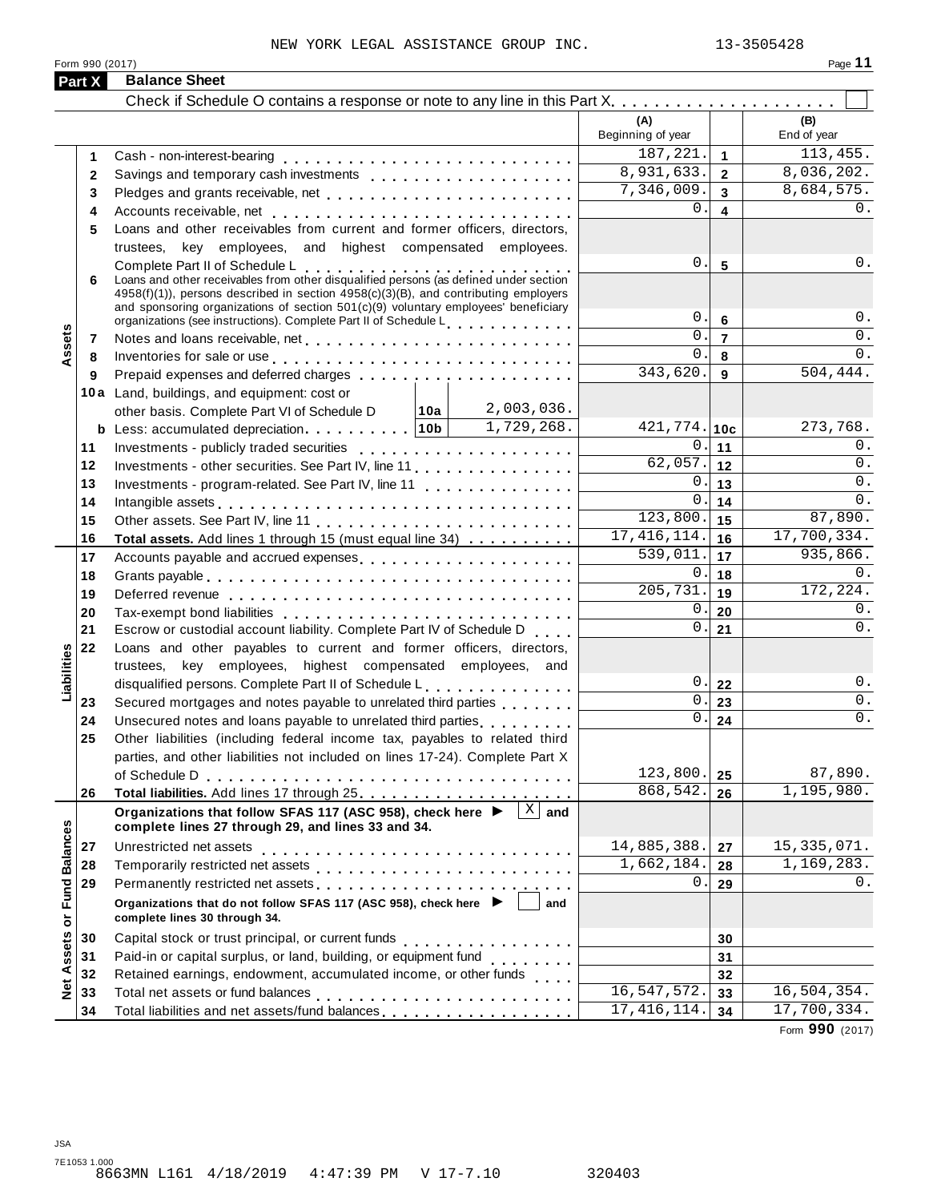NEW YORK LEGAL ASSISTANCE GROUP INC. 13-3505428

Form 990 (2017) Page **11**

## Part X Balance Sheet

Check if Schedule O contains a response or note to any line in this Part X . . . . . . . . . . . . . . . . . . . . ☐

| | | | | (A) Beginning of year | | (B) End of year |
|---|---|---|---|---|---|---|
| **Assets** | 1 | Cash - non-interest-bearing | | 187,221. | 1 | 113,455. |
| | 2 | Savings and temporary cash investments | | 8,931,633. | 2 | 8,036,202. |
| | 3 | Pledges and grants receivable, net | | 7,346,009. | 3 | 8,684,575. |
| | 4 | Accounts receivable, net | | 0. | 4 | 0. |
| | 5 | Loans and other receivables from current and former officers, directors, trustees, key employees, and highest compensated employees. Complete Part II of Schedule L | | 0. | 5 | 0. |
| | 6 | Loans and other receivables from other disqualified persons (as defined under section 4958(f)(1)), persons described in section 4958(c)(3)(B), and contributing employers and sponsoring organizations of section 501(c)(9) voluntary employees' beneficiary organizations (see instructions). Complete Part II of Schedule L | | 0. | 6 | 0. |
| | 7 | Notes and loans receivable, net | | 0. | 7 | 0. |
| | 8 | Inventories for sale or use | | 0. | 8 | 0. |
| | 9 | Prepaid expenses and deferred charges | | 343,620. | 9 | 504,444. |
| | 10a | Land, buildings, and equipment: cost or other basis. Complete Part VI of Schedule D | 10a 2,003,036. | | | |
| | b | Less: accumulated depreciation | 10b 1,729,268. | 421,774. | 10c | 273,768. |
| | 11 | Investments - publicly traded securities | | 0. | 11 | 0. |
| | 12 | Investments - other securities. See Part IV, line 11 | | 62,057. | 12 | 0. |
| | 13 | Investments - program-related. See Part IV, line 11 | | 0. | 13 | 0. |
| | 14 | Intangible assets | | 0. | 14 | 0. |
| | 15 | Other assets. See Part IV, line 11 | | 123,800. | 15 | 87,890. |
| | 16 | **Total assets.** Add lines 1 through 15 (must equal line 34) | | 17,416,114. | 16 | 17,700,334. |
| **Liabilities** | 17 | Accounts payable and accrued expenses | | 539,011. | 17 | 935,866. |
| | 18 | Grants payable | | 0. | 18 | 0. |
| | 19 | Deferred revenue | | 205,731. | 19 | 172,224. |
| | 20 | Tax-exempt bond liabilities | | 0. | 20 | 0. |
| | 21 | Escrow or custodial account liability. Complete Part IV of Schedule D | | 0. | 21 | 0. |
| | 22 | Loans and other payables to current and former officers, directors, trustees, key employees, highest compensated employees, and disqualified persons. Complete Part II of Schedule L | | 0. | 22 | 0. |
| | 23 | Secured mortgages and notes payable to unrelated third parties | | 0. | 23 | 0. |
| | 24 | Unsecured notes and loans payable to unrelated third parties | | 0. | 24 | 0. |
| | 25 | Other liabilities (including federal income tax, payables to related third parties, and other liabilities not included on lines 17-24). Complete Part X of Schedule D | | 123,800. | 25 | 87,890. |
| | 26 | **Total liabilities.** Add lines 17 through 25 | | 868,542. | 26 | 1,195,980. |
| **Net Assets or Fund Balances** | | **Organizations that follow SFAS 117 (ASC 958), check here ▶ ☒ and complete lines 27 through 29, and lines 33 and 34.** | | | | |
| | 27 | Unrestricted net assets | | 14,885,388. | 27 | 15,335,071. |
| | 28 | Temporarily restricted net assets | | 1,662,184. | 28 | 1,169,283. |
| | 29 | Permanently restricted net assets | | 0. | 29 | 0. |
| | | **Organizations that do not follow SFAS 117 (ASC 958), check here ▶ ☐ and complete lines 30 through 34.** | | | | |
| | 30 | Capital stock or trust principal, or current funds | | | 30 | |
| | 31 | Paid-in or capital surplus, or land, building, or equipment fund | | | 31 | |
| | 32 | Retained earnings, endowment, accumulated income, or other funds | | | 32 | |
| | 33 | Total net assets or fund balances | | 16,547,572. | 33 | 16,504,354. |
| | 34 | Total liabilities and net assets/fund balances | | 17,416,114. | 34 | 17,700,334. |

Form **990** (2017)

JSA
7E1053 1.000
8663MN L161 4/18/2019 4:47:39 PM V 17-7.10 320403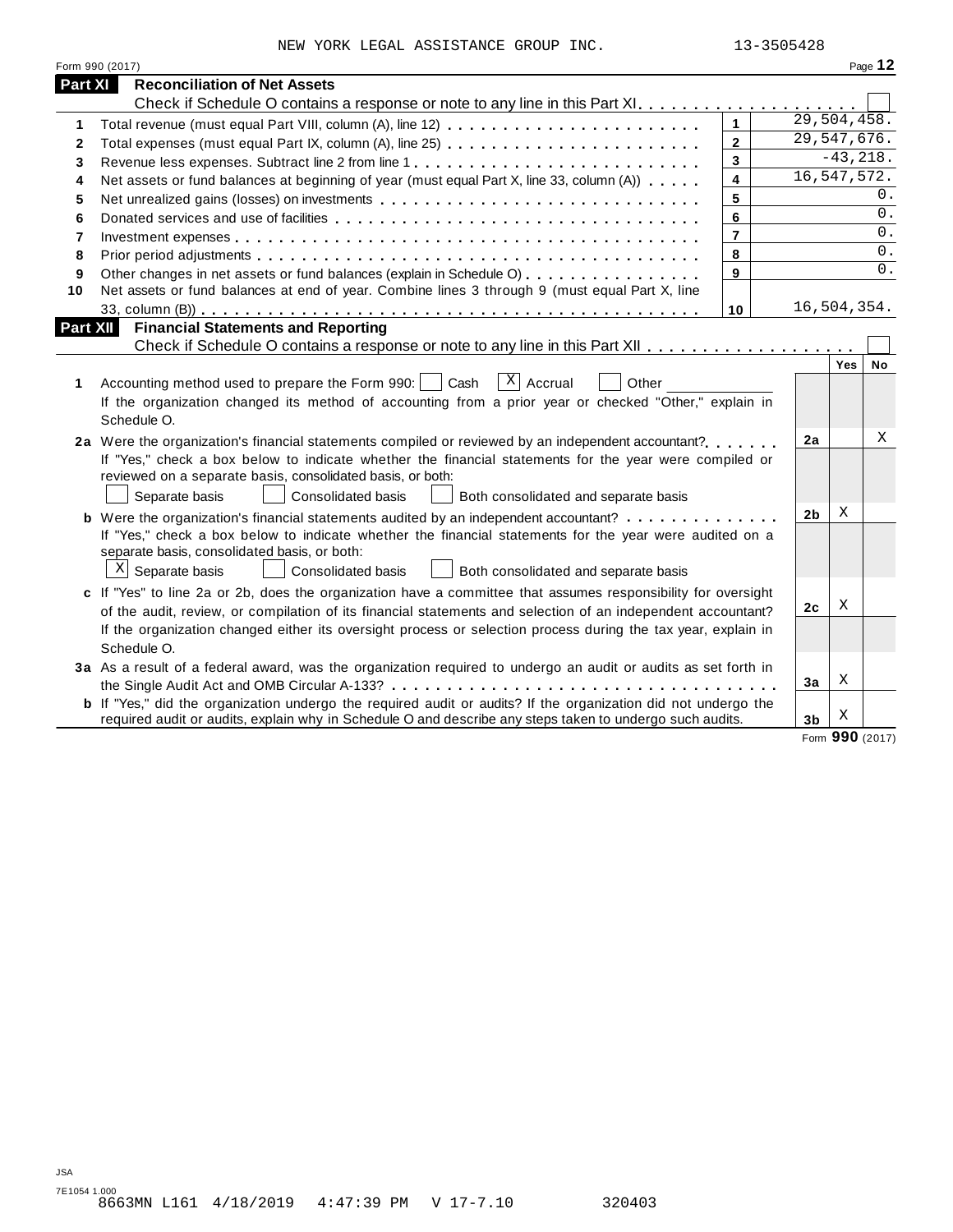NEW YORK LEGAL ASSISTANCE GROUP INC. 13-3505428

Form 990 (2017) Page **12**

## Part XI Reconciliation of Net Assets

Check if Schedule O contains a response or note to any line in this Part XI . . . . . . . . . . . . . . . . . . . . ☐

| | | | |
|---|---|---|---|
| 1 | Total revenue (must equal Part VIII, column (A), line 12) | 1 | 29,504,458. |
| 2 | Total expenses (must equal Part IX, column (A), line 25) | 2 | 29,547,676. |
| 3 | Revenue less expenses. Subtract line 2 from line 1 | 3 | -43,218. |
| 4 | Net assets or fund balances at beginning of year (must equal Part X, line 33, column (A)) | 4 | 16,547,572. |
| 5 | Net unrealized gains (losses) on investments | 5 | 0. |
| 6 | Donated services and use of facilities | 6 | 0. |
| 7 | Investment expenses | 7 | 0. |
| 8 | Prior period adjustments | 8 | 0. |
| 9 | Other changes in net assets or fund balances (explain in Schedule O) | 9 | 0. |
| 10 | Net assets or fund balances at end of year. Combine lines 3 through 9 (must equal Part X, line 33, column (B)) | 10 | 16,504,354. |

## Part XII Financial Statements and Reporting

Check if Schedule O contains a response or note to any line in this Part XII . . . . . . . . . . . . . . . . . . ☐

| | | | Yes | No |
|---|---|---|---|---|
| 1 | Accounting method used to prepare the Form 990: ☐ Cash ☒ Accrual ☐ Other ________<br>If the organization changed its method of accounting from a prior year or checked "Other," explain in Schedule O. | | | |
| 2a | Were the organization's financial statements compiled or reviewed by an independent accountant?<br>If "Yes," check a box below to indicate whether the financial statements for the year were compiled or reviewed on a separate basis, consolidated basis, or both:<br>☐ Separate basis ☐ Consolidated basis ☐ Both consolidated and separate basis | 2a | | X |
| b | Were the organization's financial statements audited by an independent accountant?<br>If "Yes," check a box below to indicate whether the financial statements for the year were audited on a separate basis, consolidated basis, or both:<br>☒ Separate basis ☐ Consolidated basis ☐ Both consolidated and separate basis | 2b | X | |
| c | If "Yes" to line 2a or 2b, does the organization have a committee that assumes responsibility for oversight of the audit, review, or compilation of its financial statements and selection of an independent accountant?<br>If the organization changed either its oversight process or selection process during the tax year, explain in Schedule O. | 2c | X | |
| 3a | As a result of a federal award, was the organization required to undergo an audit or audits as set forth in the Single Audit Act and OMB Circular A-133? | 3a | X | |
| b | If "Yes," did the organization undergo the required audit or audits? If the organization did not undergo the required audit or audits, explain in Schedule O and describe any steps taken to undergo such audits. | 3b | X | |

Form **990** (2017)

JSA
7E1054 1.000
8663MN L161 4/18/2019 4:47:39 PM V 17-7.10 320403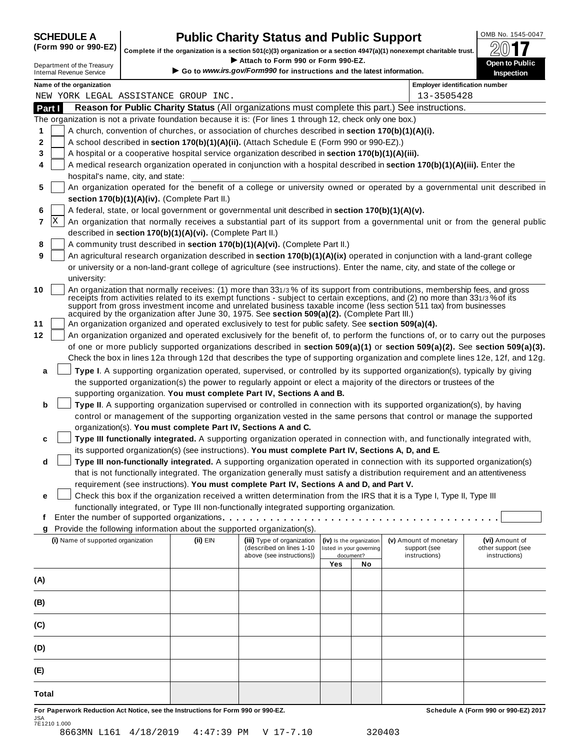**SCHEDULE A (Form 990 or 990-EZ)**

Department of the Treasury
Internal Revenue Service

# Public Charity Status and Public Support

**Complete if the organization is a section 501(c)(3) organization or a section 4947(a)(1) nonexempt charitable trust.**
▶ **Attach to Form 990 or Form 990-EZ.**
▶ **Go to** ***www.irs.gov/Form990*** **for instructions and the latest information.**

OMB No. 1545-0047
2017
**Open to Public Inspection**

**Name of the organization:** NEW YORK LEGAL ASSISTANCE GROUP INC.
**Employer identification number:** 13-3505428

## Part I — Reason for Public Charity Status (All organizations must complete this part.) See instructions.

The organization is not a private foundation because it is: (For lines 1 through 12, check only one box.)

1. [ ] A church, convention of churches, or association of churches described in **section 170(b)(1)(A)(i).**
2. [ ] A school described in **section 170(b)(1)(A)(ii).** (Attach Schedule E (Form 990 or 990-EZ).)
3. [ ] A hospital or a cooperative hospital service organization described in **section 170(b)(1)(A)(iii).**
4. [ ] A medical research organization operated in conjunction with a hospital described in **section 170(b)(1)(A)(iii).** Enter the hospital's name, city, and state:
5. [ ] An organization operated for the benefit of a college or university owned or operated by a governmental unit described in **section 170(b)(1)(A)(iv).** (Complete Part II.)
6. [ ] A federal, state, or local government or governmental unit described in **section 170(b)(1)(A)(v).**
7. [X] An organization that normally receives a substantial part of its support from a governmental unit or from the general public described in **section 170(b)(1)(A)(vi).** (Complete Part II.)
8. [ ] A community trust described in **section 170(b)(1)(A)(vi).** (Complete Part II.)
9. [ ] An agricultural research organization described in **section 170(b)(1)(A)(ix)** operated in conjunction with a land-grant college or university or a non-land-grant college of agriculture (see instructions). Enter the name, city, and state of the college or university:
10. [ ] An organization that normally receives: (1) more than 33 1/3 % of its support from contributions, membership fees, and gross receipts from activities related to its exempt functions - subject to certain exceptions, and (2) no more than 33 1/3 % of its support from gross investment income and unrelated business taxable income (less section 511 tax) from businesses acquired by the organization after June 30, 1975. See **section 509(a)(2).** (Complete Part III.)
11. [ ] An organization organized and operated exclusively to test for public safety. See **section 509(a)(4).**
12. [ ] An organization organized and operated exclusively for the benefit of, to perform the functions of, or to carry out the purposes of one or more publicly supported organizations described in **section 509(a)(1)** or **section 509(a)(2).** See **section 509(a)(3).** Check the box in lines 12a through 12d that describes the type of supporting organization and complete lines 12e, 12f, and 12g.
   - **a** [ ] **Type I.** A supporting organization operated, supervised, or controlled by its supported organization(s), typically by giving the supported organization(s) the power to regularly appoint or elect a majority of the directors or trustees of the supporting organization. **You must complete Part IV, Sections A and B.**
   - **b** [ ] **Type II.** A supporting organization supervised or controlled in connection with its supported organization(s), by having control or management of the supporting organization vested in the same persons that control or manage the supported organization(s). **You must complete Part IV, Sections A and C.**
   - **c** [ ] **Type III functionally integrated.** A supporting organization operated in connection with, and functionally integrated with, its supported organization(s) (see instructions). **You must complete Part IV, Sections A, D, and E.**
   - **d** [ ] **Type III non-functionally integrated.** A supporting organization operated in connection with its supported organization(s) that is not functionally integrated. The organization generally must satisfy a distribution requirement and an attentiveness requirement (see instructions). **You must complete Part IV, Sections A and D, and Part V.**
   - **e** [ ] Check this box if the organization received a written determination from the IRS that it is a Type I, Type II, Type III functionally integrated, or Type III non-functionally integrated supporting organization.
   - **f** Enter the number of supported organizations . . . . .
   - **g** Provide the following information about the supported organization(s).

| (i) Name of supported organization | (ii) EIN | (iii) Type of organization (described on lines 1-10 above (see instructions)) | (iv) Is the organization listed in your governing document? Yes | No | (v) Amount of monetary support (see instructions) | (vi) Amount of other support (see instructions) |
|---|---|---|---|---|---|---|
| (A) | | | | | | |
| (B) | | | | | | |
| (C) | | | | | | |
| (D) | | | | | | |
| (E) | | | | | | |
| Total | | | | | | |

**For Paperwork Reduction Act Notice, see the Instructions for Form 990 or 990-EZ.** **Schedule A (Form 990 or 990-EZ) 2017**

JSA
7E1210 1.000
8663MN L161 4/18/2019 4:47:39 PM V 17-7.10 320403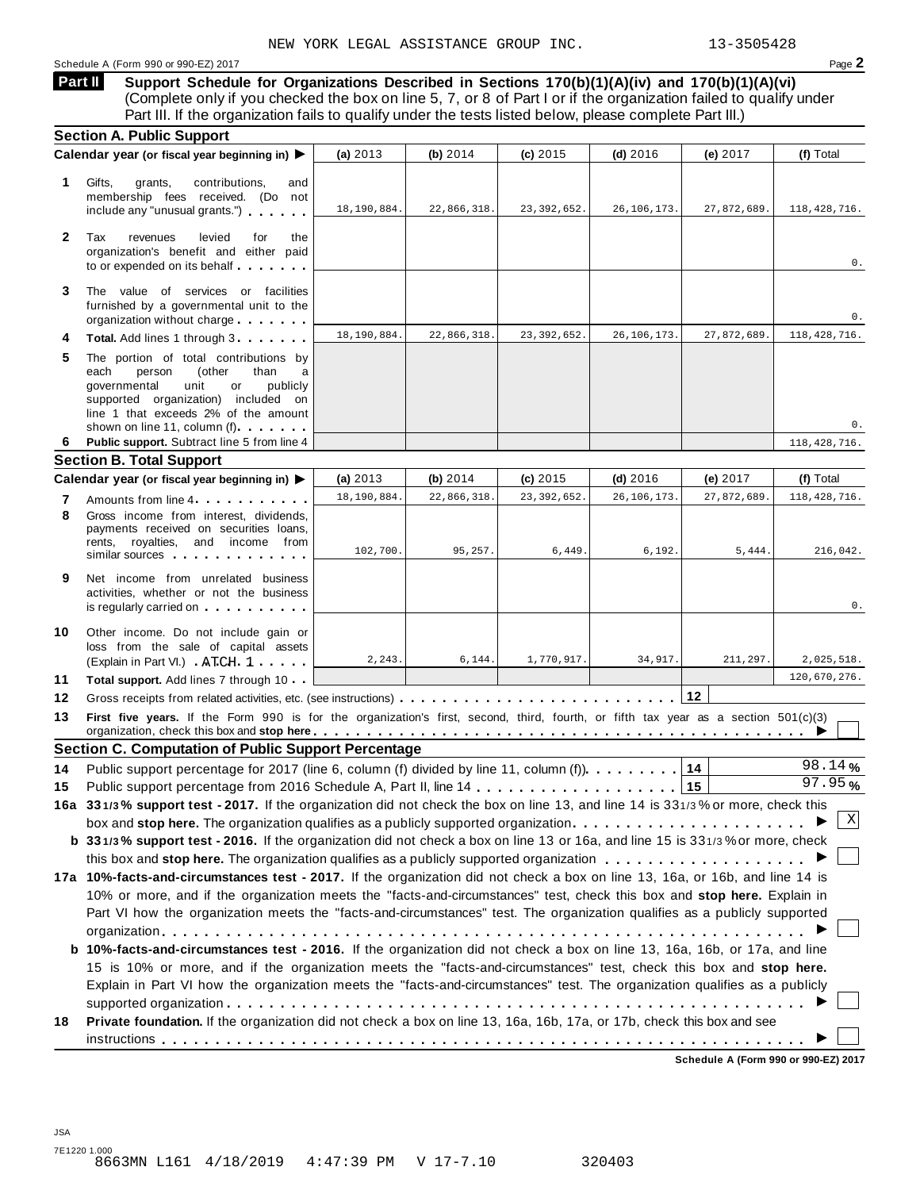NEW YORK LEGAL ASSISTANCE GROUP INC. 13-3505428

Schedule A (Form 990 or 990-EZ) 2017 Page **2**

## Part II Support Schedule for Organizations Described in Sections 170(b)(1)(A)(iv) and 170(b)(1)(A)(vi)

(Complete only if you checked the box on line 5, 7, or 8 of Part I or if the organization failed to qualify under Part III. If the organization fails to qualify under the tests listed below, please complete Part III.)

### Section A. Public Support

| Calendar year (or fiscal year beginning in) ▶ | (a) 2013 | (b) 2014 | (c) 2015 | (d) 2016 | (e) 2017 | (f) Total |
|---|---|---|---|---|---|---|
| **1** Gifts, grants, contributions, and membership fees received. (Do not include any "unusual grants.") | 18,190,884. | 22,866,318. | 23,392,652. | 26,106,173. | 27,872,689. | 118,428,716. |
| **2** Tax revenues levied for the organization's benefit and either paid to or expended on its behalf | | | | | | 0. |
| **3** The value of services or facilities furnished by a governmental unit to the organization without charge | | | | | | 0. |
| **4** **Total.** Add lines 1 through 3 | 18,190,884. | 22,866,318. | 23,392,652. | 26,106,173. | 27,872,689. | 118,428,716. |
| **5** The portion of total contributions by each person (other than a governmental unit or publicly supported organization) included on line 1 that exceeds 2% of the amount shown on line 11, column (f) | | | | | | 0. |
| **6** **Public support.** Subtract line 5 from line 4 | | | | | | 118,428,716. |

### Section B. Total Support

| Calendar year (or fiscal year beginning in) ▶ | (a) 2013 | (b) 2014 | (c) 2015 | (d) 2016 | (e) 2017 | (f) Total |
|---|---|---|---|---|---|---|
| **7** Amounts from line 4 | 18,190,884. | 22,866,318. | 23,392,652. | 26,106,173. | 27,872,689. | 118,428,716. |
| **8** Gross income from interest, dividends, payments received on securities loans, rents, royalties, and income from similar sources | 102,700. | 95,257. | 6,449. | 6,192. | 5,444. | 216,042. |
| **9** Net income from unrelated business activities, whether or not the business is regularly carried on | | | | | | 0. |
| **10** Other income. Do not include gain or loss from the sale of capital assets (Explain in Part VI.) ATCH 1 | 2,243. | 6,144. | 1,770,917. | 34,917. | 211,297. | 2,025,518. |
| **11** **Total support.** Add lines 7 through 10 | | | | | | 120,670,276. |

**12** Gross receipts from related activities, etc. (see instructions) | **12** |

**13** **First five years.** If the Form 990 is for the organization's first, second, third, fourth, or fifth tax year as a section 501(c)(3) organization, check this box and **stop here** ▶ ☐

### Section C. Computation of Public Support Percentage

**14** Public support percentage for 2017 (line 6, column (f) divided by line 11, column (f)) | **14** | 98.14 %

**15** Public support percentage from 2016 Schedule A, Part II, line 14 | **15** | 97.95 %

**16a** **33 1/3 % support test - 2017.** If the organization did not check the box on line 13, and line 14 is 33 1/3 % or more, check this box and **stop here.** The organization qualifies as a publicly supported organization ▶ ☒

**b** **33 1/3 % support test - 2016.** If the organization did not check a box on line 13 or 16a, and line 15 is 33 1/3 % or more, check this box and **stop here.** The organization qualifies as a publicly supported organization ▶ ☐

**17a** **10%-facts-and-circumstances test - 2017.** If the organization did not check a box on line 13, 16a, or 16b, and line 14 is 10% or more, and if the organization meets the "facts-and-circumstances" test, check this box and **stop here.** Explain in Part VI how the organization meets the "facts-and-circumstances" test. The organization qualifies as a publicly supported organization ▶ ☐

**b** **10%-facts-and-circumstances test - 2016.** If the organization did not check a box on line 13, 16a, 16b, or 17a, and line 15 is 10% or more, and if the organization meets the "facts-and-circumstances" test, check this box and **stop here.** Explain in Part VI how the organization meets the "facts-and-circumstances" test. The organization qualifies as a publicly supported organization ▶ ☐

**18** **Private foundation.** If the organization did not check a box on line 13, 16a, 16b, 17a, or 17b, check this box and see instructions ▶ ☐

**Schedule A (Form 990 or 990-EZ) 2017**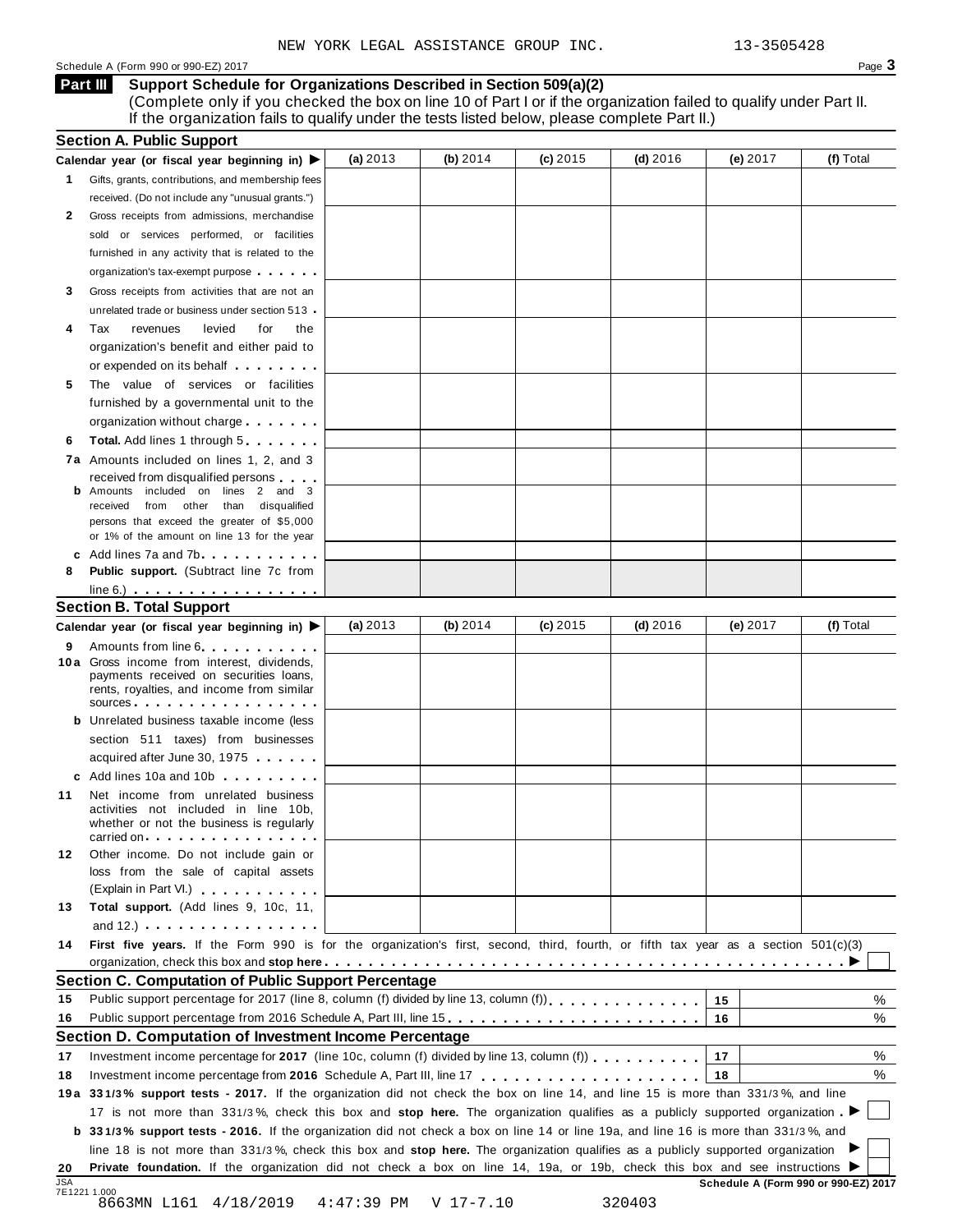NEW YORK LEGAL ASSISTANCE GROUP INC. 13-3505428

Schedule A (Form 990 or 990-EZ) 2017

## Part III Support Schedule for Organizations Described in Section 509(a)(2)

(Complete only if you checked the box on line 10 of Part I or if the organization failed to qualify under Part II. If the organization fails to qualify under the tests listed below, please complete Part II.)

### Section A. Public Support

| Calendar year (or fiscal year beginning in) ▶ | (a) 2013 | (b) 2014 | (c) 2015 | (d) 2016 | (e) 2017 | (f) Total |
|---|---|---|---|---|---|---|
| **1** Gifts, grants, contributions, and membership fees received. (Do not include any "unusual grants.") | | | | | | |
| **2** Gross receipts from admissions, merchandise sold or services performed, or facilities furnished in any activity that is related to the organization's tax-exempt purpose | | | | | | |
| **3** Gross receipts from activities that are not an unrelated trade or business under section 513 | | | | | | |
| **4** Tax revenues levied for the organization's benefit and either paid to or expended on its behalf | | | | | | |
| **5** The value of services or facilities furnished by a governmental unit to the organization without charge | | | | | | |
| **6** **Total.** Add lines 1 through 5 | | | | | | |
| **7a** Amounts included on lines 1, 2, and 3 received from disqualified persons | | | | | | |
| **b** Amounts included on lines 2 and 3 received from other than disqualified persons that exceed the greater of $5,000 or 1% of the amount on line 13 for the year | | | | | | |
| **c** Add lines 7a and 7b | | | | | | |
| **8** **Public support.** (Subtract line 7c from line 6.) | | | | | | |

### Section B. Total Support

| Calendar year (or fiscal year beginning in) ▶ | (a) 2013 | (b) 2014 | (c) 2015 | (d) 2016 | (e) 2017 | (f) Total |
|---|---|---|---|---|---|---|
| **9** Amounts from line 6 | | | | | | |
| **10a** Gross income from interest, dividends, payments received on securities loans, rents, royalties, and income from similar sources | | | | | | |
| **b** Unrelated business taxable income (less section 511 taxes) from businesses acquired after June 30, 1975 | | | | | | |
| **c** Add lines 10a and 10b | | | | | | |
| **11** Net income from unrelated business activities not included in line 10b, whether or not the business is regularly carried on | | | | | | |
| **12** Other income. Do not include gain or loss from the sale of capital assets (Explain in Part VI.) | | | | | | |
| **13** **Total support.** (Add lines 9, 10c, 11, and 12.) | | | | | | |

**14** **First five years.** If the Form 990 is for the organization's first, second, third, fourth, or fifth tax year as a section 501(c)(3) organization, check this box and **stop here** ▶ ☐

### Section C. Computation of Public Support Percentage

| | | | |
|---|---|---|---|
| **15** | Public support percentage for 2017 (line 8, column (f) divided by line 13, column (f)) | 15 | % |
| **16** | Public support percentage from 2016 Schedule A, Part III, line 15 | 16 | % |

### Section D. Computation of Investment Income Percentage

| | | | |
|---|---|---|---|
| **17** | Investment income percentage for **2017** (line 10c, column (f) divided by line 13, column (f)) | 17 | % |
| **18** | Investment income percentage from **2016** Schedule A, Part III, line 17 | 18 | % |

**19a** **33 1/3% support tests - 2017.** If the organization did not check the box on line 14, and line 15 is more than 33 1/3%, and line 17 is not more than 33 1/3%, check this box and **stop here.** The organization qualifies as a publicly supported organization ▶ ☐

**b** **33 1/3% support tests - 2016.** If the organization did not check a box on line 14 or line 19a, and line 16 is more than 33 1/3%, and line 18 is not more than 33 1/3%, check this box and **stop here.** The organization qualifies as a publicly supported organization ▶ ☐

**20** **Private foundation.** If the organization did not check a box on line 14, 19a, or 19b, check this box and see instructions ▶ ☐

JSA 7E1221 1.000 **Schedule A (Form 990 or 990-EZ) 2017**

8663MN L161 4/18/2019 4:47:39 PM V 17-7.10 320403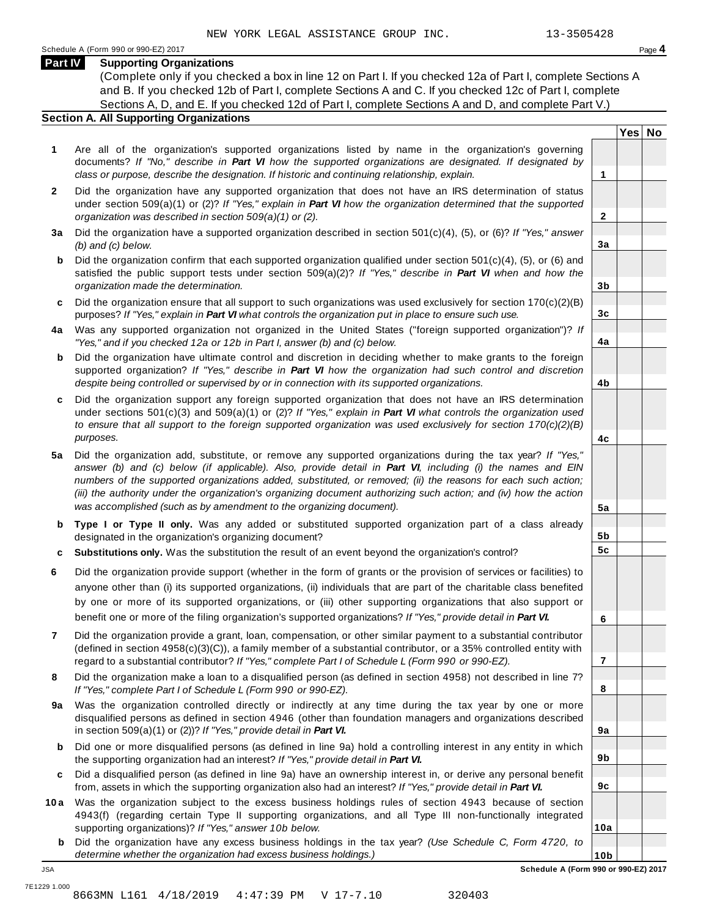NEW YORK LEGAL ASSISTANCE GROUP INC. 13-3505428

Schedule A (Form 990 or 990-EZ) 2017

## Part IV Supporting Organizations

(Complete only if you checked a box in line 12 on Part I. If you checked 12a of Part I, complete Sections A and B. If you checked 12b of Part I, complete Sections A and C. If you checked 12c of Part I, complete Sections A, D, and E. If you checked 12d of Part I, complete Sections A and D, and complete Part V.)

### Section A. All Supporting Organizations

| | | | Yes | No |
|---|---|---|---|---|
| **1** | Are all of the organization's supported organizations listed by name in the organization's governing documents? *If "No," describe in **Part VI** how the supported organizations are designated. If designated by class or purpose, describe the designation. If historic and continuing relationship, explain.* | **1** | | |
| **2** | Did the organization have any supported organization that does not have an IRS determination of status under section 509(a)(1) or (2)? *If "Yes," explain in **Part VI** how the organization determined that the supported organization was described in section 509(a)(1) or (2).* | **2** | | |
| **3a** | Did the organization have a supported organization described in section 501(c)(4), (5), or (6)? *If "Yes," answer (b) and (c) below.* | **3a** | | |
| **b** | Did the organization confirm that each supported organization qualified under section 501(c)(4), (5), or (6) and satisfied the public support tests under section 509(a)(2)? *If "Yes," describe in **Part VI** when and how the organization made the determination.* | **3b** | | |
| **c** | Did the organization ensure that all support to such organizations was used exclusively for section 170(c)(2)(B) purposes? *If "Yes," explain in **Part VI** what controls the organization put in place to ensure such use.* | **3c** | | |
| **4a** | Was any supported organization not organized in the United States ("foreign supported organization")? *If "Yes," and if you checked 12a or 12b in Part I, answer (b) and (c) below.* | **4a** | | |
| **b** | Did the organization have ultimate control and discretion in deciding whether to make grants to the foreign supported organization? *If "Yes," describe in **Part VI** how the organization had such control and discretion despite being controlled or supervised by or in connection with its supported organizations.* | **4b** | | |
| **c** | Did the organization support any foreign supported organization that does not have an IRS determination under sections 501(c)(3) and 509(a)(1) or (2)? *If "Yes," explain in **Part VI** what controls the organization used to ensure that all support to the foreign supported organization was used exclusively for section 170(c)(2)(B) purposes.* | **4c** | | |
| **5a** | Did the organization add, substitute, or remove any supported organizations during the tax year? *If "Yes," answer (b) and (c) below (if applicable). Also, provide detail in **Part VI**, including (i) the names and EIN numbers of the supported organizations added, substituted, or removed; (ii) the reasons for each such action; (iii) the authority under the organization's organizing document authorizing such action; and (iv) how the action was accomplished (such as by amendment to the organizing document).* | **5a** | | |
| **b** | **Type I or Type II only.** Was any added or substituted supported organization part of a class already designated in the organization's organizing document? | **5b** | | |
| **c** | **Substitutions only.** Was the substitution the result of an event beyond the organization's control? | **5c** | | |
| **6** | Did the organization provide support (whether in the form of grants or the provision of services or facilities) to anyone other than (i) its supported organizations, (ii) individuals that are part of the charitable class benefited by one or more of its supported organizations, or (iii) other supporting organizations that also support or benefit one or more of the filing organization's supported organizations? *If "Yes," provide detail in **Part VI.*** | **6** | | |
| **7** | Did the organization provide a grant, loan, compensation, or other similar payment to a substantial contributor (defined in section 4958(c)(3)(C)), a family member of a substantial contributor, or a 35% controlled entity with regard to a substantial contributor? *If "Yes," complete Part I of Schedule L (Form 990 or 990-EZ).* | **7** | | |
| **8** | Did the organization make a loan to a disqualified person (as defined in section 4958) not described in line 7? *If "Yes," complete Part I of Schedule L (Form 990 or 990-EZ).* | **8** | | |
| **9a** | Was the organization controlled directly or indirectly at any time during the tax year by one or more disqualified persons as defined in section 4946 (other than foundation managers and organizations described in section 509(a)(1) or (2))? *If "Yes," provide detail in **Part VI.*** | **9a** | | |
| **b** | Did one or more disqualified persons (as defined in line 9a) hold a controlling interest in any entity in which the supporting organization had an interest? *If "Yes," provide detail in **Part VI.*** | **9b** | | |
| **c** | Did a disqualified person (as defined in line 9a) have an ownership interest in, or derive any personal benefit from, assets in which the supporting organization also had an interest? *If "Yes," provide detail in **Part VI.*** | **9c** | | |
| **10a** | Was the organization subject to the excess business holdings rules of section 4943 because of section 4943(f) (regarding certain Type II supporting organizations, and all Type III non-functionally integrated supporting organizations)? *If "Yes," answer 10b below.* | **10a** | | |
| **b** | Did the organization have any excess business holdings in the tax year? *(Use Schedule C, Form 4720, to determine whether the organization had excess business holdings.)* | **10b** | | |

Schedule A (Form 990 or 990-EZ) 2017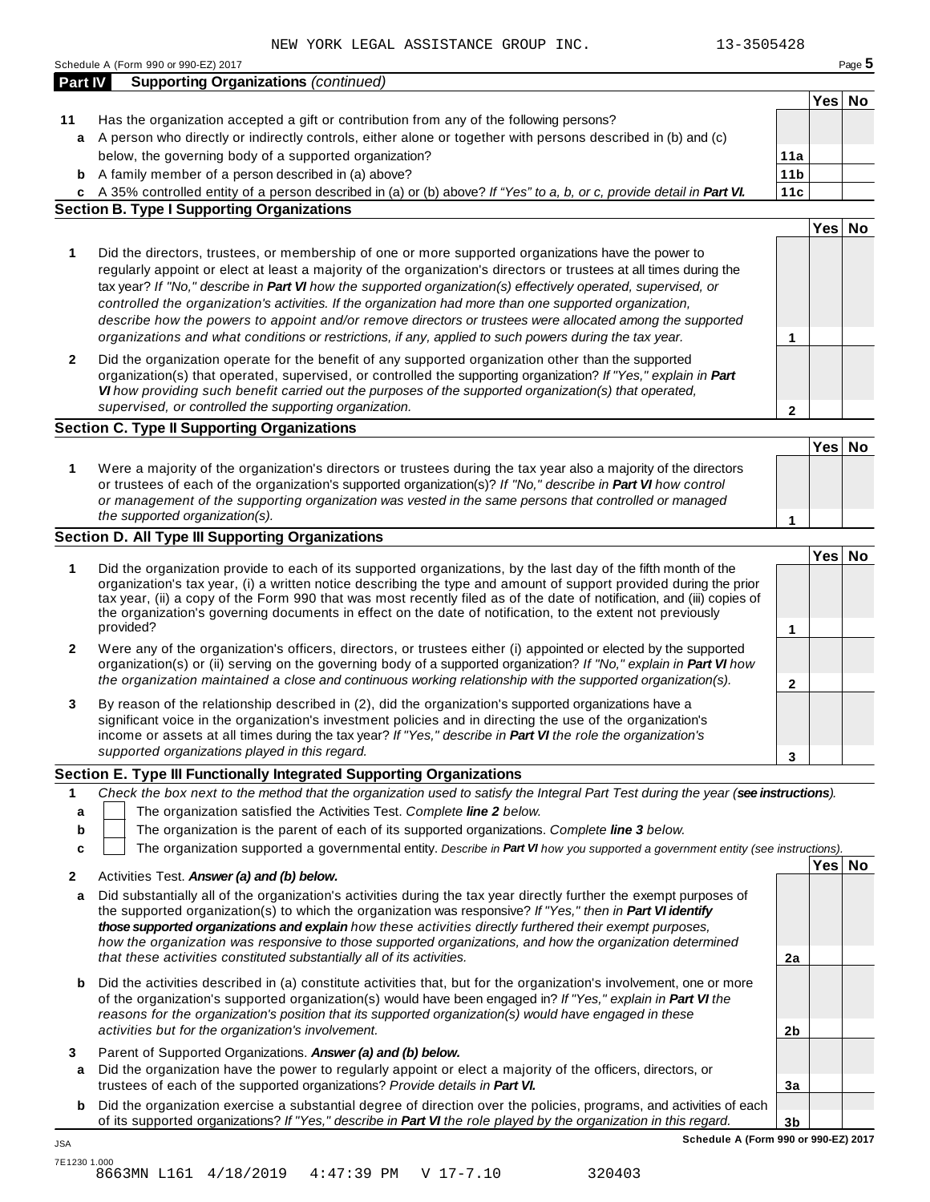NEW YORK LEGAL ASSISTANCE GROUP INC. 13-3505428

Schedule A (Form 990 or 990-EZ) 2017

## Part IV Supporting Organizations *(continued)*

| | | | Yes | No |
|---|---|---|---|---|
| **11** | Has the organization accepted a gift or contribution from any of the following persons? | | | |
| **a** | A person who directly or indirectly controls, either alone or together with persons described in (b) and (c) below, the governing body of a supported organization? | **11a** | | |
| **b** | A family member of a person described in (a) above? | **11b** | | |
| **c** | A 35% controlled entity of a person described in (a) or (b) above? *If "Yes" to a, b, or c, provide detail in **Part VI.*** | **11c** | | |

### Section B. Type I Supporting Organizations

| | | | Yes | No |
|---|---|---|---|---|
| **1** | Did the directors, trustees, or membership of one or more supported organizations have the power to regularly appoint or elect at least a majority of the organization's directors or trustees at all times during the tax year? *If "No," describe in **Part VI** how the supported organization(s) effectively operated, supervised, or controlled the organization's activities. If the organization had more than one supported organization, describe how the powers to appoint and/or remove directors or trustees were allocated among the supported organizations and what conditions or restrictions, if any, applied to such powers during the tax year.* | **1** | | |
| **2** | Did the organization operate for the benefit of any supported organization other than the supported organization(s) that operated, supervised, or controlled the supporting organization? *If "Yes," explain in **Part VI** how providing such benefit carried out the purposes of the supported organization(s) that operated, supervised, or controlled the supporting organization.* | **2** | | |

### Section C. Type II Supporting Organizations

| | | | Yes | No |
|---|---|---|---|---|
| **1** | Were a majority of the organization's directors or trustees during the tax year also a majority of the directors or trustees of each of the organization's supported organization(s)? *If "No," describe in **Part VI** how control or management of the supporting organization was vested in the same persons that controlled or managed the supported organization(s).* | **1** | | |

### Section D. All Type III Supporting Organizations

| | | | Yes | No |
|---|---|---|---|---|
| **1** | Did the organization provide to each of its supported organizations, by the last day of the fifth month of the organization's tax year, (i) a written notice describing the type and amount of support provided during the prior tax year, (ii) a copy of the Form 990 that was most recently filed as of the date of notification, and (iii) copies of the organization's governing documents in effect on the date of notification, to the extent not previously provided? | **1** | | |
| **2** | Were any of the organization's officers, directors, or trustees either (i) appointed or elected by the supported organization(s) or (ii) serving on the governing body of a supported organization? *If "No," explain in **Part VI** how the organization maintained a close and continuous working relationship with the supported organization(s).* | **2** | | |
| **3** | By reason of the relationship described in (2), did the organization's supported organizations have a significant voice in the organization's investment policies and in directing the use of the organization's income or assets at all times during the tax year? *If "Yes," describe in **Part VI** the role the organization's supported organizations played in this regard.* | **3** | | |

### Section E. Type III Functionally Integrated Supporting Organizations

**1** *Check the box next to the method that the organization used to satisfy the Integral Part Test during the year (**see instructions**).*

- **a** ☐ The organization satisfied the Activities Test. *Complete **line 2** below.*
- **b** ☐ The organization is the parent of each of its supported organizations. *Complete **line 3** below.*
- **c** ☐ The organization supported a governmental entity. *Describe in **Part VI** how you supported a government entity (see instructions).*

| | | | Yes | No |
|---|---|---|---|---|
| **2** | Activities Test. ***Answer (a) and (b) below.*** | | | |
| **a** | Did substantially all of the organization's activities during the tax year directly further the exempt purposes of the supported organization(s) to which the organization was responsive? *If "Yes," then in **Part VI identify those supported organizations and explain** how these activities directly furthered their exempt purposes, how the organization was responsive to those supported organizations, and how the organization determined that these activities constituted substantially all of its activities.* | **2a** | | |
| **b** | Did the activities described in (a) constitute activities that, but for the organization's involvement, one or more of the organization's supported organization(s) would have been engaged in? *If "Yes," explain in **Part VI** the reasons for the organization's position that its supported organization(s) would have engaged in these activities but for the organization's involvement.* | **2b** | | |
| **3** | Parent of Supported Organizations. ***Answer (a) and (b) below.*** | | | |
| **a** | Did the organization have the power to regularly appoint or elect a majority of the officers, directors, or trustees of each of the supported organizations? *Provide details in **Part VI.*** | **3a** | | |
| **b** | Did the organization exercise a substantial degree of direction over the policies, programs, and activities of each of its supported organizations? *If "Yes," describe in **Part VI** the role played by the organization in this regard.* | **3b** | | |

**Schedule A (Form 990 or 990-EZ) 2017**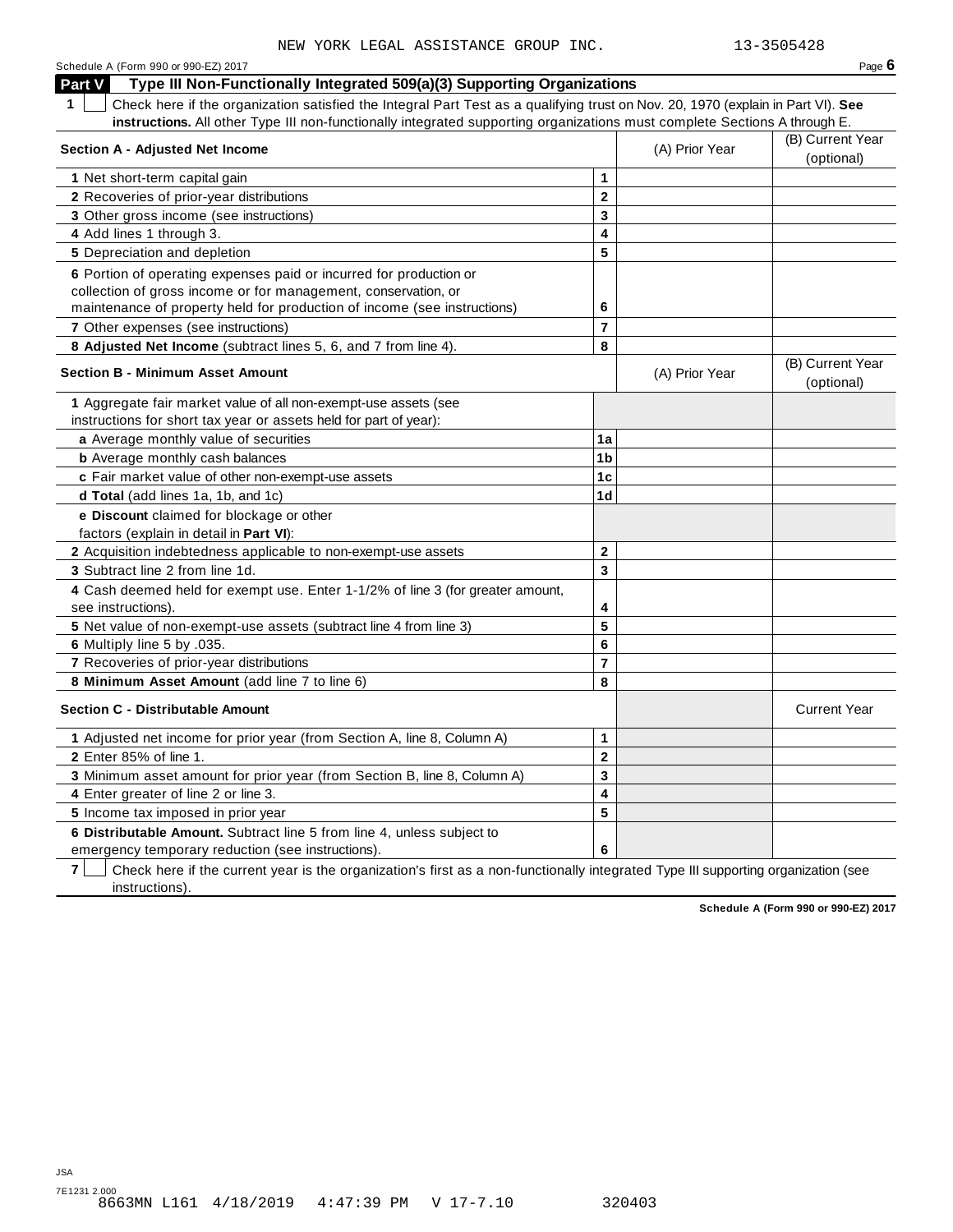NEW YORK LEGAL ASSISTANCE GROUP INC. 13-3505428

Schedule A (Form 990 or 990-EZ) 2017 Page **6**

## Part V Type III Non-Functionally Integrated 509(a)(3) Supporting Organizations

**1** ☐ Check here if the organization satisfied the Integral Part Test as a qualifying trust on Nov. 20, 1970 (explain in Part VI). **See instructions.** All other Type III non-functionally integrated supporting organizations must complete Sections A through E.

| Section A - Adjusted Net Income | | (A) Prior Year | (B) Current Year (optional) |
|---|---|---|---|
| 1 Net short-term capital gain | 1 | | |
| 2 Recoveries of prior-year distributions | 2 | | |
| 3 Other gross income (see instructions) | 3 | | |
| 4 Add lines 1 through 3. | 4 | | |
| 5 Depreciation and depletion | 5 | | |
| 6 Portion of operating expenses paid or incurred for production or collection of gross income or for management, conservation, or maintenance of property held for production of income (see instructions) | 6 | | |
| 7 Other expenses (see instructions) | 7 | | |
| 8 **Adjusted Net Income** (subtract lines 5, 6, and 7 from line 4). | 8 | | |

| Section B - Minimum Asset Amount | | (A) Prior Year | (B) Current Year (optional) |
|---|---|---|---|
| 1 Aggregate fair market value of all non-exempt-use assets (see instructions for short tax year or assets held for part of year): | | | |
| a Average monthly value of securities | 1a | | |
| b Average monthly cash balances | 1b | | |
| c Fair market value of other non-exempt-use assets | 1c | | |
| d **Total** (add lines 1a, 1b, and 1c) | 1d | | |
| e **Discount** claimed for blockage or other factors (explain in detail in **Part VI**): | | | |
| 2 Acquisition indebtedness applicable to non-exempt-use assets | 2 | | |
| 3 Subtract line 2 from line 1d. | 3 | | |
| 4 Cash deemed held for exempt use. Enter 1-1/2% of line 3 (for greater amount, see instructions). | 4 | | |
| 5 Net value of non-exempt-use assets (subtract line 4 from line 3) | 5 | | |
| 6 Multiply line 5 by .035. | 6 | | |
| 7 Recoveries of prior-year distributions | 7 | | |
| 8 **Minimum Asset Amount** (add line 7 to line 6) | 8 | | |

| Section C - Distributable Amount | | | Current Year |
|---|---|---|---|
| 1 Adjusted net income for prior year (from Section A, line 8, Column A) | 1 | | |
| 2 Enter 85% of line 1. | 2 | | |
| 3 Minimum asset amount for prior year (from Section B, line 8, Column A) | 3 | | |
| 4 Enter greater of line 2 or line 3. | 4 | | |
| 5 Income tax imposed in prior year | 5 | | |
| 6 **Distributable Amount.** Subtract line 5 from line 4, unless subject to emergency temporary reduction (see instructions). | 6 | | |

**7** ☐ Check here if the current year is the organization's first as a non-functionally integrated Type III supporting organization (see instructions).

**Schedule A (Form 990 or 990-EZ) 2017**

JSA
7E1231 2.000
8663MN L161 4/18/2019 4:47:39 PM V 17-7.10 320403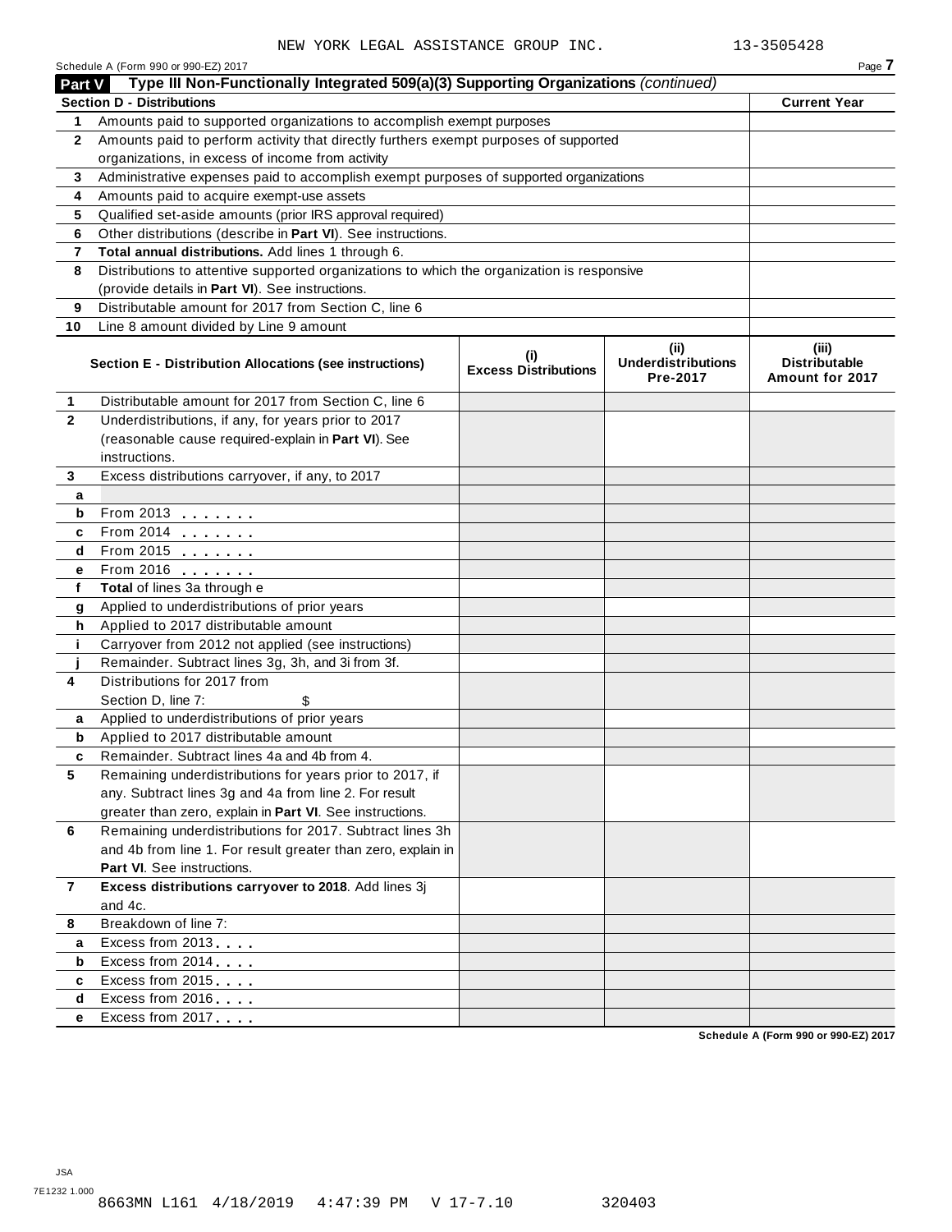NEW YORK LEGAL ASSISTANCE GROUP INC. 13-3505428

Schedule A (Form 990 or 990-EZ) 2017

## Part V Type III Non-Functionally Integrated 509(a)(3) Supporting Organizations *(continued)*

| | Section D - Distributions | Current Year |
|---|---|---|
| 1 | Amounts paid to supported organizations to accomplish exempt purposes | |
| 2 | Amounts paid to perform activity that directly furthers exempt purposes of supported organizations, in excess of income from activity | |
| 3 | Administrative expenses paid to accomplish exempt purposes of supported organizations | |
| 4 | Amounts paid to acquire exempt-use assets | |
| 5 | Qualified set-aside amounts (prior IRS approval required) | |
| 6 | Other distributions (describe in **Part VI**). See instructions. | |
| 7 | **Total annual distributions.** Add lines 1 through 6. | |
| 8 | Distributions to attentive supported organizations to which the organization is responsive (provide details in **Part VI**). See instructions. | |
| 9 | Distributable amount for 2017 from Section C, line 6 | |
| 10 | Line 8 amount divided by Line 9 amount | |

| | Section E - Distribution Allocations (see instructions) | (i) Excess Distributions | (ii) Underdistributions Pre-2017 | (iii) Distributable Amount for 2017 |
|---|---|---|---|---|
| 1 | Distributable amount for 2017 from Section C, line 6 | | | |
| 2 | Underdistributions, if any, for years prior to 2017 (reasonable cause required-explain in **Part VI**). See instructions. | | | |
| 3 | Excess distributions carryover, if any, to 2017 | | | |
| a | | | | |
| b | From 2013 | | | |
| c | From 2014 | | | |
| d | From 2015 | | | |
| e | From 2016 | | | |
| f | **Total** of lines 3a through e | | | |
| g | Applied to underdistributions of prior years | | | |
| h | Applied to 2017 distributable amount | | | |
| i | Carryover from 2012 not applied (see instructions) | | | |
| j | Remainder. Subtract lines 3g, 3h, and 3i from 3f. | | | |
| 4 | Distributions for 2017 from Section D, line 7: $ | | | |
| a | Applied to underdistributions of prior years | | | |
| b | Applied to 2017 distributable amount | | | |
| c | Remainder. Subtract lines 4a and 4b from 4. | | | |
| 5 | Remaining underdistributions for years prior to 2017, if any. Subtract lines 3g and 4a from line 2. For result greater than zero, explain in **Part VI**. See instructions. | | | |
| 6 | Remaining underdistributions for 2017. Subtract lines 3h and 4b from line 1. For result greater than zero, explain in **Part VI**. See instructions. | | | |
| 7 | **Excess distributions carryover to 2018**. Add lines 3j and 4c. | | | |
| 8 | Breakdown of line 7: | | | |
| a | Excess from 2013 | | | |
| b | Excess from 2014 | | | |
| c | Excess from 2015 | | | |
| d | Excess from 2016 | | | |
| e | Excess from 2017 | | | |

Schedule A (Form 990 or 990-EZ) 2017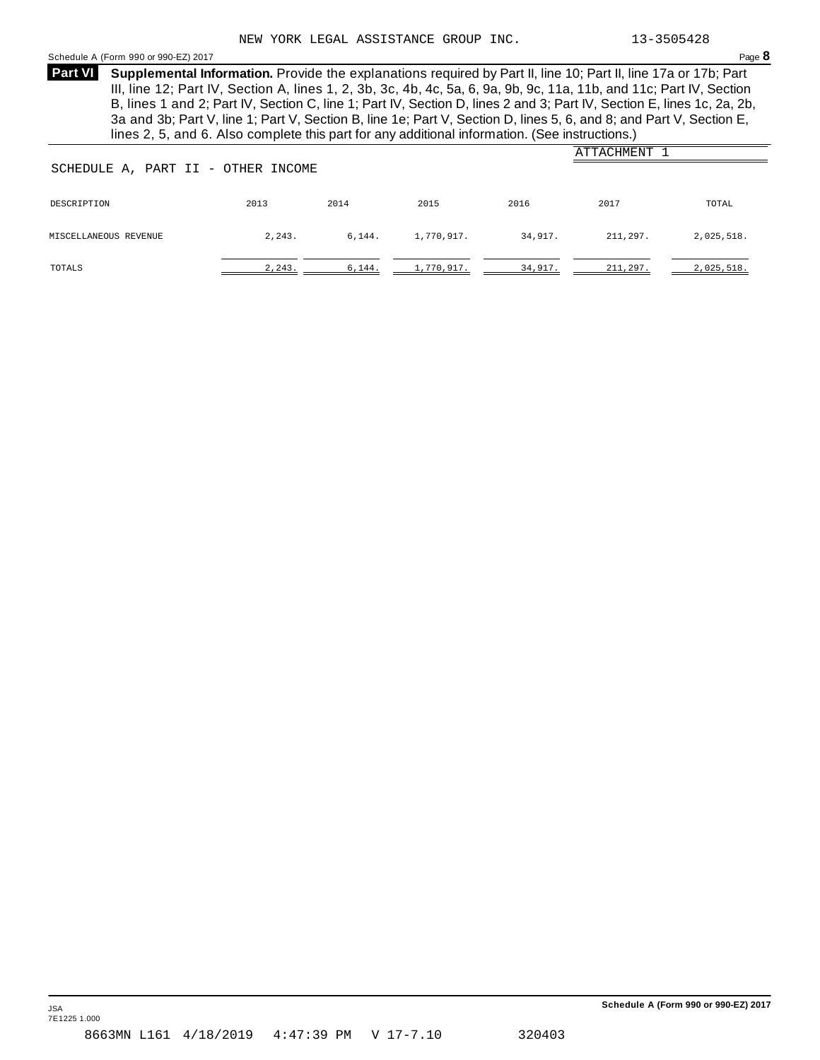NEW YORK LEGAL ASSISTANCE GROUP INC. 13-3505428

Schedule A (Form 990 or 990-EZ) 2017 Page **8**

**Part VI** **Supplemental Information.** Provide the explanations required by Part II, line 10; Part II, line 17a or 17b; Part III, line 12; Part IV, Section A, lines 1, 2, 3b, 3c, 4b, 4c, 5a, 6, 9a, 9b, 9c, 11a, 11b, and 11c; Part IV, Section B, lines 1 and 2; Part IV, Section C, line 1; Part IV, Section D, lines 2 and 3; Part IV, Section E, lines 1c, 2a, 2b, 3a and 3b; Part V, line 1; Part V, Section B, line 1e; Part V, Section D, lines 5, 6, and 8; and Part V, Section E, lines 2, 5, and 6. Also complete this part for any additional information. (See instructions.)

ATTACHMENT 1

SCHEDULE A, PART II - OTHER INCOME

| DESCRIPTION | 2013 | 2014 | 2015 | 2016 | 2017 | TOTAL |
|---|---|---|---|---|---|---|
| MISCELLANEOUS REVENUE | 2,243. | 6,144. | 1,770,917. | 34,917. | 211,297. | 2,025,518. |
| TOTALS | 2,243. | 6,144. | 1,770,917. | 34,917. | 211,297. | 2,025,518. |

JSA
7E1225 1.000

Schedule A (Form 990 or 990-EZ) 2017

8663MN L161 4/18/2019 4:47:39 PM V 17-7.10 320403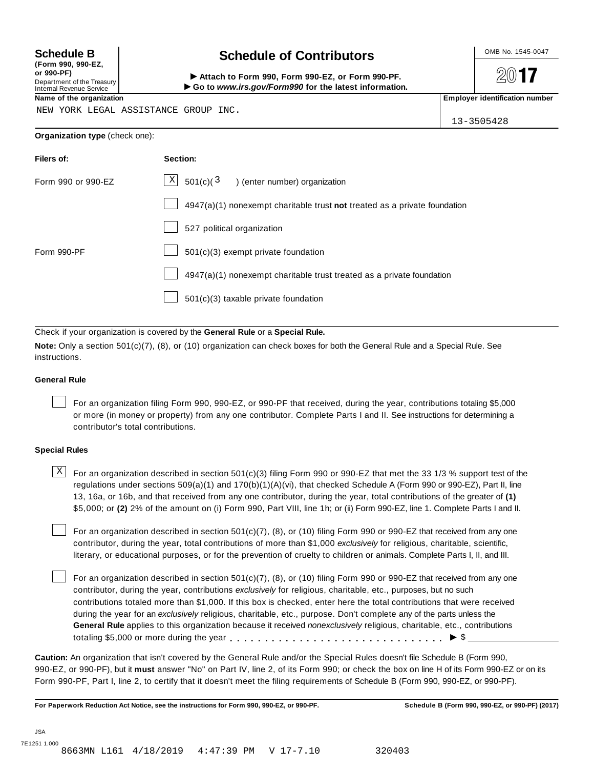**Schedule B**
**(Form 990, 990-EZ, or 990-PF)**
Department of the Treasury
Internal Revenue Service

# Schedule of Contributors

► **Attach to Form 990, Form 990-EZ, or Form 990-PF.**
► **Go to *www.irs.gov/Form990* for the latest information.**

OMB No. 1545-0047

**2017**

**Name of the organization**
NEW YORK LEGAL ASSISTANCE GROUP INC.

**Employer identification number**
13-3505428

**Organization type** (check one):

| **Filers of:** | **Section:** |
|---|---|
| Form 990 or 990-EZ | [X] 501(c)( 3 ) (enter number) organization |
| | [ ] 4947(a)(1) nonexempt charitable trust **not** treated as a private foundation |
| | [ ] 527 political organization |
| Form 990-PF | [ ] 501(c)(3) exempt private foundation |
| | [ ] 4947(a)(1) nonexempt charitable trust treated as a private foundation |
| | [ ] 501(c)(3) taxable private foundation |

Check if your organization is covered by the **General Rule** or a **Special Rule.**

**Note:** Only a section 501(c)(7), (8), or (10) organization can check boxes for both the General Rule and a Special Rule. See instructions.

### General Rule

[ ] For an organization filing Form 990, 990-EZ, or 990-PF that received, during the year, contributions totaling $5,000 or more (in money or property) from any one contributor. Complete Parts I and II. See instructions for determining a contributor's total contributions.

### Special Rules

[X] For an organization described in section 501(c)(3) filing Form 990 or 990-EZ that met the 33 1/3 % support test of the regulations under sections 509(a)(1) and 170(b)(1)(A)(vi), that checked Schedule A (Form 990 or 990-EZ), Part II, line 13, 16a, or 16b, and that received from any one contributor, during the year, total contributions of the greater of **(1)** $5,000; or **(2)** 2% of the amount on (i) Form 990, Part VIII, line 1h; or (ii) Form 990-EZ, line 1. Complete Parts I and II.

[ ] For an organization described in section 501(c)(7), (8), or (10) filing Form 990 or 990-EZ that received from any one contributor, during the year, total contributions of more than $1,000 *exclusively* for religious, charitable, scientific, literary, or educational purposes, or for the prevention of cruelty to children or animals. Complete Parts I, II, and III.

[ ] For an organization described in section 501(c)(7), (8), or (10) filing Form 990 or 990-EZ that received from any one contributor, during the year, contributions *exclusively* for religious, charitable, etc., purposes, but no such contributions totaled more than $1,000. If this box is checked, enter here the total contributions that were received during the year for an *exclusively* religious, charitable, etc., purpose. Don't complete any of the parts unless the **General Rule** applies to this organization because it received *nonexclusively* religious, charitable, etc., contributions totaling $5,000 or more during the year . . . . . . . . . . . . . . . . . . . . . . . . . . . . . ► $ ____________

**Caution:** An organization that isn't covered by the General Rule and/or the Special Rules doesn't file Schedule B (Form 990, 990-EZ, or 990-PF), but it **must** answer "No" on Part IV, line 2, of its Form 990; or check the box on line H of its Form 990-EZ or on its Form 990-PF, Part I, line 2, to certify that it doesn't meet the filing requirements of Schedule B (Form 990, 990-EZ, or 990-PF).

**For Paperwork Reduction Act Notice, see the instructions for Form 990, 990-EZ, or 990-PF.** **Schedule B (Form 990, 990-EZ, or 990-PF) (2017)**

JSA
7E1251 1.000
8663MN L161 4/18/2019 4:47:39 PM V 17-7.10 320403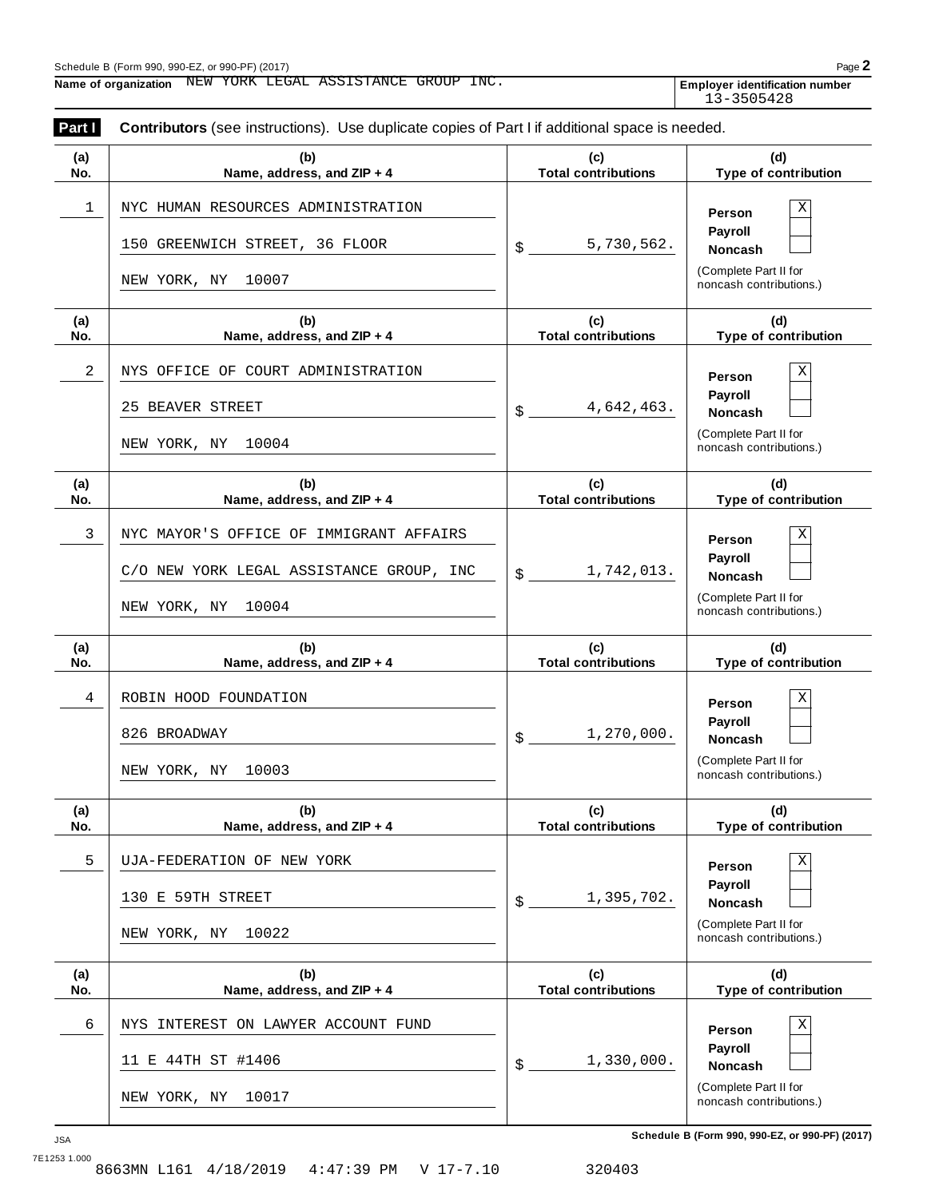Schedule B (Form 990, 990-EZ, or 990-PF) (2017)

**Name of organization** NEW YORK LEGAL ASSISTANCE GROUP INC.

**Employer identification number** 13-3505428

**Part I** **Contributors** (see instructions). Use duplicate copies of Part I if additional space is needed.

| (a) No. | (b) Name, address, and ZIP + 4 | (c) Total contributions | (d) Type of contribution |
|---|---|---|---|
| 1 | NYC HUMAN RESOURCES ADMINISTRATION<br>150 GREENWICH STREET, 36 FLOOR<br>NEW YORK, NY 10007 | $ 5,730,562. | Person X<br>Payroll<br>Noncash<br>(Complete Part II for noncash contributions.) |
| 2 | NYS OFFICE OF COURT ADMINISTRATION<br>25 BEAVER STREET<br>NEW YORK, NY 10004 | $ 4,642,463. | Person X<br>Payroll<br>Noncash<br>(Complete Part II for noncash contributions.) |
| 3 | NYC MAYOR'S OFFICE OF IMMIGRANT AFFAIRS<br>C/O NEW YORK LEGAL ASSISTANCE GROUP, INC<br>NEW YORK, NY 10004 | $ 1,742,013. | Person X<br>Payroll<br>Noncash<br>(Complete Part II for noncash contributions.) |
| 4 | ROBIN HOOD FOUNDATION<br>826 BROADWAY<br>NEW YORK, NY 10003 | $ 1,270,000. | Person X<br>Payroll<br>Noncash<br>(Complete Part II for noncash contributions.) |
| 5 | UJA-FEDERATION OF NEW YORK<br>130 E 59TH STREET<br>NEW YORK, NY 10022 | $ 1,395,702. | Person X<br>Payroll<br>Noncash<br>(Complete Part II for noncash contributions.) |
| 6 | NYS INTEREST ON LAWYER ACCOUNT FUND<br>11 E 44TH ST #1406<br>NEW YORK, NY 10017 | $ 1,330,000. | Person X<br>Payroll<br>Noncash<br>(Complete Part II for noncash contributions.) |

JSA 7E1253 1.000

8663MN L161 4/18/2019 4:47:39 PM V 17-7.10 320403

Schedule B (Form 990, 990-EZ, or 990-PF) (2017)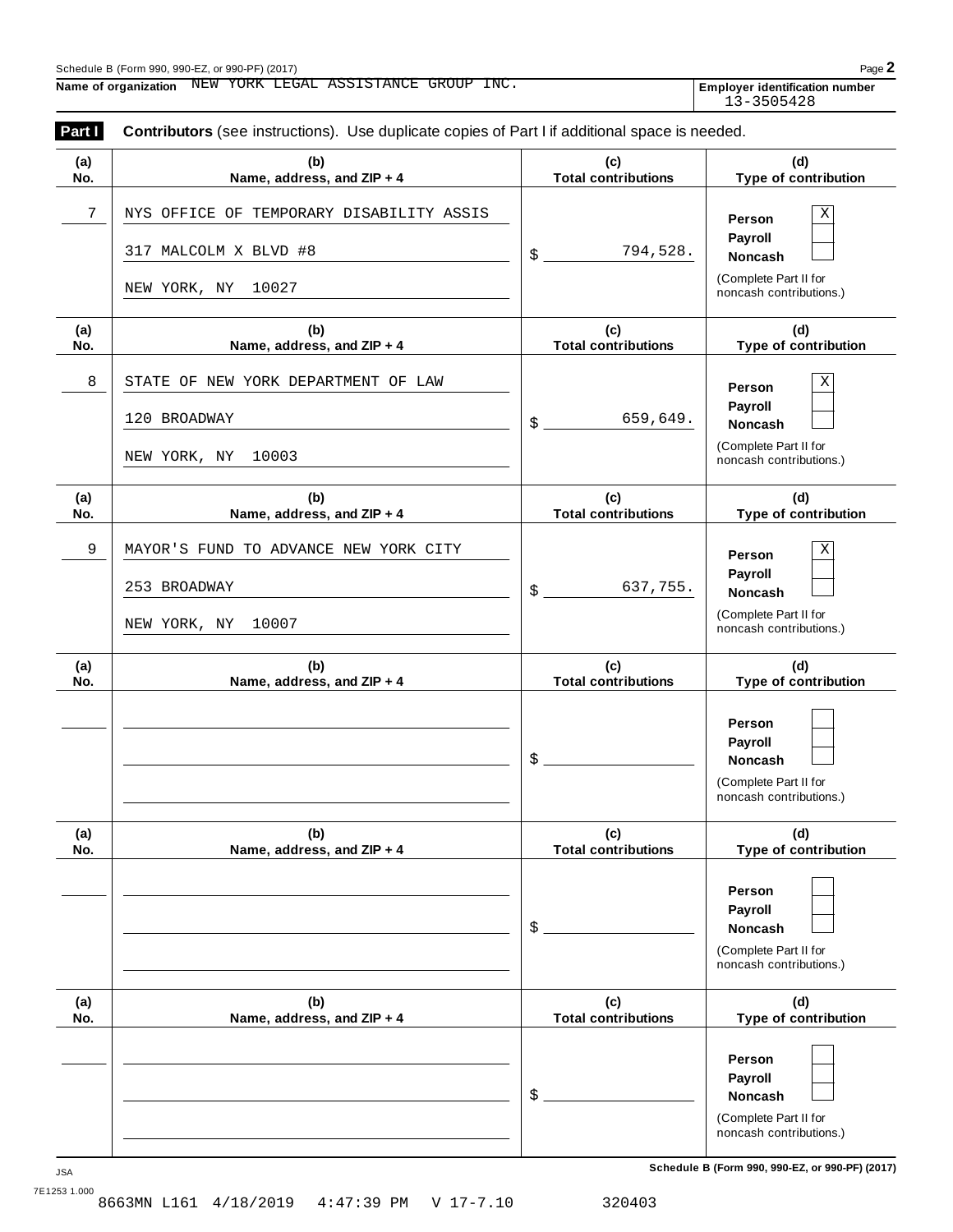Schedule B (Form 990, 990-EZ, or 990-PF) (2017)

**Name of organization** NEW YORK LEGAL ASSISTANCE GROUP INC.

**Employer identification number** 13-3505428

**Part I** **Contributors** (see instructions). Use duplicate copies of Part I if additional space is needed.

| (a) No. | (b) Name, address, and ZIP + 4 | (c) Total contributions | (d) Type of contribution |
|---|---|---|---|
| 7 | NYS OFFICE OF TEMPORARY DISABILITY ASSIS<br>317 MALCOLM X BLVD #8<br>NEW YORK, NY 10027 | $ 794,528. | Person [X]<br>Payroll [ ]<br>Noncash [ ]<br>(Complete Part II for noncash contributions.) |
| 8 | STATE OF NEW YORK DEPARTMENT OF LAW<br>120 BROADWAY<br>NEW YORK, NY 10003 | $ 659,649. | Person [X]<br>Payroll [ ]<br>Noncash [ ]<br>(Complete Part II for noncash contributions.) |
| 9 | MAYOR'S FUND TO ADVANCE NEW YORK CITY<br>253 BROADWAY<br>NEW YORK, NY 10007 | $ 637,755. | Person [X]<br>Payroll [ ]<br>Noncash [ ]<br>(Complete Part II for noncash contributions.) |
| | | $ | Person [ ]<br>Payroll [ ]<br>Noncash [ ]<br>(Complete Part II for noncash contributions.) |
| | | $ | Person [ ]<br>Payroll [ ]<br>Noncash [ ]<br>(Complete Part II for noncash contributions.) |
| | | $ | Person [ ]<br>Payroll [ ]<br>Noncash [ ]<br>(Complete Part II for noncash contributions.) |

JSA 7E1253 1.000

Schedule B (Form 990, 990-EZ, or 990-PF) (2017)

8663MN L161 4/18/2019 4:47:39 PM V 17-7.10 320403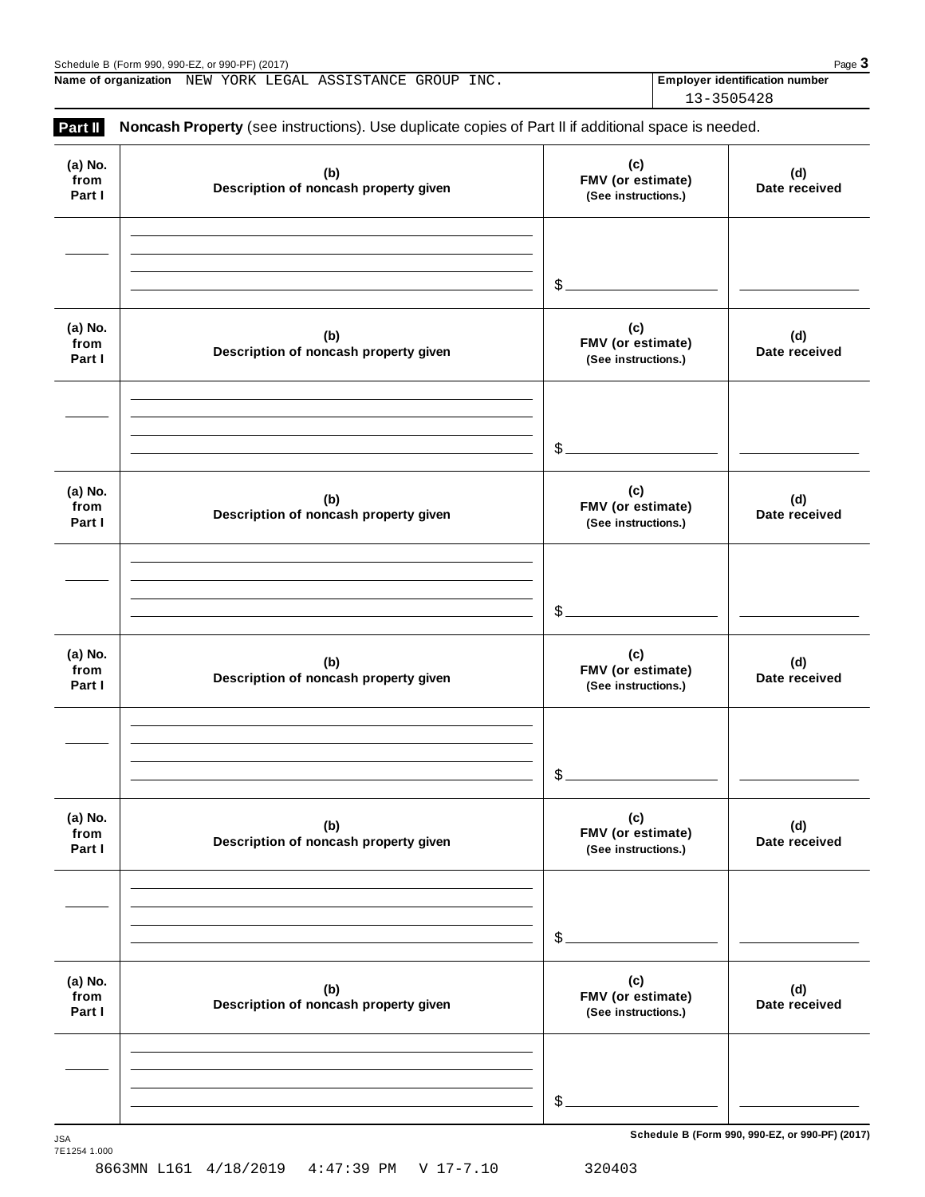Schedule B (Form 990, 990-EZ, or 990-PF) (2017)

**Name of organization** NEW YORK LEGAL ASSISTANCE GROUP INC.

**Employer identification number** 13-3505428

**Part II** **Noncash Property** (see instructions). Use duplicate copies of Part II if additional space is needed.

| (a) No. from Part I | (b) Description of noncash property given | (c) FMV (or estimate) (See instructions.) | (d) Date received |
|---|---|---|---|
| | | $ | |

| (a) No. from Part I | (b) Description of noncash property given | (c) FMV (or estimate) (See instructions.) | (d) Date received |
|---|---|---|---|
| | | $ | |

| (a) No. from Part I | (b) Description of noncash property given | (c) FMV (or estimate) (See instructions.) | (d) Date received |
|---|---|---|---|
| | | $ | |

| (a) No. from Part I | (b) Description of noncash property given | (c) FMV (or estimate) (See instructions.) | (d) Date received |
|---|---|---|---|
| | | $ | |

| (a) No. from Part I | (b) Description of noncash property given | (c) FMV (or estimate) (See instructions.) | (d) Date received |
|---|---|---|---|
| | | $ | |

| (a) No. from Part I | (b) Description of noncash property given | (c) FMV (or estimate) (See instructions.) | (d) Date received |
|---|---|---|---|
| | | $ | |

JSA
7E1254 1.000

8663MN L161 4/18/2019 4:47:39 PM V 17-7.10 320403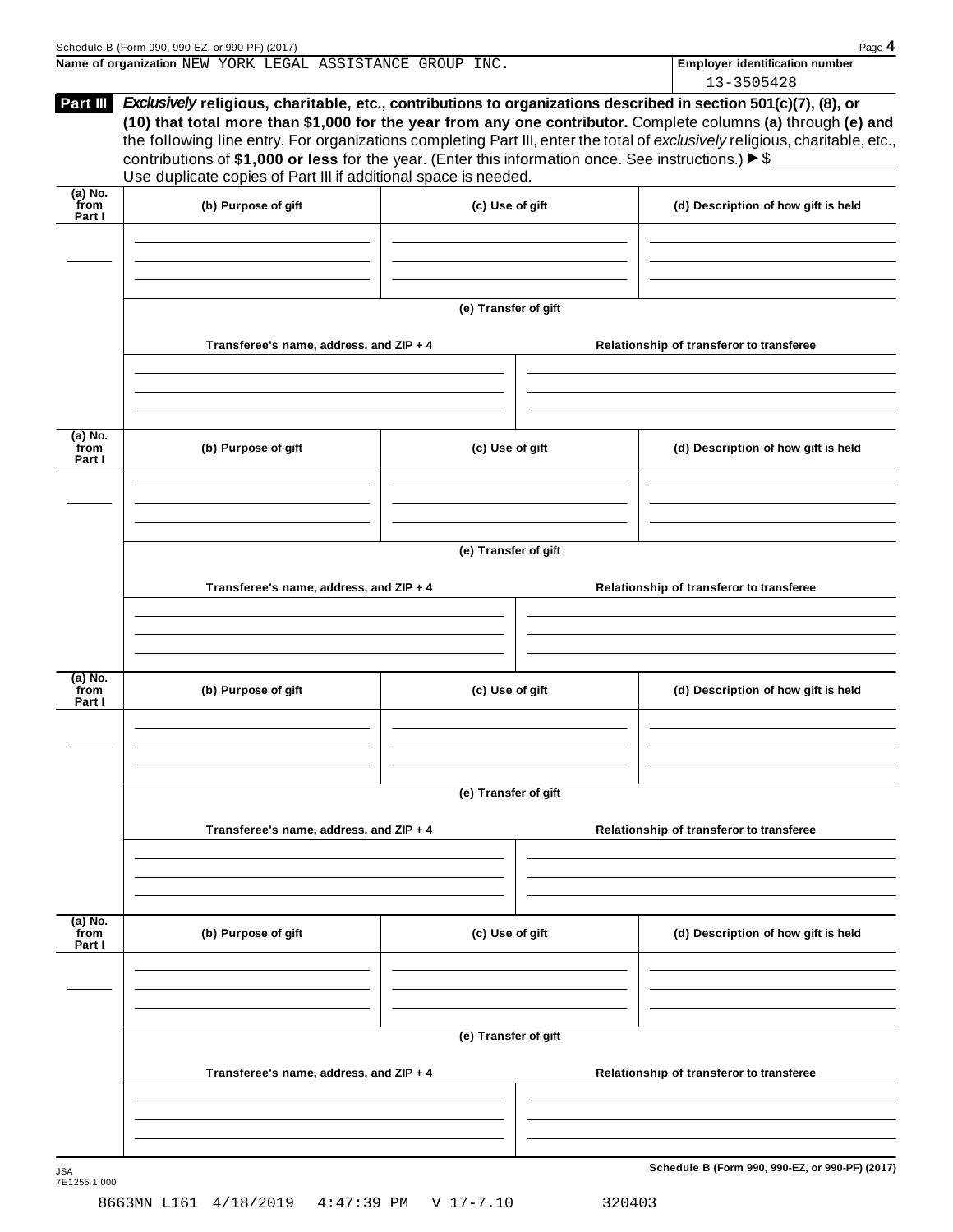Name of organization NEW YORK LEGAL ASSISTANCE GROUP INC.

Employer identification number
13-3505428

**Part III** ***Exclusively*** **religious, charitable, etc., contributions to organizations described in section 501(c)(7), (8), or (10) that total more than $1,000 for the year from any one contributor.** Complete columns **(a)** through **(e)** and the following line entry. For organizations completing Part III, enter the total of *exclusively* religious, charitable, etc., contributions of **$1,000 or less** for the year. (Enter this information once. See instructions.) ▶ $

Use duplicate copies of Part III if additional space is needed.

| (a) No. from Part I | (b) Purpose of gift | (c) Use of gift | (d) Description of how gift is held |
|---|---|---|---|
| | | | |

**(e) Transfer of gift**

| Transferee's name, address, and ZIP + 4 | Relationship of transferor to transferee |
|---|---|
| | |

| (a) No. from Part I | (b) Purpose of gift | (c) Use of gift | (d) Description of how gift is held |
|---|---|---|---|
| | | | |

**(e) Transfer of gift**

| Transferee's name, address, and ZIP + 4 | Relationship of transferor to transferee |
|---|---|
| | |

| (a) No. from Part I | (b) Purpose of gift | (c) Use of gift | (d) Description of how gift is held |
|---|---|---|---|
| | | | |

**(e) Transfer of gift**

| Transferee's name, address, and ZIP + 4 | Relationship of transferor to transferee |
|---|---|
| | |

| (a) No. from Part I | (b) Purpose of gift | (c) Use of gift | (d) Description of how gift is held |
|---|---|---|---|
| | | | |

**(e) Transfer of gift**

| Transferee's name, address, and ZIP + 4 | Relationship of transferor to transferee |
|---|---|
| | |

JSA
7E1255 1.000

8663MN L161 4/18/2019 4:47:39 PM V 17-7.10 320403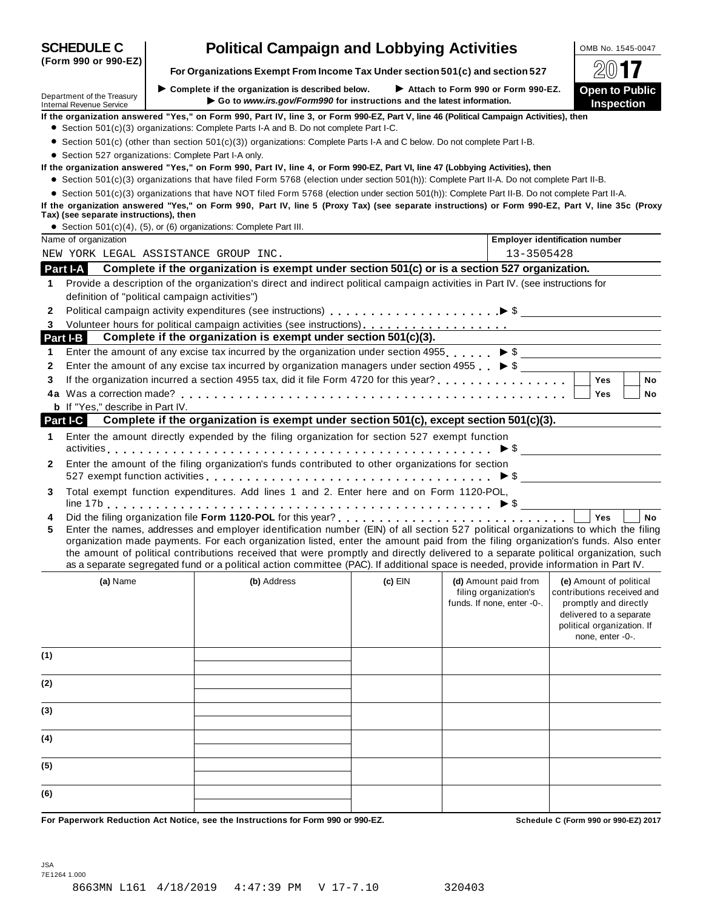# SCHEDULE C (Form 990 or 990-EZ)

## Political Campaign and Lobbying Activities

**For Organizations Exempt From Income Tax Under section 501(c) and section 527**

▶ Complete if the organization is described below. ▶ Attach to Form 990 or Form 990-EZ.
▶ Go to *www.irs.gov/Form990* for instructions and the latest information.

Department of the Treasury
Internal Revenue Service

OMB No. 1545-0047

2017

**Open to Public Inspection**

**If the organization answered "Yes," on Form 990, Part IV, line 3, or Form 990-EZ, Part V, line 46 (Political Campaign Activities), then**

- Section 501(c)(3) organizations: Complete Parts I-A and B. Do not complete Part I-C.
- Section 501(c) (other than section 501(c)(3)) organizations: Complete Parts I-A and C below. Do not complete Part I-B.
- Section 527 organizations: Complete Part I-A only.

**If the organization answered "Yes," on Form 990, Part IV, line 4, or Form 990-EZ, Part VI, line 47 (Lobbying Activities), then**

- Section 501(c)(3) organizations that have filed Form 5768 (election under section 501(h)): Complete Part II-A. Do not complete Part II-B.
- Section 501(c)(3) organizations that have NOT filed Form 5768 (election under section 501(h)): Complete Part II-B. Do not complete Part II-A.

**If the organization answered "Yes," on Form 990, Part IV, line 5 (Proxy Tax) (see separate instructions) or Form 990-EZ, Part V, line 35c (Proxy Tax) (see separate instructions), then**

- Section 501(c)(4), (5), or (6) organizations: Complete Part III.

| Name of organization | Employer identification number |
|---|---|
| NEW YORK LEGAL ASSISTANCE GROUP INC. | 13-3505428 |

### Part I-A Complete if the organization is exempt under section 501(c) or is a section 527 organization.

1 Provide a description of the organization's direct and indirect political campaign activities in Part IV. (see instructions for definition of "political campaign activities")

2 Political campaign activity expenditures (see instructions) ▶ $

3 Volunteer hours for political campaign activities (see instructions)

### Part I-B Complete if the organization is exempt under section 501(c)(3).

1 Enter the amount of any excise tax incurred by the organization under section 4955 ▶ $

2 Enter the amount of any excise tax incurred by organization managers under section 4955 ▶ $

3 If the organization incurred a section 4955 tax, did it file Form 4720 for this year? ☐ Yes ☐ No

4a Was a correction made? ☐ Yes ☐ No

b If "Yes," describe in Part IV.

### Part I-C Complete if the organization is exempt under section 501(c), except section 501(c)(3).

1 Enter the amount directly expended by the filing organization for section 527 exempt function activities ▶ $

2 Enter the amount of the filing organization's funds contributed to other organizations for section 527 exempt function activities ▶ $

3 Total exempt function expenditures. Add lines 1 and 2. Enter here and on Form 1120-POL, line 17b ▶ $

4 Did the filing organization file **Form 1120-POL** for this year? ☐ Yes ☐ No

5 Enter the names, addresses and employer identification number (EIN) of all section 527 political organizations to which the filing organization made payments. For each organization listed, enter the amount paid from the filing organization's funds. Also enter the amount of political contributions received that were promptly and directly delivered to a separate political organization, such as a separate segregated fund or a political action committee (PAC). If additional space is needed, provide information in Part IV.

| | (a) Name | (b) Address | (c) EIN | (d) Amount paid from filing organization's funds. If none, enter -0-. | (e) Amount of political contributions received and promptly and directly delivered to a separate political organization. If none, enter -0-. |
|---|---|---|---|---|---|
| (1) | | | | | |
| (2) | | | | | |
| (3) | | | | | |
| (4) | | | | | |
| (5) | | | | | |
| (6) | | | | | |

**For Paperwork Reduction Act Notice, see the Instructions for Form 990 or 990-EZ.** **Schedule C (Form 990 or 990-EZ) 2017**

JSA
7E1264 1.000

8663MN L161 4/18/2019 4:47:39 PM V 17-7.10 320403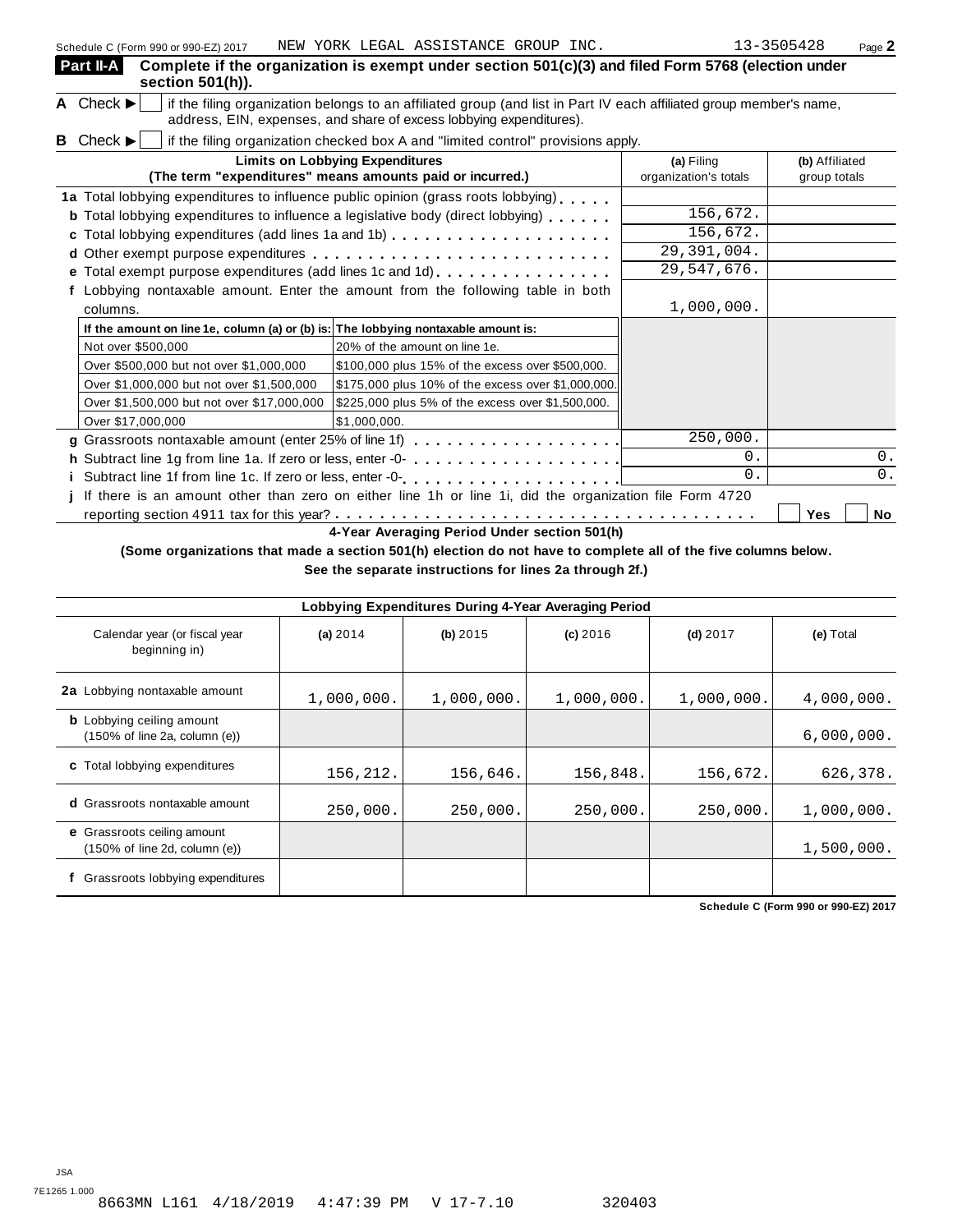**Part II-A** **Complete if the organization is exempt under section 501(c)(3) and filed Form 5768 (election under section 501(h)).**

**A** Check ▶ ☐ if the filing organization belongs to an affiliated group (and list in Part IV each affiliated group member's name, address, EIN, expenses, and share of excess lobbying expenditures).

**B** Check ▶ ☐ if the filing organization checked box A and "limited control" provisions apply.

| Limits on Lobbying Expenditures (The term "expenditures" means amounts paid or incurred.) | (a) Filing organization's totals | (b) Affiliated group totals |
|---|---|---|
| **1a** Total lobbying expenditures to influence public opinion (grass roots lobbying) | | |
| **b** Total lobbying expenditures to influence a legislative body (direct lobbying) | 156,672. | |
| **c** Total lobbying expenditures (add lines 1a and 1b) | 156,672. | |
| **d** Other exempt purpose expenditures | 29,391,004. | |
| **e** Total exempt purpose expenditures (add lines 1c and 1d) | 29,547,676. | |
| **f** Lobbying nontaxable amount. Enter the amount from the following table in both columns. | 1,000,000. | |

| If the amount on line 1e, column (a) or (b) is: | The lobbying nontaxable amount is: |
|---|---|
| Not over $500,000 | 20% of the amount on line 1e. |
| Over $500,000 but not over $1,000,000 | $100,000 plus 15% of the excess over $500,000. |
| Over $1,000,000 but not over $1,500,000 | $175,000 plus 10% of the excess over $1,000,000. |
| Over $1,500,000 but not over $17,000,000 | $225,000 plus 5% of the excess over $1,500,000. |
| Over $17,000,000 | $1,000,000. |

| | (a) Filing organization's totals | (b) Affiliated group totals |
|---|---|---|
| **g** Grassroots nontaxable amount (enter 25% of line 1f) | 250,000. | |
| **h** Subtract line 1g from line 1a. If zero or less, enter -0- | 0. | 0. |
| **i** Subtract line 1f from line 1c. If zero or less, enter -0- | 0. | 0. |

**j** If there is an amount other than zero on either line 1h or line 1i, did the organization file Form 4720 reporting section 4911 tax for this year? ☐ Yes ☐ No

**4-Year Averaging Period Under section 501(h)**

**(Some organizations that made a section 501(h) election do not have to complete all of the five columns below. See the separate instructions for lines 2a through 2f.)**

| Lobbying Expenditures During 4-Year Averaging Period | | | | | |
|---|---|---|---|---|---|
| Calendar year (or fiscal year beginning in) | (a) 2014 | (b) 2015 | (c) 2016 | (d) 2017 | (e) Total |
| **2a** Lobbying nontaxable amount | 1,000,000. | 1,000,000. | 1,000,000. | 1,000,000. | 4,000,000. |
| **b** Lobbying ceiling amount (150% of line 2a, column (e)) | | | | | 6,000,000. |
| **c** Total lobbying expenditures | 156,212. | 156,646. | 156,848. | 156,672. | 626,378. |
| **d** Grassroots nontaxable amount | 250,000. | 250,000. | 250,000. | 250,000. | 1,000,000. |
| **e** Grassroots ceiling amount (150% of line 2d, column (e)) | | | | | 1,500,000. |
| **f** Grassroots lobbying expenditures | | | | | |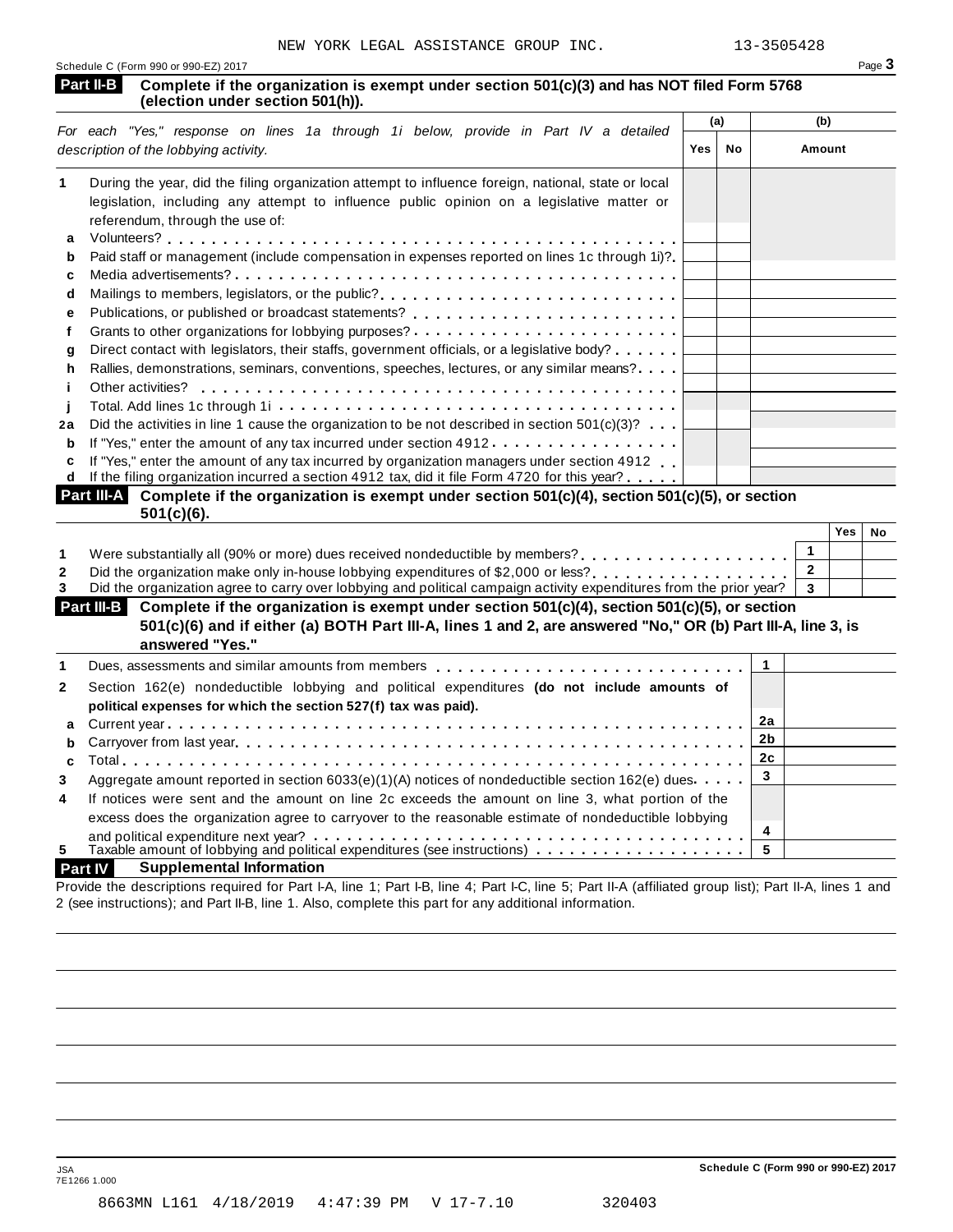NEW YORK LEGAL ASSISTANCE GROUP INC. 13-3505428

Schedule C (Form 990 or 990-EZ) 2017 Page 3

## Part II-B Complete if the organization is exempt under section 501(c)(3) and has NOT filed Form 5768 (election under section 501(h)).

| For each "Yes," response on lines 1a through 1i below, provide in Part IV a detailed description of the lobbying activity. | (a) Yes | (a) No | (b) Amount |
|---|---|---|---|
| **1** During the year, did the filing organization attempt to influence foreign, national, state or local legislation, including any attempt to influence public opinion on a legislative matter or referendum, through the use of: | | | |
| **a** Volunteers? | | | |
| **b** Paid staff or management (include compensation in expenses reported on lines 1c through 1i)? | | | |
| **c** Media advertisements? | | | |
| **d** Mailings to members, legislators, or the public? | | | |
| **e** Publications, or published or broadcast statements? | | | |
| **f** Grants to other organizations for lobbying purposes? | | | |
| **g** Direct contact with legislators, their staffs, government officials, or a legislative body? | | | |
| **h** Rallies, demonstrations, seminars, conventions, speeches, lectures, or any similar means? | | | |
| **i** Other activities? | | | |
| **j** Total. Add lines 1c through 1i | | | |
| **2a** Did the activities in line 1 cause the organization to be not described in section 501(c)(3)? | | | |
| **b** If "Yes," enter the amount of any tax incurred under section 4912 | | | |
| **c** If "Yes," enter the amount of any tax incurred by organization managers under section 4912 | | | |
| **d** If the filing organization incurred a section 4912 tax, did it file Form 4720 for this year? | | | |

## Part III-A Complete if the organization is exempt under section 501(c)(4), section 501(c)(5), or section 501(c)(6).

| | | Yes | No |
|---|---|---|---|
| **1** Were substantially all (90% or more) dues received nondeductible by members? | 1 | | |
| **2** Did the organization make only in-house lobbying expenditures of $2,000 or less? | 2 | | |
| **3** Did the organization agree to carry over lobbying and political campaign activity expenditures from the prior year? | 3 | | |

## Part III-B Complete if the organization is exempt under section 501(c)(4), section 501(c)(5), or section 501(c)(6) and if either (a) BOTH Part III-A, lines 1 and 2, are answered "No," OR (b) Part III-A, line 3, is answered "Yes."

| | | |
|---|---|---|
| **1** Dues, assessments and similar amounts from members | 1 | |
| **2** Section 162(e) nondeductible lobbying and political expenditures **(do not include amounts of political expenses for which the section 527(f) tax was paid).** | | |
| **a** Current year | 2a | |
| **b** Carryover from last year | 2b | |
| **c** Total | 2c | |
| **3** Aggregate amount reported in section 6033(e)(1)(A) notices of nondeductible section 162(e) dues | 3 | |
| **4** If notices were sent and the amount on line 2c exceeds the amount on line 3, what portion of the excess does the organization agree to carryover to the reasonable estimate of nondeductible lobbying and political expenditure next year? | 4 | |
| **5** Taxable amount of lobbying and political expenditures (see instructions) | 5 | |

## Part IV Supplemental Information

Provide the descriptions required for Part I-A, line 1; Part I-B, line 4; Part I-C, line 5; Part II-A (affiliated group list); Part II-A, lines 1 and 2 (see instructions); and Part II-B, line 1. Also, complete this part for any additional information.

JSA
7E1266 1.000

Schedule C (Form 990 or 990-EZ) 2017

8663MN L161 4/18/2019 4:47:39 PM V 17-7.10 320403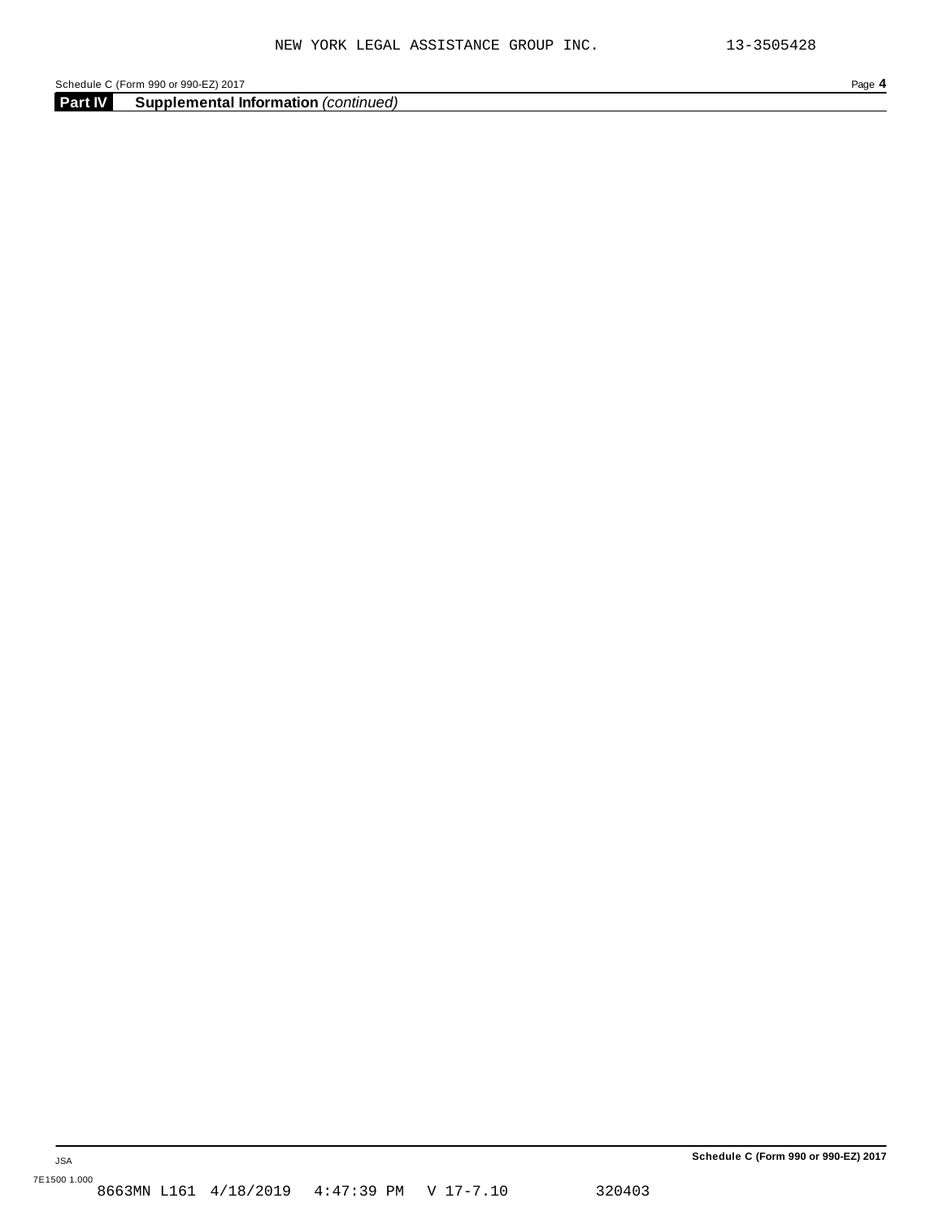## Part IV Supplemental Information *(continued)*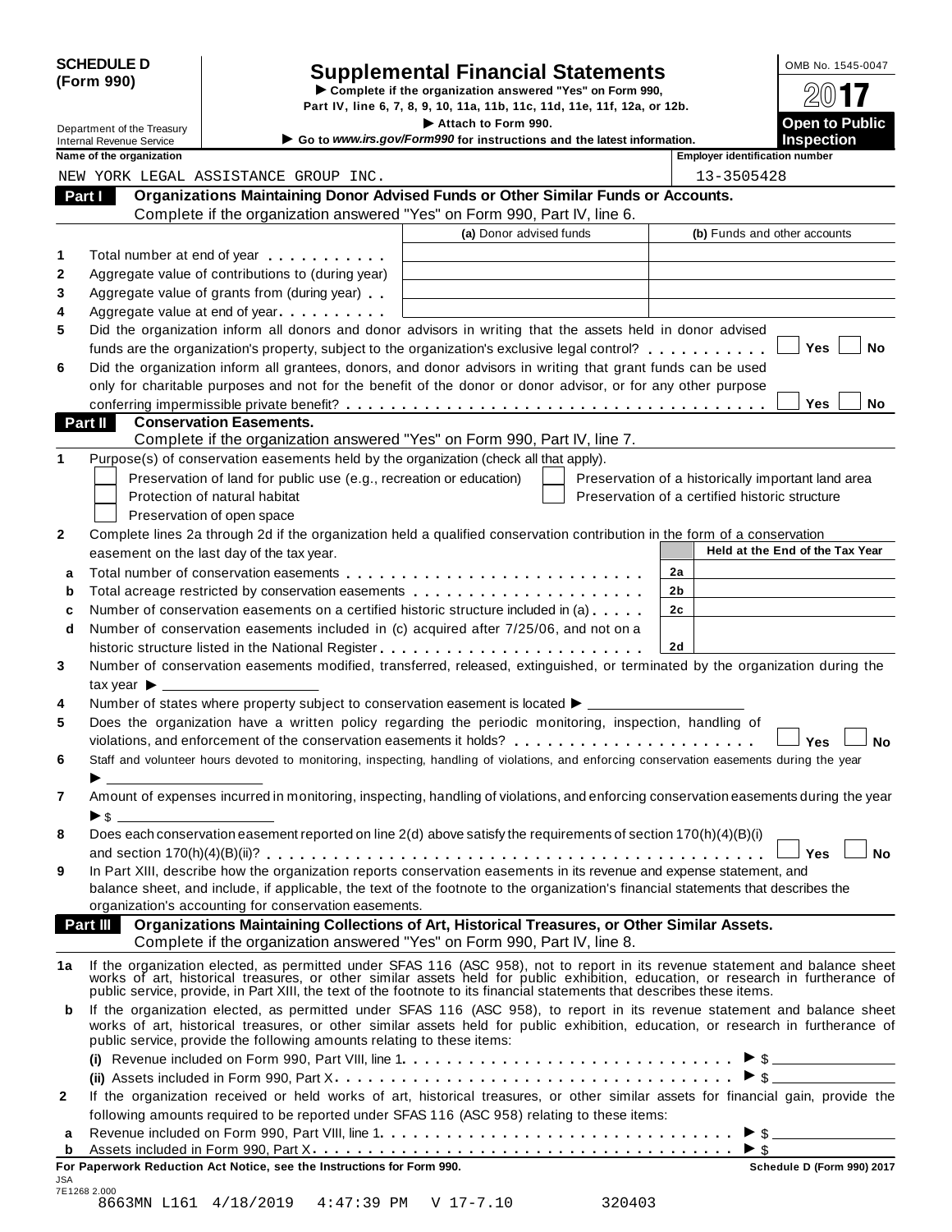**SCHEDULE D (Form 990)**

Department of the Treasury
Internal Revenue Service

# Supplemental Financial Statements

▶ Complete if the organization answered "Yes" on Form 990, Part IV, line 6, 7, 8, 9, 10, 11a, 11b, 11c, 11d, 11e, 11f, 12a, or 12b.
▶ Attach to Form 990.
▶ Go to *www.irs.gov/Form990* for instructions and the latest information.

OMB No. 1545-0047
2017
**Open to Public Inspection**

| Name of the organization | Employer identification number |
|---|---|
| NEW YORK LEGAL ASSISTANCE GROUP INC. | 13-3505428 |

## Part I Organizations Maintaining Donor Advised Funds or Other Similar Funds or Accounts.

Complete if the organization answered "Yes" on Form 990, Part IV, line 6.

| | | (a) Donor advised funds | (b) Funds and other accounts |
|---|---|---|---|
| 1 | Total number at end of year | | |
| 2 | Aggregate value of contributions to (during year) | | |
| 3 | Aggregate value of grants from (during year) | | |
| 4 | Aggregate value at end of year | | |

5 Did the organization inform all donors and donor advisors in writing that the assets held in donor advised funds are the organization's property, subject to the organization's exclusive legal control? ☐ Yes ☐ No

6 Did the organization inform all grantees, donors, and donor advisors in writing that grant funds can be used only for charitable purposes and not for the benefit of the donor or donor advisor, or for any other purpose conferring impermissible private benefit? ☐ Yes ☐ No

## Part II Conservation Easements.

Complete if the organization answered "Yes" on Form 990, Part IV, line 7.

1 Purpose(s) of conservation easements held by the organization (check all that apply).

☐ Preservation of land for public use (e.g., recreation or education)
☐ Protection of natural habitat
☐ Preservation of open space
☐ Preservation of a historically important land area
☐ Preservation of a certified historic structure

2 Complete lines 2a through 2d if the organization held a qualified conservation contribution in the form of a conservation easement on the last day of the tax year.

| | | | Held at the End of the Tax Year |
|---|---|---|---|
| a | Total number of conservation easements | 2a | |
| b | Total acreage restricted by conservation easements | 2b | |
| c | Number of conservation easements on a certified historic structure included in (a) | 2c | |
| d | Number of conservation easements included in (c) acquired after 7/25/06, and not on a historic structure listed in the National Register | 2d | |

3 Number of conservation easements modified, transferred, released, extinguished, or terminated by the organization during the tax year ▶

4 Number of states where property subject to conservation easement is located ▶

5 Does the organization have a written policy regarding the periodic monitoring, inspection, handling of violations, and enforcement of the conservation easements it holds? ☐ Yes ☐ No

6 Staff and volunteer hours devoted to monitoring, inspecting, handling of violations, and enforcing conservation easements during the year ▶

7 Amount of expenses incurred in monitoring, inspecting, handling of violations, and enforcing conservation easements during the year ▶ $

8 Does each conservation easement reported on line 2(d) above satisfy the requirements of section 170(h)(4)(B)(i) and section 170(h)(4)(B)(ii)? ☐ Yes ☐ No

9 In Part XIII, describe how the organization reports conservation easements in its revenue and expense statement, and balance sheet, and include, if applicable, the text of the footnote to the organization's financial statements that describes the organization's accounting for conservation easements.

## Part III Organizations Maintaining Collections of Art, Historical Treasures, or Other Similar Assets.

Complete if the organization answered "Yes" on Form 990, Part IV, line 8.

1a If the organization elected, as permitted under SFAS 116 (ASC 958), not to report in its revenue statement and balance sheet works of art, historical treasures, or other similar assets held for public exhibition, education, or research in furtherance of public service, provide, in Part XIII, the text of the footnote to its financial statements that describes these items.

b If the organization elected, as permitted under SFAS 116 (ASC 958), to report in its revenue statement and balance sheet works of art, historical treasures, or other similar assets held for public exhibition, education, or research in furtherance of public service, provide the following amounts relating to these items:

(i) Revenue included on Form 990, Part VIII, line 1 ▶ $

(ii) Assets included in Form 990, Part X ▶ $

2 If the organization received or held works of art, historical treasures, or other similar assets for financial gain, provide the following amounts required to be reported under SFAS 116 (ASC 958) relating to these items:

a Revenue included on Form 990, Part VIII, line 1 ▶ $

b Assets included in Form 990, Part X ▶ $

**For Paperwork Reduction Act Notice, see the Instructions for Form 990.** Schedule D (Form 990) 2017

JSA
7E1268 2.000
8663MN L161 4/18/2019 4:47:39 PM V 17-7.10 320403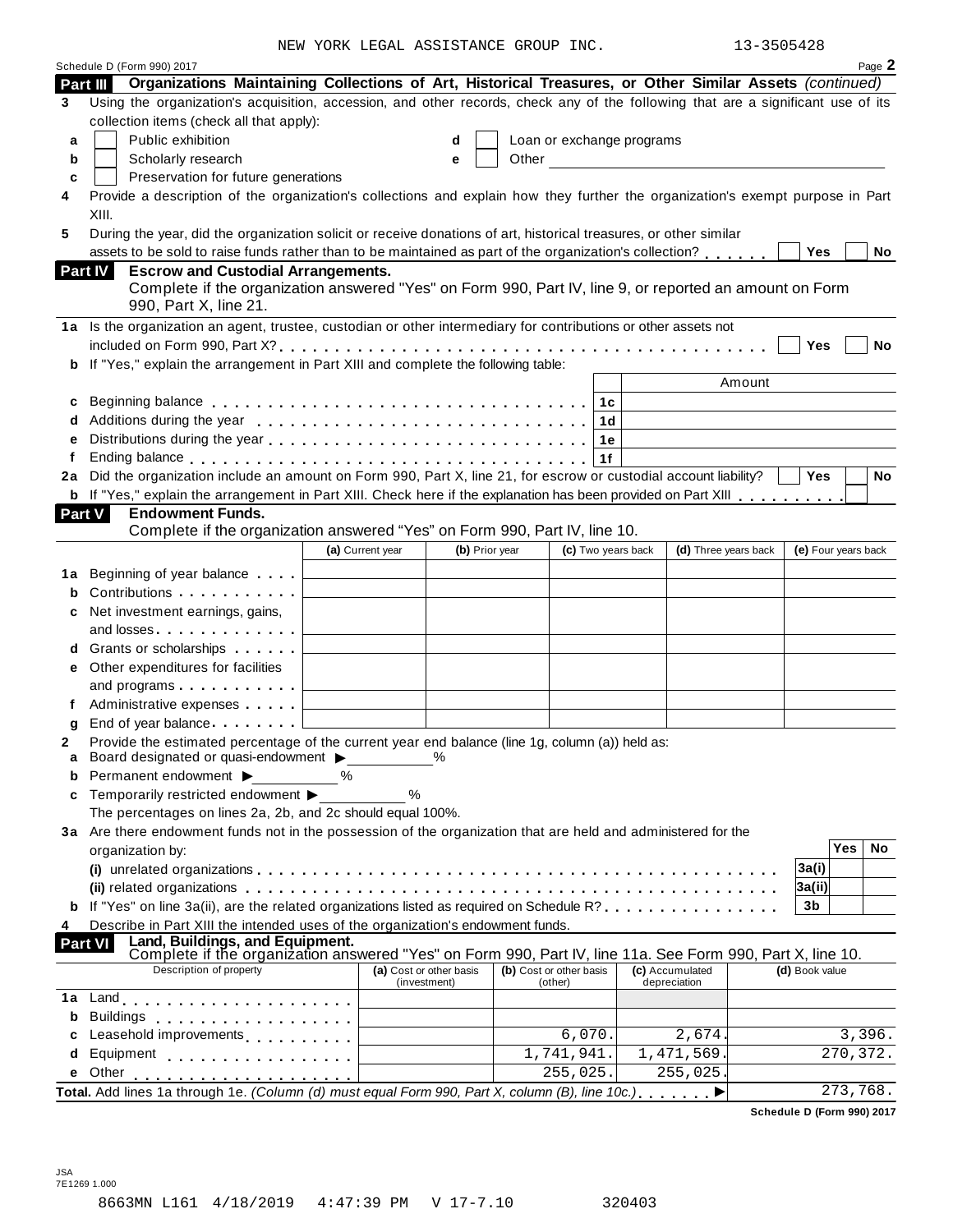NEW YORK LEGAL ASSISTANCE GROUP INC. 13-3505428

Schedule D (Form 990) 2017 Page **2**

## Part III Organizations Maintaining Collections of Art, Historical Treasures, or Other Similar Assets *(continued)*

**3** Using the organization's acquisition, accession, and other records, check any of the following that are a significant use of its collection items (check all that apply):

- **a** ☐ Public exhibition
- **b** ☐ Scholarly research
- **c** ☐ Preservation for future generations
- **d** ☐ Loan or exchange programs
- **e** ☐ Other

**4** Provide a description of the organization's collections and explain how they further the organization's exempt purpose in Part XIII.

**5** During the year, did the organization solicit or receive donations of art, historical treasures, or other similar assets to be sold to raise funds rather than to be maintained as part of the organization's collection? . . . . . . ☐ Yes ☐ No

## Part IV Escrow and Custodial Arrangements.

Complete if the organization answered "Yes" on Form 990, Part IV, line 9, or reported an amount on Form 990, Part X, line 21.

**1a** Is the organization an agent, trustee, custodian or other intermediary for contributions or other assets not included on Form 990, Part X? . . . . . . ☐ Yes ☐ No

**b** If "Yes," explain the arrangement in Part XIII and complete the following table:

| | | | Amount |
|---|---|---|---|
| **c** | Beginning balance | 1c | |
| **d** | Additions during the year | 1d | |
| **e** | Distributions during the year | 1e | |
| **f** | Ending balance | 1f | |

**2a** Did the organization include an amount on Form 990, Part X, line 21, for escrow or custodial account liability? ☐ Yes ☐ No

**b** If "Yes," explain the arrangement in Part XIII. Check here if the explanation has been provided on Part XIII . . . . . . . . ☐

## Part V Endowment Funds.

Complete if the organization answered "Yes" on Form 990, Part IV, line 10.

| | | (a) Current year | (b) Prior year | (c) Two years back | (d) Three years back | (e) Four years back |
|---|---|---|---|---|---|---|
| **1a** | Beginning of year balance | | | | | |
| **b** | Contributions | | | | | |
| **c** | Net investment earnings, gains, and losses | | | | | |
| **d** | Grants or scholarships | | | | | |
| **e** | Other expenditures for facilities and programs | | | | | |
| **f** | Administrative expenses | | | | | |
| **g** | End of year balance | | | | | |

**2** Provide the estimated percentage of the current year end balance (line 1g, column (a)) held as:

- **a** Board designated or quasi-endowment ▶ ______ %
- **b** Permanent endowment ▶ ______ %
- **c** Temporarily restricted endowment ▶ ______ %

The percentages on lines 2a, 2b, and 2c should equal 100%.

**3a** Are there endowment funds not in the possession of the organization that are held and administered for the organization by:

| | | | Yes | No |
|---|---|---|---|---|
| | **(i)** unrelated organizations | 3a(i) | | |
| | **(ii)** related organizations | 3a(ii) | | |
| **b** | If "Yes" on line 3a(ii), are the related organizations listed as required on Schedule R? | 3b | | |

**4** Describe in Part XIII the intended uses of the organization's endowment funds.

## Part VI Land, Buildings, and Equipment.

Complete if the organization answered "Yes" on Form 990, Part IV, line 11a. See Form 990, Part X, line 10.

| | Description of property | (a) Cost or other basis (investment) | (b) Cost or other basis (other) | (c) Accumulated depreciation | (d) Book value |
|---|---|---|---|---|---|
| **1a** | Land | | | | |
| **b** | Buildings | | | | |
| **c** | Leasehold improvements | | 6,070. | 2,674. | 3,396. |
| **d** | Equipment | | 1,741,941. | 1,471,569. | 270,372. |
| **e** | Other | | 255,025. | 255,025. | |

**Total.** Add lines 1a through 1e. *(Column (d) must equal Form 990, Part X, column (B), line 10c.)* . . . . . . ▶ 273,768.

Schedule D (Form 990) 2017

JSA
7E1269 1.000

8663MN L161 4/18/2019 4:47:39 PM V 17-7.10 320403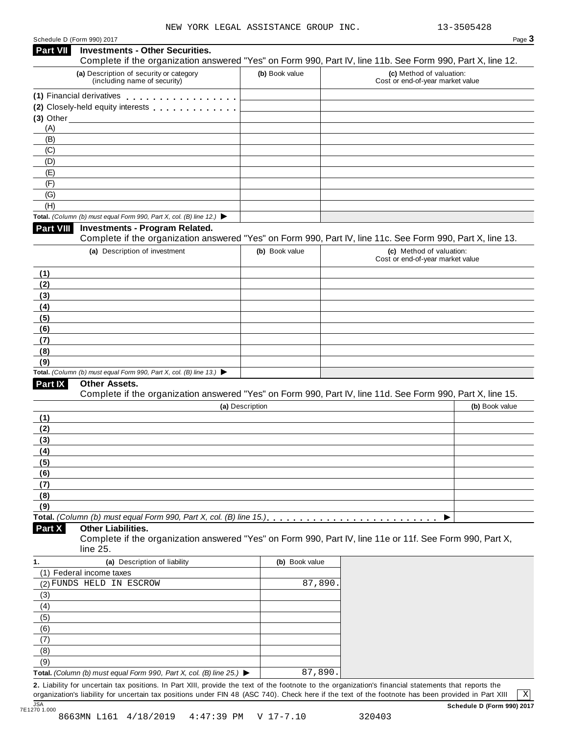NEW YORK LEGAL ASSISTANCE GROUP INC. 13-3505428

Schedule D (Form 990) 2017

## Part VII Investments - Other Securities.

Complete if the organization answered "Yes" on Form 990, Part IV, line 11b. See Form 990, Part X, line 12.

| (a) Description of security or category (including name of security) | (b) Book value | (c) Method of valuation: Cost or end-of-year market value |
|---|---|---|
| (1) Financial derivatives | | |
| (2) Closely-held equity interests | | |
| (3) Other | | |
| (A) | | |
| (B) | | |
| (C) | | |
| (D) | | |
| (E) | | |
| (F) | | |
| (G) | | |
| (H) | | |
| **Total.** *(Column (b) must equal Form 990, Part X, col. (B) line 12.)* ▶ | | |

## Part VIII Investments - Program Related.

Complete if the organization answered "Yes" on Form 990, Part IV, line 11c. See Form 990, Part X, line 13.

| (a) Description of investment | (b) Book value | (c) Method of valuation: Cost or end-of-year market value |
|---|---|---|
| (1) | | |
| (2) | | |
| (3) | | |
| (4) | | |
| (5) | | |
| (6) | | |
| (7) | | |
| (8) | | |
| (9) | | |
| **Total.** *(Column (b) must equal Form 990, Part X, col. (B) line 13.)* ▶ | | |

## Part IX Other Assets.

Complete if the organization answered "Yes" on Form 990, Part IV, line 11d. See Form 990, Part X, line 15.

| (a) Description | (b) Book value |
|---|---|
| (1) | |
| (2) | |
| (3) | |
| (4) | |
| (5) | |
| (6) | |
| (7) | |
| (8) | |
| (9) | |
| **Total.** *(Column (b) must equal Form 990, Part X, col. (B) line 15.)* ▶ | |

## Part X Other Liabilities.

Complete if the organization answered "Yes" on Form 990, Part IV, line 11e or 11f. See Form 990, Part X, line 25.

| 1. (a) Description of liability | (b) Book value |
|---|---|
| (1) Federal income taxes | |
| (2) FUNDS HELD IN ESCROW | 87,890. |
| (3) | |
| (4) | |
| (5) | |
| (6) | |
| (7) | |
| (8) | |
| (9) | |
| **Total.** *(Column (b) must equal Form 990, Part X, col. (B) line 25.)* ▶ | 87,890. |

**2.** Liability for uncertain tax positions. In Part XIII, provide the text of the footnote to the organization's financial statements that reports the organization's liability for uncertain tax positions under FIN 48 (ASC 740). Check here if the text of the footnote has been provided in Part XIII [X]

Schedule D (Form 990) 2017

JSA 7E1270 1.000

8663MN L161 4/18/2019 4:47:39 PM V 17-7.10 320403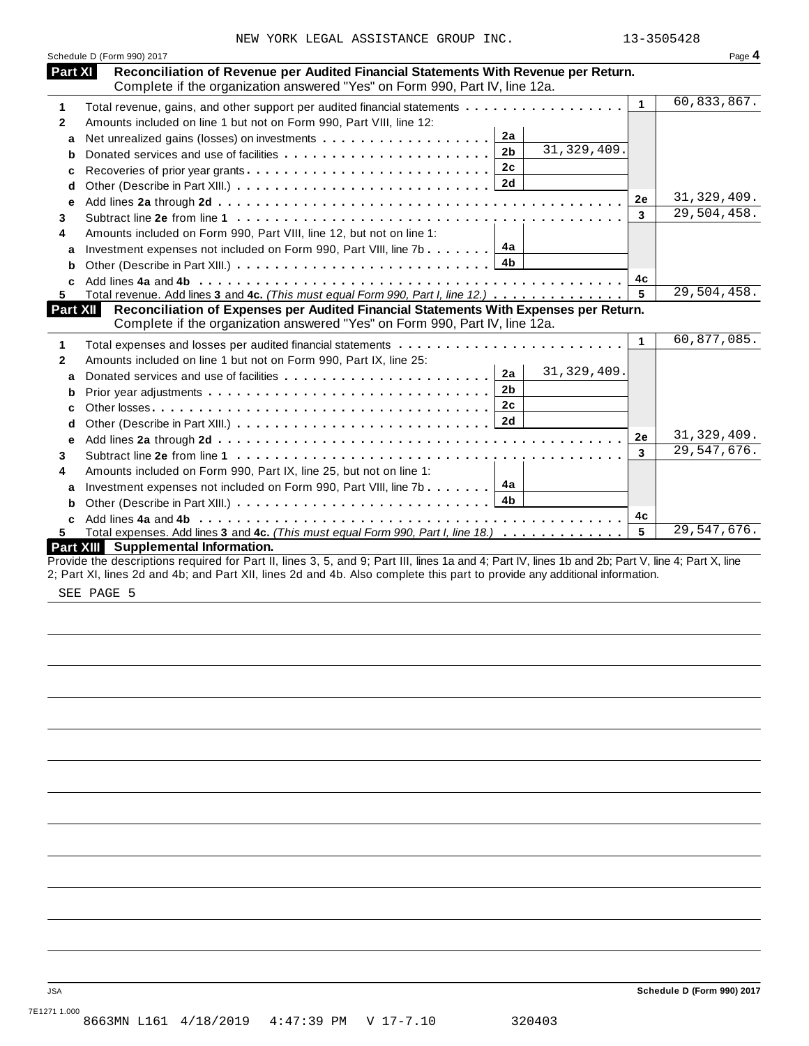NEW YORK LEGAL ASSISTANCE GROUP INC. 13-3505428

Schedule D (Form 990) 2017

## Part XI Reconciliation of Revenue per Audited Financial Statements With Revenue per Return.

Complete if the organization answered "Yes" on Form 990, Part IV, line 12a.

| | | | | | |
|---|---|---|---|---|---|
| **1** | Total revenue, gains, and other support per audited financial statements | | | 1 | 60,833,867. |
| **2** | Amounts included on line 1 but not on Form 990, Part VIII, line 12: | | | | |
| a | Net unrealized gains (losses) on investments | 2a | | | |
| b | Donated services and use of facilities | 2b | 31,329,409. | | |
| c | Recoveries of prior year grants | 2c | | | |
| d | Other (Describe in Part XIII.) | 2d | | | |
| e | Add lines **2a** through **2d** | | | 2e | 31,329,409. |
| **3** | Subtract line **2e** from line **1** | | | 3 | 29,504,458. |
| **4** | Amounts included on Form 990, Part VIII, line 12, but not on line 1: | | | | |
| a | Investment expenses not included on Form 990, Part VIII, line 7b | 4a | | | |
| b | Other (Describe in Part XIII.) | 4b | | | |
| c | Add lines **4a** and **4b** | | | 4c | |
| **5** | Total revenue. Add lines **3** and **4c.** *(This must equal Form 990, Part I, line 12.)* | | | 5 | 29,504,458. |

## Part XII Reconciliation of Expenses per Audited Financial Statements With Expenses per Return.

Complete if the organization answered "Yes" on Form 990, Part IV, line 12a.

| | | | | | |
|---|---|---|---|---|---|
| **1** | Total expenses and losses per audited financial statements | | | 1 | 60,877,085. |
| **2** | Amounts included on line 1 but not on Form 990, Part IX, line 25: | | | | |
| a | Donated services and use of facilities | 2a | 31,329,409. | | |
| b | Prior year adjustments | 2b | | | |
| c | Other losses | 2c | | | |
| d | Other (Describe in Part XIII.) | 2d | | | |
| e | Add lines **2a** through **2d** | | | 2e | 31,329,409. |
| **3** | Subtract line **2e** from line **1** | | | 3 | 29,547,676. |
| **4** | Amounts included on Form 990, Part IX, line 25, but not on line 1: | | | | |
| a | Investment expenses not included on Form 990, Part VIII, line 7b | 4a | | | |
| b | Other (Describe in Part XIII.) | 4b | | | |
| c | Add lines **4a** and **4b** | | | 4c | |
| **5** | Total expenses. Add lines **3** and **4c.** *(This must equal Form 990, Part I, line 18.)* | | | 5 | 29,547,676. |

## Part XIII Supplemental Information.

Provide the descriptions required for Part II, lines 3, 5, and 9; Part III, lines 1a and 4; Part IV, lines 1b and 2b; Part V, line 4; Part X, line 2; Part XI, lines 2d and 4b; and Part XII, lines 2d and 4b. Also complete this part to provide any additional information.

SEE PAGE 5

JSA

Schedule D (Form 990) 2017

7E1271 1.000

8663MN L161 4/18/2019 4:47:39 PM V 17-7.10 320403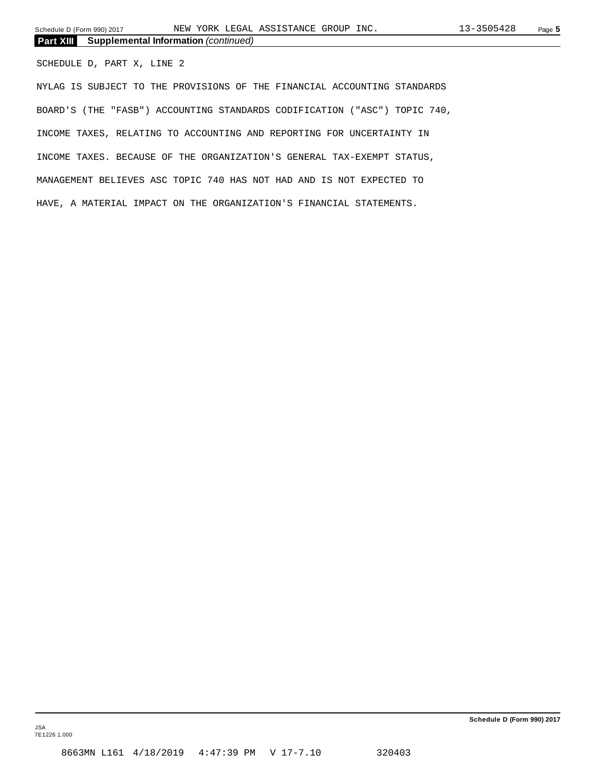## Part XIII Supplemental Information *(continued)*

SCHEDULE D, PART X, LINE 2

NYLAG IS SUBJECT TO THE PROVISIONS OF THE FINANCIAL ACCOUNTING STANDARDS BOARD'S (THE "FASB") ACCOUNTING STANDARDS CODIFICATION ("ASC") TOPIC 740, INCOME TAXES, RELATING TO ACCOUNTING AND REPORTING FOR UNCERTAINTY IN INCOME TAXES. BECAUSE OF THE ORGANIZATION'S GENERAL TAX-EXEMPT STATUS, MANAGEMENT BELIEVES ASC TOPIC 740 HAS NOT HAD AND IS NOT EXPECTED TO HAVE, A MATERIAL IMPACT ON THE ORGANIZATION'S FINANCIAL STATEMENTS.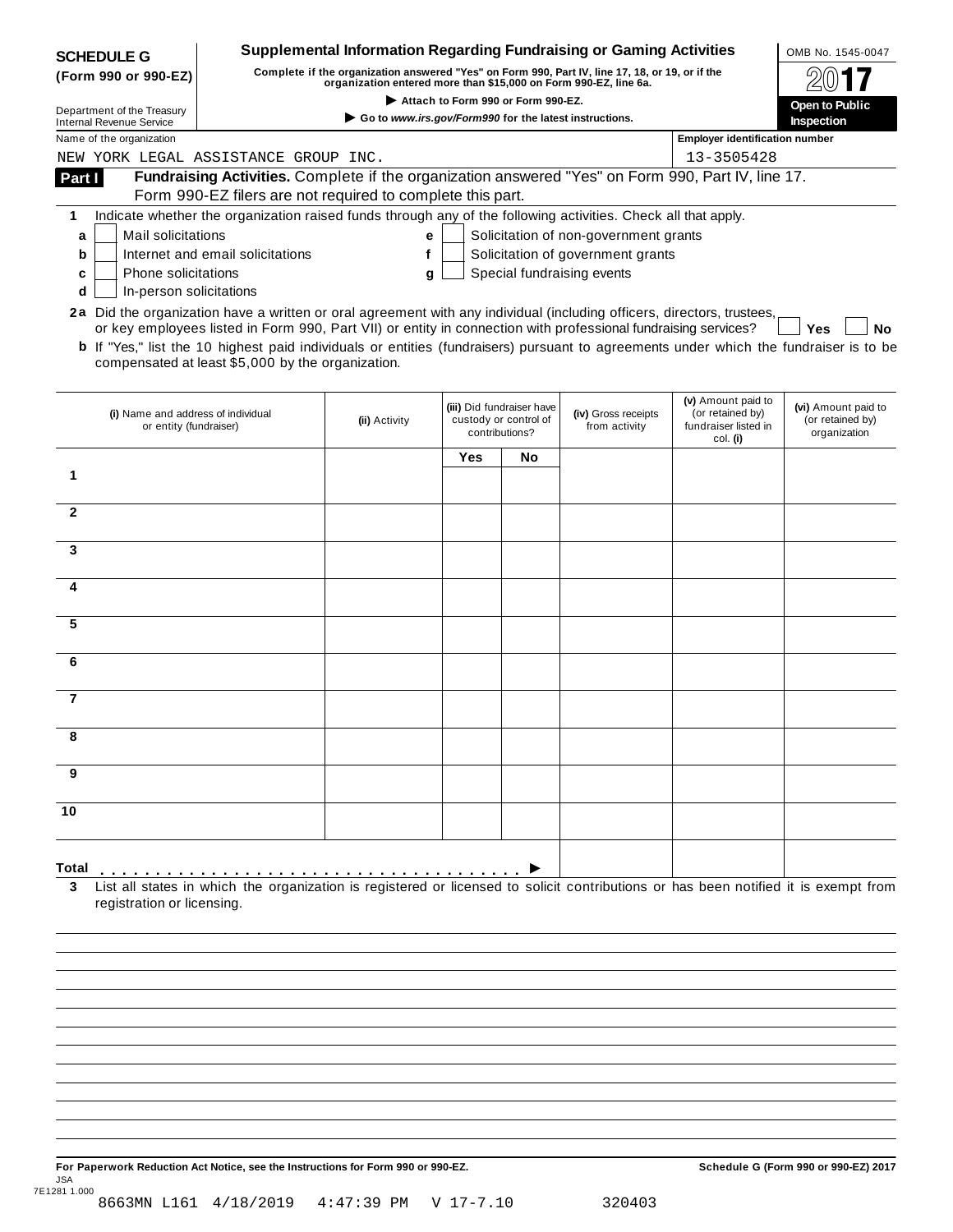**SCHEDULE G (Form 990 or 990-EZ)**

Department of the Treasury
Internal Revenue Service

# Supplemental Information Regarding Fundraising or Gaming Activities

**Complete if the organization answered "Yes" on Form 990, Part IV, line 17, 18, or 19, or if the organization entered more than $15,000 on Form 990-EZ, line 6a.**

▶ **Attach to Form 990 or Form 990-EZ.**

▶ **Go to *www.irs.gov/Form990* for the latest instructions.**

OMB No. 1545-0047

**2017**

**Open to Public Inspection**

Name of the organization: NEW YORK LEGAL ASSISTANCE GROUP INC.

Employer identification number: 13-3505428

**Part I** **Fundraising Activities.** Complete if the organization answered "Yes" on Form 990, Part IV, line 17. Form 990-EZ filers are not required to complete this part.

1 Indicate whether the organization raised funds through any of the following activities. Check all that apply.

- a ☐ Mail solicitations
- b ☐ Internet and email solicitations
- c ☐ Phone solicitations
- d ☐ In-person solicitations
- e ☐ Solicitation of non-government grants
- f ☐ Solicitation of government grants
- g ☐ Special fundraising events

**2a** Did the organization have a written or oral agreement with any individual (including officers, directors, trustees, or key employees listed in Form 990, Part VII) or entity in connection with professional fundraising services? ☐ **Yes** ☐ **No**

**b** If "Yes," list the 10 highest paid individuals or entities (fundraisers) pursuant to agreements under which the fundraiser is to be compensated at least $5,000 by the organization.

| | (i) Name and address of individual or entity (fundraiser) | (ii) Activity | (iii) Did fundraiser have custody or control of contributions? Yes | No | (iv) Gross receipts from activity | (v) Amount paid to (or retained by) fundraiser listed in col. (i) | (vi) Amount paid to (or retained by) organization |
|---|---|---|---|---|---|---|---|
| 1 | | | | | | | |
| 2 | | | | | | | |
| 3 | | | | | | | |
| 4 | | | | | | | |
| 5 | | | | | | | |
| 6 | | | | | | | |
| 7 | | | | | | | |
| 8 | | | | | | | |
| 9 | | | | | | | |
| 10 | | | | | | | |
| **Total** ▶ | | | | | | | |

**3** List all states in which the organization is registered or licensed to solicit contributions or has been notified it is exempt from registration or licensing.

**For Paperwork Reduction Act Notice, see the Instructions for Form 990 or 990-EZ.**

**Schedule G (Form 990 or 990-EZ) 2017**

JSA
7E1281 1.000

8663MN L161 4/18/2019 4:47:39 PM V 17-7.10 320403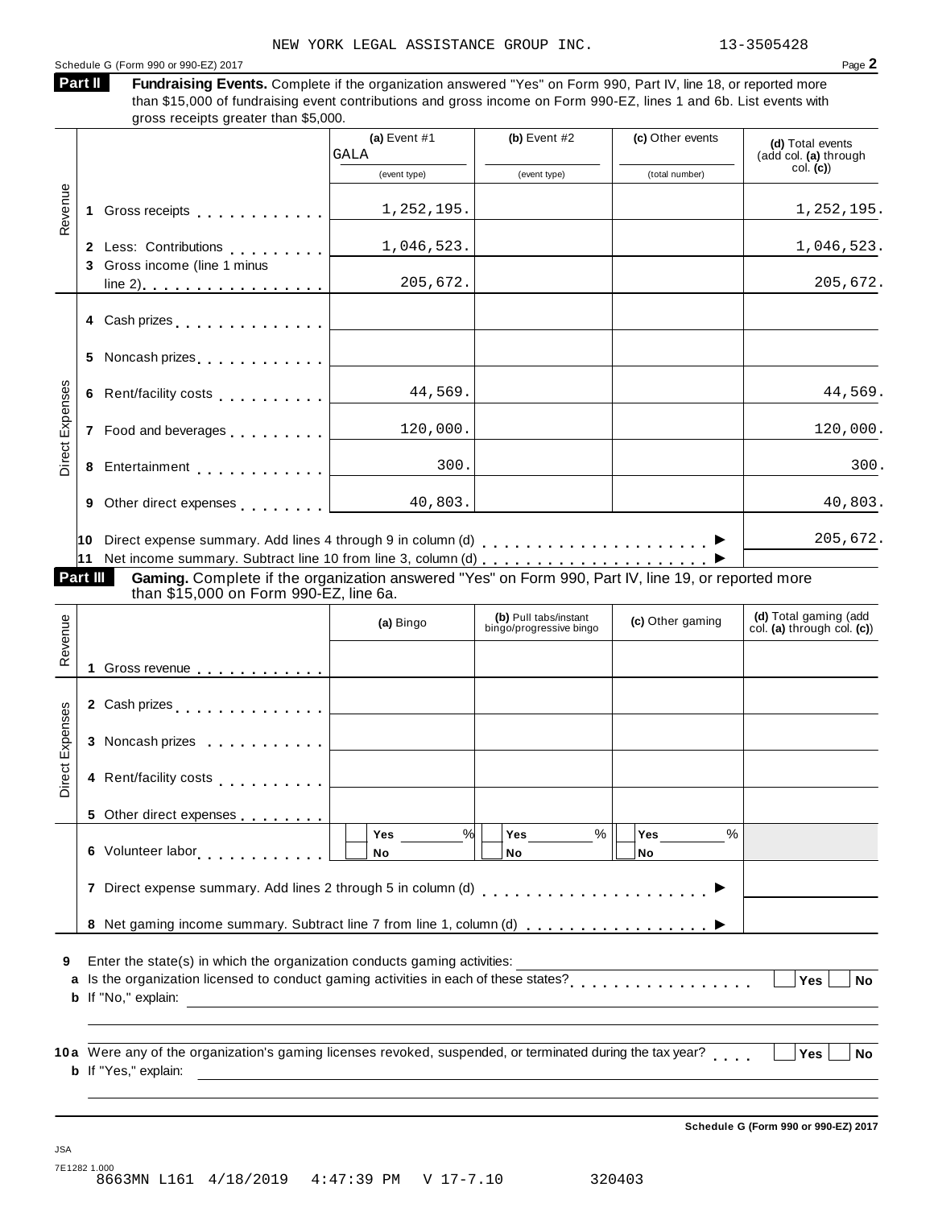NEW YORK LEGAL ASSISTANCE GROUP INC. 13-3505428

Schedule G (Form 990 or 990-EZ) 2017 Page **2**

**Part II** **Fundraising Events.** Complete if the organization answered "Yes" on Form 990, Part IV, line 18, or reported more than $15,000 of fundraising event contributions and gross income on Form 990-EZ, lines 1 and 6b. List events with gross receipts greater than $5,000.

| | | (a) Event #1 GALA (event type) | (b) Event #2 (event type) | (c) Other events (total number) | (d) Total events (add col. (a) through col. (c)) |
|---|---|---|---|---|---|
| Revenue | 1 Gross receipts | 1,252,195. | | | 1,252,195. |
| | 2 Less: Contributions | 1,046,523. | | | 1,046,523. |
| | 3 Gross income (line 1 minus line 2) | 205,672. | | | 205,672. |
| Direct Expenses | 4 Cash prizes | | | | |
| | 5 Noncash prizes | | | | |
| | 6 Rent/facility costs | 44,569. | | | 44,569. |
| | 7 Food and beverages | 120,000. | | | 120,000. |
| | 8 Entertainment | 300. | | | 300. |
| | 9 Other direct expenses | 40,803. | | | 40,803. |
| | 10 Direct expense summary. Add lines 4 through 9 in column (d) | | | | 205,672. |
| | 11 Net income summary. Subtract line 10 from line 3, column (d) | | | | |

**Part III** **Gaming.** Complete if the organization answered "Yes" on Form 990, Part IV, line 19, or reported more than $15,000 on Form 990-EZ, line 6a.

| | | (a) Bingo | (b) Pull tabs/instant bingo/progressive bingo | (c) Other gaming | (d) Total gaming (add col. (a) through col. (c)) |
|---|---|---|---|---|---|
| Revenue | 1 Gross revenue | | | | |
| Direct Expenses | 2 Cash prizes | | | | |
| | 3 Noncash prizes | | | | |
| | 4 Rent/facility costs | | | | |
| | 5 Other direct expenses | | | | |
| | 6 Volunteer labor | Yes ___ % No | Yes ___ % No | Yes ___ % No | |
| | 7 Direct expense summary. Add lines 2 through 5 in column (d) | | | | |
| | 8 Net gaming income summary. Subtract line 7 from line 1, column (d) | | | | |

**9** Enter the state(s) in which the organization conducts gaming activities: ______

**a** Is the organization licensed to conduct gaming activities in each of these states? ☐ Yes ☐ No

**b** If "No," explain:

**10a** Were any of the organization's gaming licenses revoked, suspended, or terminated during the tax year? ☐ Yes ☐ No

**b** If "Yes," explain:

**Schedule G (Form 990 or 990-EZ) 2017**

JSA
7E1282 1.000
8663MN L161 4/18/2019 4:47:39 PM V 17-7.10 320403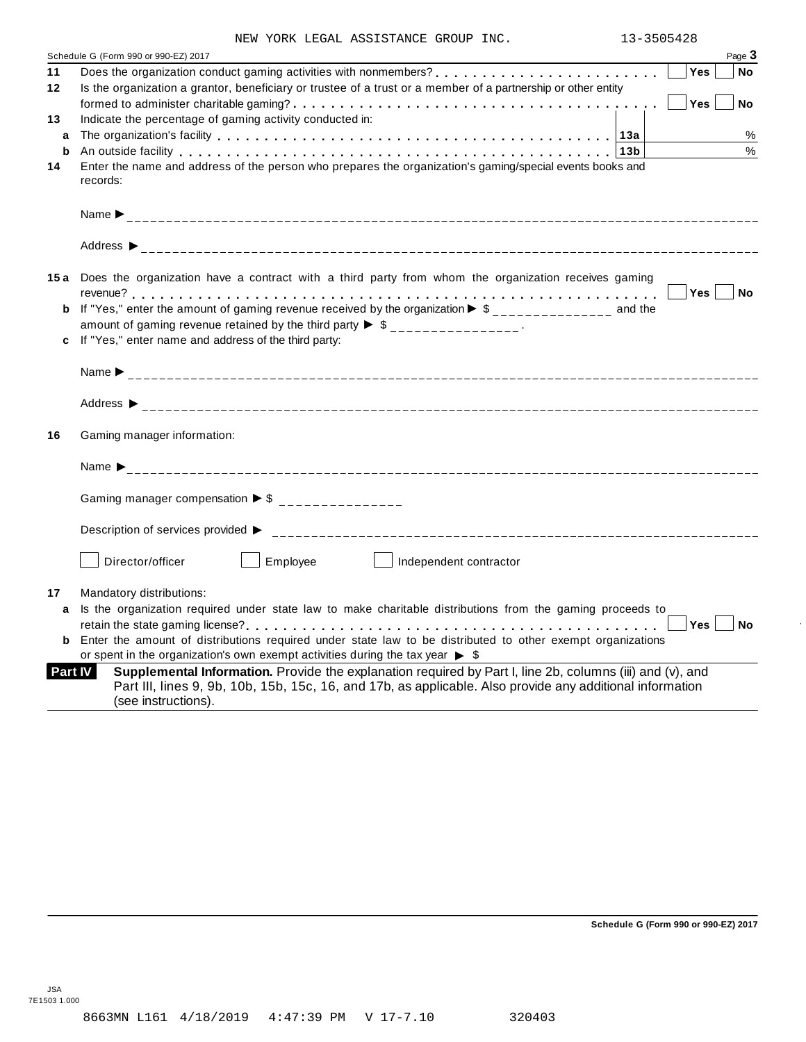NEW YORK LEGAL ASSISTANCE GROUP INC. 13-3505428

Schedule G (Form 990 or 990-EZ) 2017 Page **3**

**11** Does the organization conduct gaming activities with nonmembers? . . . . . . . . . . . . . . . . . . . . . . . . ☐ **Yes** ☐ **No**

**12** Is the organization a grantor, beneficiary or trustee of a trust or a member of a partnership or other entity formed to administer charitable gaming? . . . . . . . . . . . . . . . . . . . . . . . . . . . . . . . . . . . . . . ☐ **Yes** ☐ **No**

**13** Indicate the percentage of gaming activity conducted in:

**a** The organization's facility . . . . . . . . . . . . . . . . . . . . . . . . . . . . . . . . . . . . . . . . . . . . **13a** %

**b** An outside facility . . . . . . . . . . . . . . . . . . . . . . . . . . . . . . . . . . . . . . . . . . . . . . . . . **13b** %

**14** Enter the name and address of the person who prepares the organization's gaming/special events books and records:

Name ► ____________________

Address ► ____________________

**15 a** Does the organization have a contract with a third party from whom the organization receives gaming revenue? . . . . . . . . . . . . . . . . . . . . . . . . . . . . . . . . . . . . . . . . . . . . . . . . . . . . . . . . . ☐ **Yes** ☐ **No**

**b** If "Yes," enter the amount of gaming revenue received by the organization ► $ ______________ and the amount of gaming revenue retained by the third party ► $ ______________ .

**c** If "Yes," enter name and address of the third party:

Name ► ____________________

Address ► ____________________

**16** Gaming manager information:

Name ► ____________________

Gaming manager compensation ► $ ______________

Description of services provided ► ____________________

☐ Director/officer ☐ Employee ☐ Independent contractor

**17** Mandatory distributions:

**a** Is the organization required under state law to make charitable distributions from the gaming proceeds to retain the state gaming license? . . . . . . . . . . . . . . . . . . . . . . . . . . . . . . . . . . . . . . . . . . . . . ☐ **Yes** ☐ **No**

**b** Enter the amount of distributions required under state law to be distributed to other exempt organizations or spent in the organization's own exempt activities during the tax year ► $

**Part IV** **Supplemental Information.** Provide the explanation required by Part I, line 2b, columns (iii) and (v), and Part III, lines 9, 9b, 10b, 15b, 15c, 16, and 17b, as applicable. Also provide any additional information (see instructions).

**Schedule G (Form 990 or 990-EZ) 2017**

JSA
7E1503 1.000

8663MN L161 4/18/2019 4:47:39 PM V 17-7.10 320403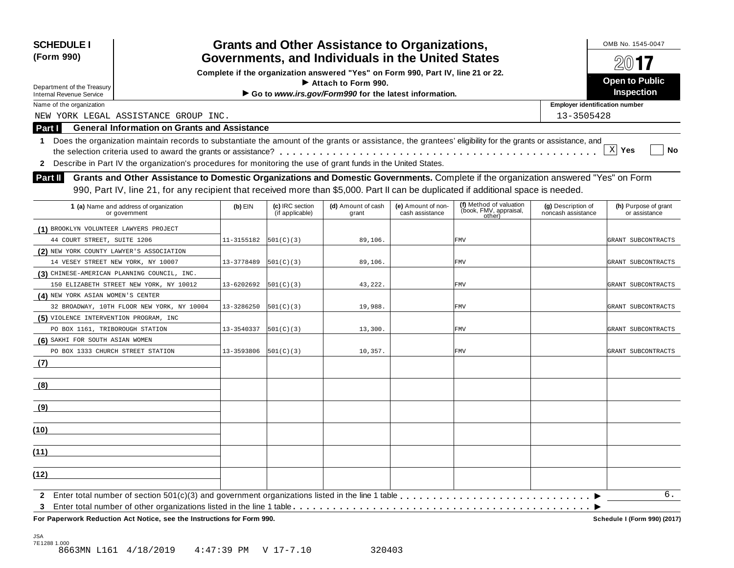**SCHEDULE I (Form 990)**

Department of the Treasury
Internal Revenue Service

# Grants and Other Assistance to Organizations, Governments, and Individuals in the United States

**Complete if the organization answered "Yes" on Form 990, Part IV, line 21 or 22.**
**► Attach to Form 990.**
**► Go to www.irs.gov/Form990 for the latest information.**

OMB No. 1545-0047
**2017**
**Open to Public Inspection**

Name of the organization: NEW YORK LEGAL ASSISTANCE GROUP INC.

Employer identification number: 13-3505428

## Part I General Information on Grants and Assistance

1 Does the organization maintain records to substantiate the amount of the grants or assistance, the grantees' eligibility for the grants or assistance, and the selection criteria used to award the grants or assistance? . . . . . [X] Yes [ ] No

2 Describe in Part IV the organization's procedures for monitoring the use of grant funds in the United States.

## Part II Grants and Other Assistance to Domestic Organizations and Domestic Governments.

Complete if the organization answered "Yes" on Form 990, Part IV, line 21, for any recipient that received more than $5,000. Part II can be duplicated if additional space is needed.

| 1 (a) Name and address of organization or government | (b) EIN | (c) IRC section (if applicable) | (d) Amount of cash grant | (e) Amount of non-cash assistance | (f) Method of valuation (book, FMV, appraisal, other) | (g) Description of noncash assistance | (h) Purpose of grant or assistance |
|---|---|---|---|---|---|---|---|
| (1) BROOKLYN VOLUNTEER LAWYERS PROJECT 44 COURT STREET, SUITE 1206 | 11-3155182 | 501(C)(3) | 89,106. | | FMV | | GRANT SUBCONTRACTS |
| (2) NEW YORK COUNTY LAWYER'S ASSOCIATION 14 VESEY STREET NEW YORK, NY 10007 | 13-3778489 | 501(C)(3) | 89,106. | | FMV | | GRANT SUBCONTRACTS |
| (3) CHINESE-AMERICAN PLANNING COUNCIL, INC. 150 ELIZABETH STREET NEW YORK, NY 10012 | 13-6202692 | 501(C)(3) | 43,222. | | FMV | | GRANT SUBCONTRACTS |
| (4) NEW YORK ASIAN WOMEN'S CENTER 32 BROADWAY, 10TH FLOOR NEW YORK, NY 10004 | 13-3286250 | 501(C)(3) | 19,988. | | FMV | | GRANT SUBCONTRACTS |
| (5) VIOLENCE INTERVENTION PROGRAM, INC PO BOX 1161, TRIBOROUGH STATION | 13-3540337 | 501(C)(3) | 13,300. | | FMV | | GRANT SUBCONTRACTS |
| (6) SAKHI FOR SOUTH ASIAN WOMEN PO BOX 1333 CHURCH STREET STATION | 13-3593806 | 501(C)(3) | 10,357. | | FMV | | GRANT SUBCONTRACTS |
| (7) | | | | | | | |
| (8) | | | | | | | |
| (9) | | | | | | | |
| (10) | | | | | | | |
| (11) | | | | | | | |
| (12) | | | | | | | |

2 Enter total number of section 501(c)(3) and government organizations listed in the line 1 table . . . . . ► 6.

3 Enter total number of other organizations listed in the line 1 table . . . . . ►

**For Paperwork Reduction Act Notice, see the Instructions for Form 990.** **Schedule I (Form 990) (2017)**

JSA
7E1288 1.000
8663MN L161 4/18/2019 4:47:39 PM V 17-7.10 320403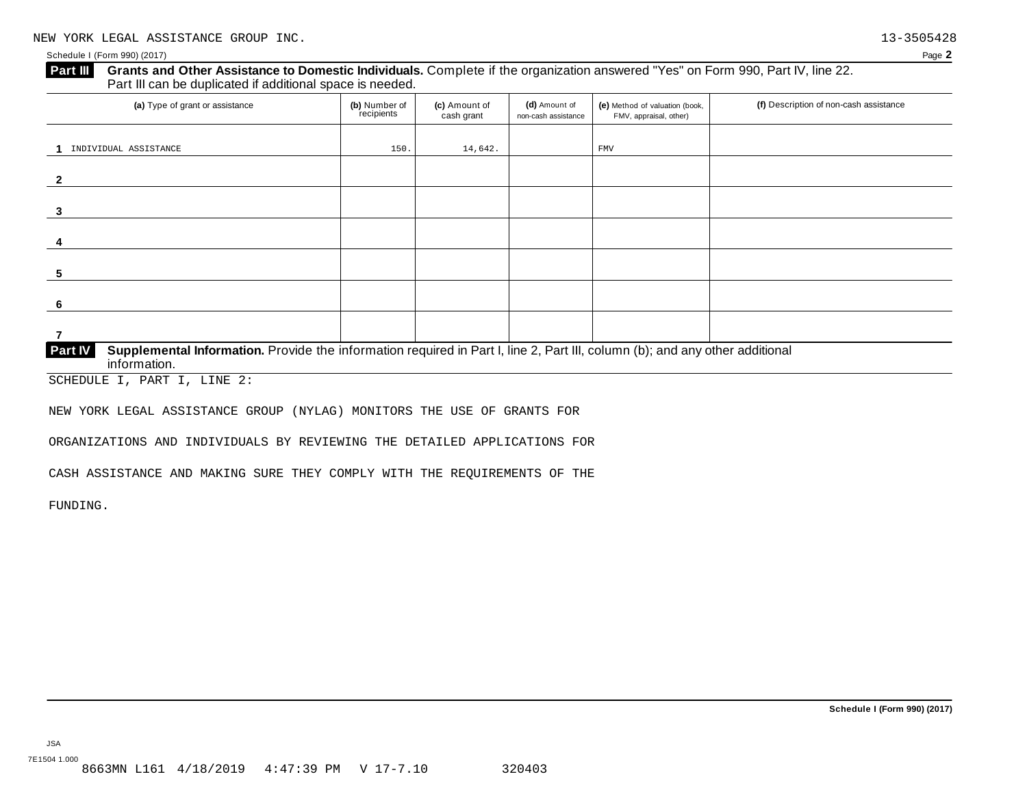NEW YORK LEGAL ASSISTANCE GROUP INC. 13-3505428

Schedule I (Form 990) (2017) Page **2**

**Part III** **Grants and Other Assistance to Domestic Individuals.** Complete if the organization answered "Yes" on Form 990, Part IV, line 22. Part III can be duplicated if additional space is needed.

| (a) Type of grant or assistance | (b) Number of recipients | (c) Amount of cash grant | (d) Amount of non-cash assistance | (e) Method of valuation (book, FMV, appraisal, other) | (f) Description of non-cash assistance |
|---|---|---|---|---|---|
| 1 INDIVIDUAL ASSISTANCE | 150. | 14,642. | | FMV | |
| 2 | | | | | |
| 3 | | | | | |
| 4 | | | | | |
| 5 | | | | | |
| 6 | | | | | |
| 7 | | | | | |

**Part IV** **Supplemental Information.** Provide the information required in Part I, line 2, Part III, column (b); and any other additional information.

SCHEDULE I, PART I, LINE 2:

NEW YORK LEGAL ASSISTANCE GROUP (NYLAG) MONITORS THE USE OF GRANTS FOR ORGANIZATIONS AND INDIVIDUALS BY REVIEWING THE DETAILED APPLICATIONS FOR CASH ASSISTANCE AND MAKING SURE THEY COMPLY WITH THE REQUIREMENTS OF THE FUNDING.

**Schedule I (Form 990) (2017)**

JSA
7E1504 1.000
8663MN L161 4/18/2019 4:47:39 PM V 17-7.10 320403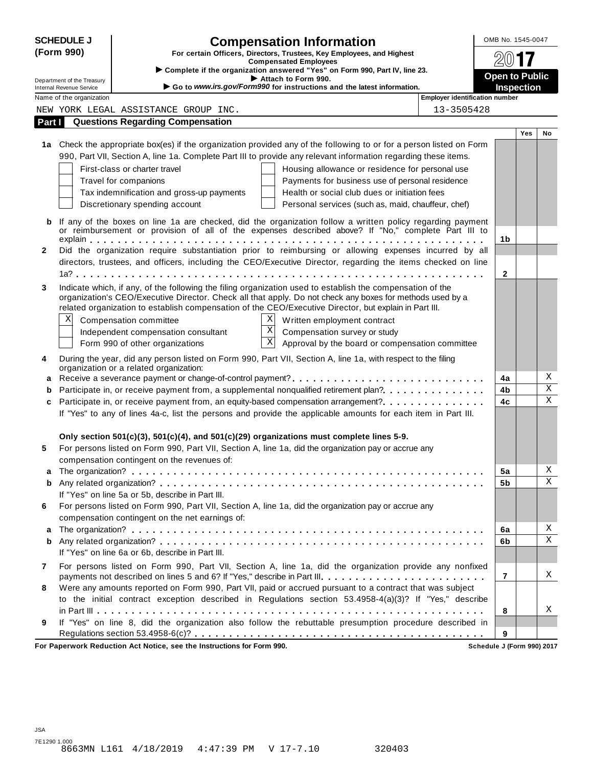**SCHEDULE J (Form 990)**

Department of the Treasury
Internal Revenue Service

# Compensation Information

**For certain Officers, Directors, Trustees, Key Employees, and Highest Compensated Employees**

▶ Complete if the organization answered "Yes" on Form 990, Part IV, line 23.
▶ Attach to Form 990.
▶ Go to *www.irs.gov/Form990* for instructions and the latest information.

OMB No. 1545-0047

**2017**

**Open to Public Inspection**

Name of the organization: NEW YORK LEGAL ASSISTANCE GROUP INC.

Employer identification number: 13-3505428

## Part I Questions Regarding Compensation

| | | | Yes | No |
|---|---|---|---|---|
| **1a** | Check the appropriate box(es) if the organization provided any of the following to or for a person listed on Form 990, Part VII, Section A, line 1a. Complete Part III to provide any relevant information regarding these items.<br>☐ First-class or charter travel ☐ Housing allowance or residence for personal use<br>☐ Travel for companions ☐ Payments for business use of personal residence<br>☐ Tax indemnification and gross-up payments ☐ Health or social club dues or initiation fees<br>☐ Discretionary spending account ☐ Personal services (such as, maid, chauffeur, chef) | | | |
| **b** | If any of the boxes on line 1a are checked, did the organization follow a written policy regarding payment or reimbursement or provision of all of the expenses described above? If "No," complete Part III to explain | **1b** | | |
| **2** | Did the organization require substantiation prior to reimbursing or allowing expenses incurred by all directors, trustees, and officers, including the CEO/Executive Director, regarding the items checked on line 1a? | **2** | | |
| **3** | Indicate which, if any, of the following the filing organization used to establish the compensation of the organization's CEO/Executive Director. Check all that apply. Do not check any boxes for methods used by a related organization to establish compensation of the CEO/Executive Director, but explain in Part III.<br>☒ Compensation committee ☒ Written employment contract<br>☐ Independent compensation consultant ☒ Compensation survey or study<br>☐ Form 990 of other organizations ☒ Approval by the board or compensation committee | | | |
| **4** | During the year, did any person listed on Form 990, Part VII, Section A, line 1a, with respect to the filing organization or a related organization: | | | |
| **a** | Receive a severance payment or change-of-control payment? | **4a** | | X |
| **b** | Participate in, or receive payment from, a supplemental nonqualified retirement plan? | **4b** | | X |
| **c** | Participate in, or receive payment from, an equity-based compensation arrangement? | **4c** | | X |
| | If "Yes" to any of lines 4a-c, list the persons and provide the applicable amounts for each item in Part III. | | | |
| | **Only section 501(c)(3), 501(c)(4), and 501(c)(29) organizations must complete lines 5-9.** | | | |
| **5** | For persons listed on Form 990, Part VII, Section A, line 1a, did the organization pay or accrue any compensation contingent on the revenues of: | | | |
| **a** | The organization? | **5a** | | X |
| **b** | Any related organization? | **5b** | | X |
| | If "Yes" on line 5a or 5b, describe in Part III. | | | |
| **6** | For persons listed on Form 990, Part VII, Section A, line 1a, did the organization pay or accrue any compensation contingent on the net earnings of: | | | |
| **a** | The organization? | **6a** | | X |
| **b** | Any related organization? | **6b** | | X |
| | If "Yes" on line 6a or 6b, describe in Part III. | | | |
| **7** | For persons listed on Form 990, Part VII, Section A, line 1a, did the organization provide any nonfixed payments not described on lines 5 and 6? If "Yes," describe in Part III | **7** | | X |
| **8** | Were any amounts reported on Form 990, Part VII, paid or accrued pursuant to a contract that was subject to the initial contract exception described in Regulations section 53.4958-4(a)(3)? If "Yes," describe in Part III | **8** | | X |
| **9** | If "Yes" on line 8, did the organization also follow the rebuttable presumption procedure described in Regulations section 53.4958-6(c)? | **9** | | |

**For Paperwork Reduction Act Notice, see the Instructions for Form 990.** **Schedule J (Form 990) 2017**

JSA
7E1290 1.000
8663MN L161 4/18/2019 4:47:39 PM V 17-7.10 320403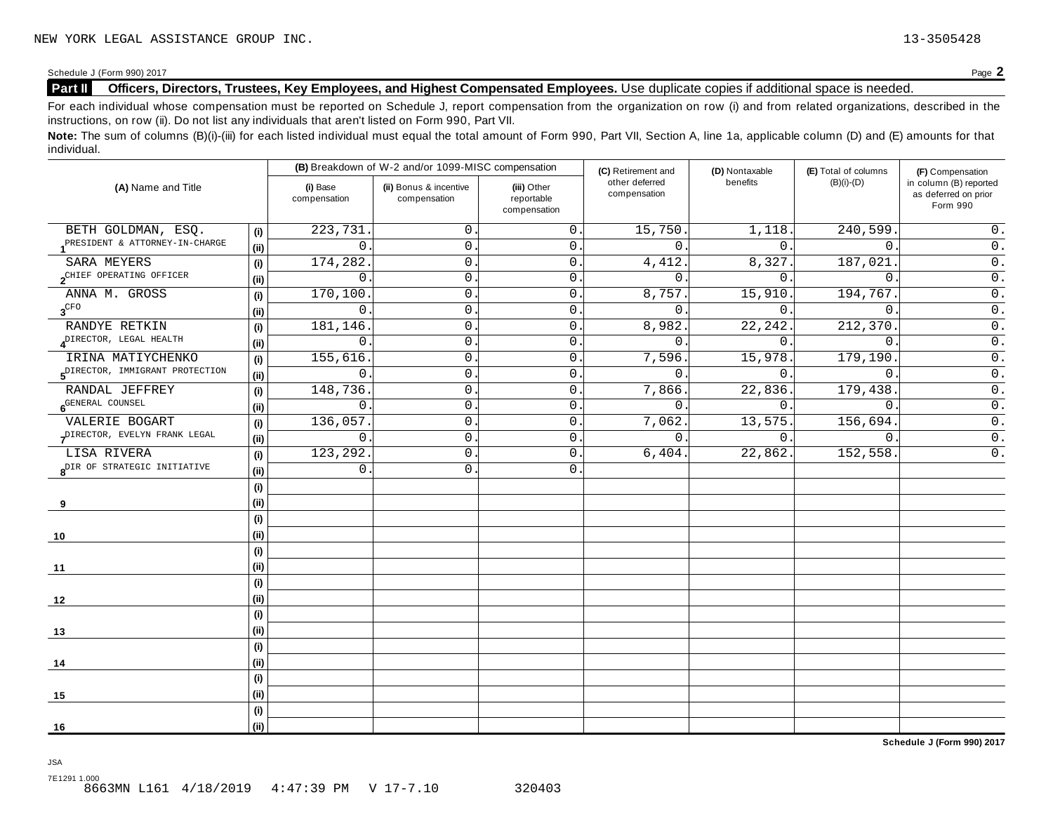NEW YORK LEGAL ASSISTANCE GROUP INC. 13-3505428

Schedule J (Form 990) 2017 Page **2**

**Part II** **Officers, Directors, Trustees, Key Employees, and Highest Compensated Employees.** Use duplicate copies if additional space is needed.

For each individual whose compensation must be reported on Schedule J, report compensation from the organization on row (i) and from related organizations, described in the instructions, on row (ii). Do not list any individuals that aren't listed on Form 990, Part VII.

**Note:** The sum of columns (B)(i)-(iii) for each listed individual must equal the total amount of Form 990, Part VII, Section A, line 1a, applicable column (D) and (E) amounts for that individual.

| (A) Name and Title | | (B) Breakdown of W-2 and/or 1099-MISC compensation | | | (C) Retirement and other deferred compensation | (D) Nontaxable benefits | (E) Total of columns (B)(i)-(D) | (F) Compensation in column (B) reported as deferred on prior Form 990 |
|---|---|---|---|---|---|---|---|---|
| | | (i) Base compensation | (ii) Bonus & incentive compensation | (iii) Other reportable compensation | | | | |
| 1 BETH GOLDMAN, ESQ. | (i) | 223,731. | 0. | 0. | 15,750. | 1,118. | 240,599. | 0. |
| PRESIDENT & ATTORNEY-IN-CHARGE | (ii) | 0. | 0. | 0. | 0. | 0. | 0. | 0. |
| 2 SARA MEYERS | (i) | 174,282. | 0. | 0. | 4,412. | 8,327. | 187,021. | 0. |
| CHIEF OPERATING OFFICER | (ii) | 0. | 0. | 0. | 0. | 0. | 0. | 0. |
| 3 ANNA M. GROSS | (i) | 170,100. | 0. | 0. | 8,757. | 15,910. | 194,767. | 0. |
| CFO | (ii) | 0. | 0. | 0. | 0. | 0. | 0. | 0. |
| 4 RANDYE RETKIN | (i) | 181,146. | 0. | 0. | 8,982. | 22,242. | 212,370. | 0. |
| DIRECTOR, LEGAL HEALTH | (ii) | 0. | 0. | 0. | 0. | 0. | 0. | 0. |
| 5 IRINA MATIYCHENKO | (i) | 155,616. | 0. | 0. | 7,596. | 15,978. | 179,190. | 0. |
| DIRECTOR, IMMIGRANT PROTECTION | (ii) | 0. | 0. | 0. | 0. | 0. | 0. | 0. |
| 6 RANDAL JEFFREY | (i) | 148,736. | 0. | 0. | 7,866. | 22,836. | 179,438. | 0. |
| GENERAL COUNSEL | (ii) | 0. | 0. | 0. | 0. | 0. | 0. | 0. |
| 7 VALERIE BOGART | (i) | 136,057. | 0. | 0. | 7,062. | 13,575. | 156,694. | 0. |
| DIRECTOR, EVELYN FRANK LEGAL | (ii) | 0. | 0. | 0. | 0. | 0. | 0. | 0. |
| 8 LISA RIVERA | (i) | 123,292. | 0. | 0. | 6,404. | 22,862. | 152,558. | 0. |
| DIR OF STRATEGIC INITIATIVE | (ii) | 0. | 0. | 0. | | | | |
| 9 | (i) | | | | | | | |
| | (ii) | | | | | | | |
| 10 | (i) | | | | | | | |
| | (ii) | | | | | | | |
| 11 | (i) | | | | | | | |
| | (ii) | | | | | | | |
| 12 | (i) | | | | | | | |
| | (ii) | | | | | | | |
| 13 | (i) | | | | | | | |
| | (ii) | | | | | | | |
| 14 | (i) | | | | | | | |
| | (ii) | | | | | | | |
| 15 | (i) | | | | | | | |
| | (ii) | | | | | | | |
| 16 | (i) | | | | | | | |
| | (ii) | | | | | | | |

**Schedule J (Form 990) 2017**

JSA
7E1291 1.000
8663MN L161 4/18/2019 4:47:39 PM V 17-7.10 320403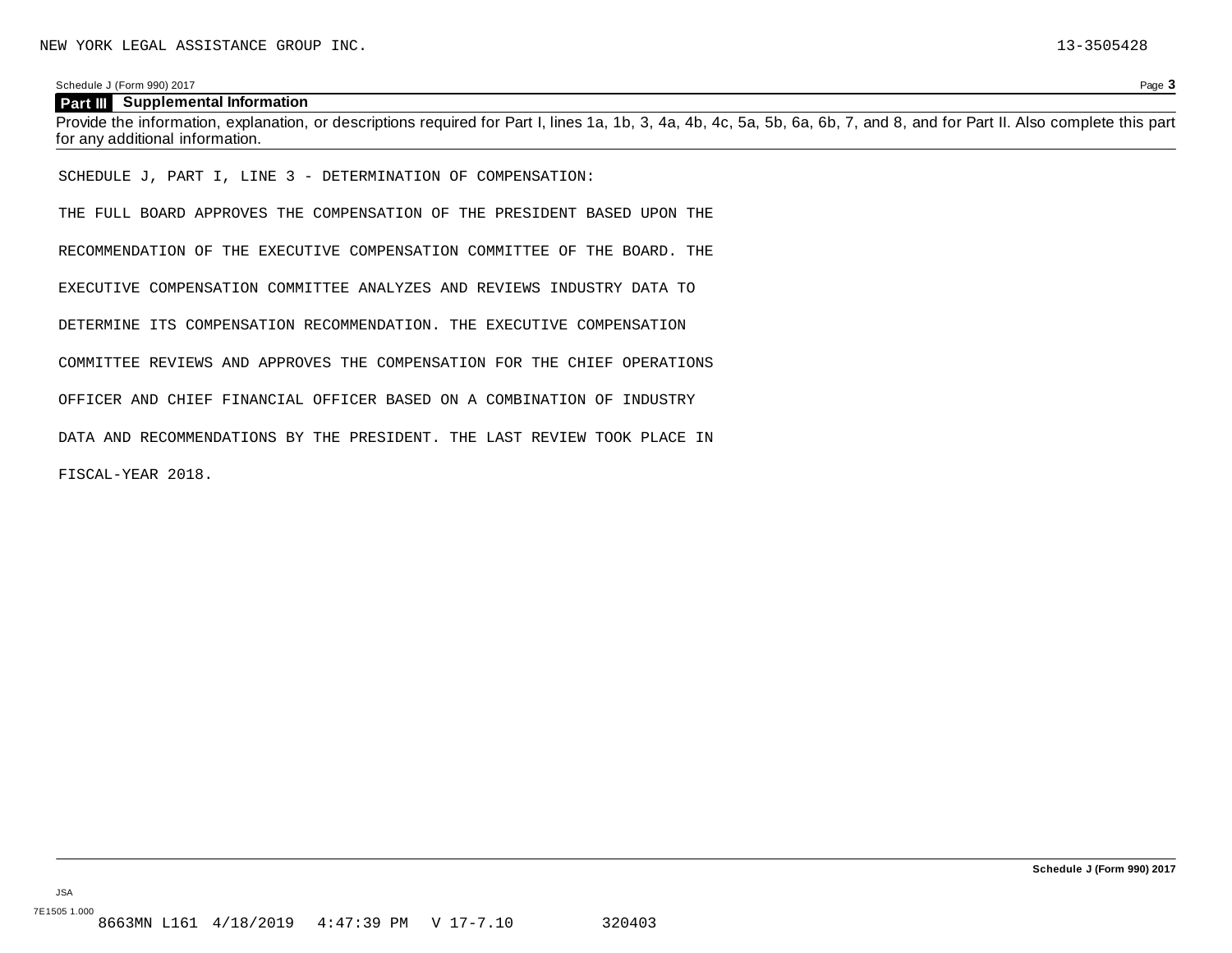## Part III Supplemental Information

Provide the information, explanation, or descriptions required for Part I, lines 1a, 1b, 3, 4a, 4b, 4c, 5a, 5b, 6a, 6b, 7, and 8, and for Part II. Also complete this part for any additional information.

SCHEDULE J, PART I, LINE 3 - DETERMINATION OF COMPENSATION:

THE FULL BOARD APPROVES THE COMPENSATION OF THE PRESIDENT BASED UPON THE RECOMMENDATION OF THE EXECUTIVE COMPENSATION COMMITTEE OF THE BOARD. THE EXECUTIVE COMPENSATION COMMITTEE ANALYZES AND REVIEWS INDUSTRY DATA TO DETERMINE ITS COMPENSATION RECOMMENDATION. THE EXECUTIVE COMPENSATION COMMITTEE REVIEWS AND APPROVES THE COMPENSATION FOR THE CHIEF OPERATIONS OFFICER AND CHIEF FINANCIAL OFFICER BASED ON A COMBINATION OF INDUSTRY DATA AND RECOMMENDATIONS BY THE PRESIDENT. THE LAST REVIEW TOOK PLACE IN FISCAL-YEAR 2018.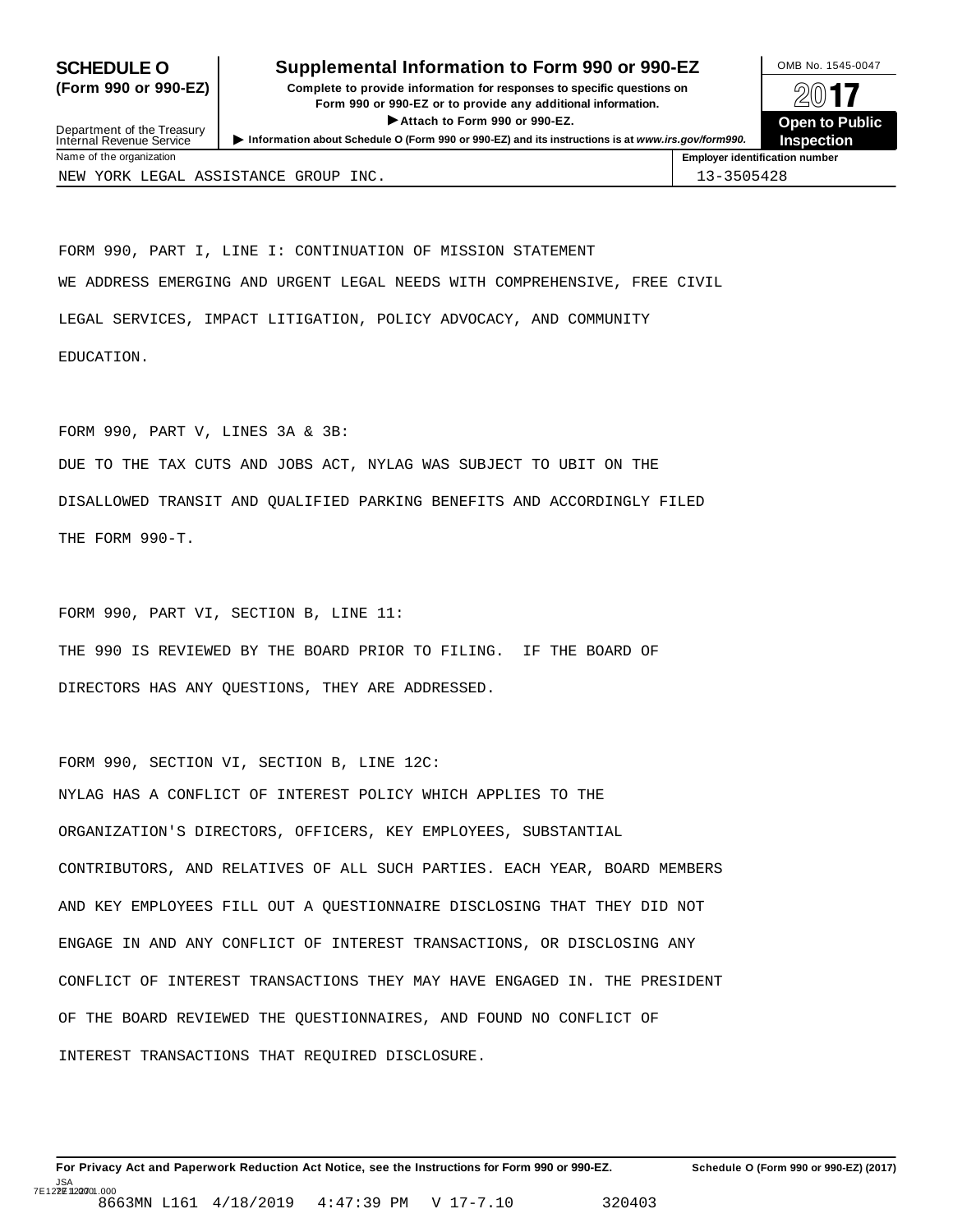**SCHEDULE O (Form 990 or 990-EZ)**

Department of the Treasury
Internal Revenue Service

# Supplemental Information to Form 990 or 990-EZ

**Complete to provide information for responses to specific questions on Form 990 or 990-EZ or to provide any additional information.**

**▶ Attach to Form 990 or 990-EZ.**

▶ **Information about Schedule O (Form 990 or 990-EZ) and its instructions is at *www.irs.gov/form990.***

OMB No. 1545-0047

**2017**

**Open to Public Inspection**

| Name of the organization | Employer identification number |
|---|---|
| NEW YORK LEGAL ASSISTANCE GROUP INC. | 13-3505428 |

FORM 990, PART I, LINE I: CONTINUATION OF MISSION STATEMENT

WE ADDRESS EMERGING AND URGENT LEGAL NEEDS WITH COMPREHENSIVE, FREE CIVIL LEGAL SERVICES, IMPACT LITIGATION, POLICY ADVOCACY, AND COMMUNITY EDUCATION.

FORM 990, PART V, LINES 3A & 3B:

DUE TO THE TAX CUTS AND JOBS ACT, NYLAG WAS SUBJECT TO UBIT ON THE DISALLOWED TRANSIT AND QUALIFIED PARKING BENEFITS AND ACCORDINGLY FILED THE FORM 990-T.

FORM 990, PART VI, SECTION B, LINE 11:

THE 990 IS REVIEWED BY THE BOARD PRIOR TO FILING. IF THE BOARD OF DIRECTORS HAS ANY QUESTIONS, THEY ARE ADDRESSED.

FORM 990, SECTION VI, SECTION B, LINE 12C:

NYLAG HAS A CONFLICT OF INTEREST POLICY WHICH APPLIES TO THE ORGANIZATION'S DIRECTORS, OFFICERS, KEY EMPLOYEES, SUBSTANTIAL CONTRIBUTORS, AND RELATIVES OF ALL SUCH PARTIES. EACH YEAR, BOARD MEMBERS AND KEY EMPLOYEES FILL OUT A QUESTIONNAIRE DISCLOSING THAT THEY DID NOT ENGAGE IN AND ANY CONFLICT OF INTEREST TRANSACTIONS, OR DISCLOSING ANY CONFLICT OF INTEREST TRANSACTIONS THEY MAY HAVE ENGAGED IN. THE PRESIDENT OF THE BOARD REVIEWED THE QUESTIONNAIRES, AND FOUND NO CONFLICT OF INTEREST TRANSACTIONS THAT REQUIRED DISCLOSURE.

**For Privacy Act and Paperwork Reduction Act Notice, see the Instructions for Form 990 or 990-EZ.** **Schedule O (Form 990 or 990-EZ) (2017)**

JSA
7E1228 1.000
8663MN L161 4/18/2019 4:47:39 PM V 17-7.10 320403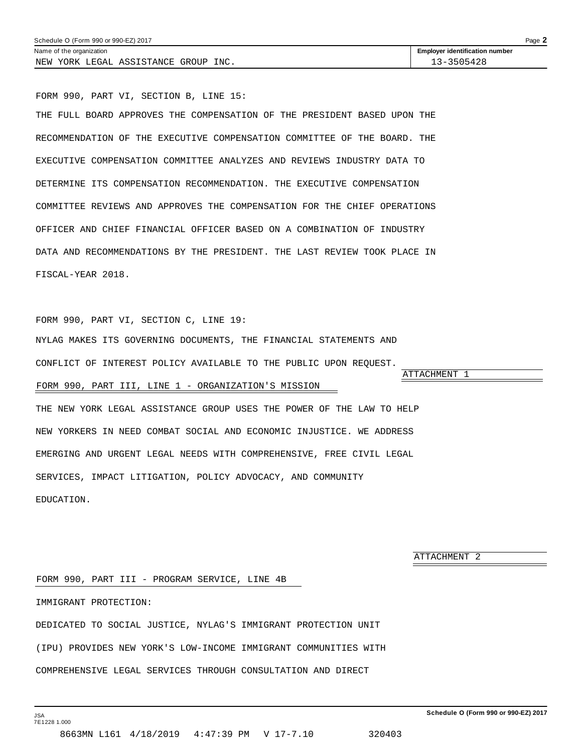Name of the organization: NEW YORK LEGAL ASSISTANCE GROUP INC.

Employer identification number: 13-3505428

FORM 990, PART VI, SECTION B, LINE 15:

THE FULL BOARD APPROVES THE COMPENSATION OF THE PRESIDENT BASED UPON THE RECOMMENDATION OF THE EXECUTIVE COMPENSATION COMMITTEE OF THE BOARD. THE EXECUTIVE COMPENSATION COMMITTEE ANALYZES AND REVIEWS INDUSTRY DATA TO DETERMINE ITS COMPENSATION RECOMMENDATION. THE EXECUTIVE COMPENSATION COMMITTEE REVIEWS AND APPROVES THE COMPENSATION FOR THE CHIEF OPERATIONS OFFICER AND CHIEF FINANCIAL OFFICER BASED ON A COMBINATION OF INDUSTRY DATA AND RECOMMENDATIONS BY THE PRESIDENT. THE LAST REVIEW TOOK PLACE IN FISCAL-YEAR 2018.

FORM 990, PART VI, SECTION C, LINE 19:

NYLAG MAKES ITS GOVERNING DOCUMENTS, THE FINANCIAL STATEMENTS AND CONFLICT OF INTEREST POLICY AVAILABLE TO THE PUBLIC UPON REQUEST.

ATTACHMENT 1

FORM 990, PART III, LINE 1 - ORGANIZATION'S MISSION

THE NEW YORK LEGAL ASSISTANCE GROUP USES THE POWER OF THE LAW TO HELP NEW YORKERS IN NEED COMBAT SOCIAL AND ECONOMIC INJUSTICE. WE ADDRESS EMERGING AND URGENT LEGAL NEEDS WITH COMPREHENSIVE, FREE CIVIL LEGAL SERVICES, IMPACT LITIGATION, POLICY ADVOCACY, AND COMMUNITY EDUCATION.

ATTACHMENT 2

FORM 990, PART III - PROGRAM SERVICE, LINE 4B

IMMIGRANT PROTECTION:

DEDICATED TO SOCIAL JUSTICE, NYLAG'S IMMIGRANT PROTECTION UNIT (IPU) PROVIDES NEW YORK'S LOW-INCOME IMMIGRANT COMMUNITIES WITH COMPREHENSIVE LEGAL SERVICES THROUGH CONSULTATION AND DIRECT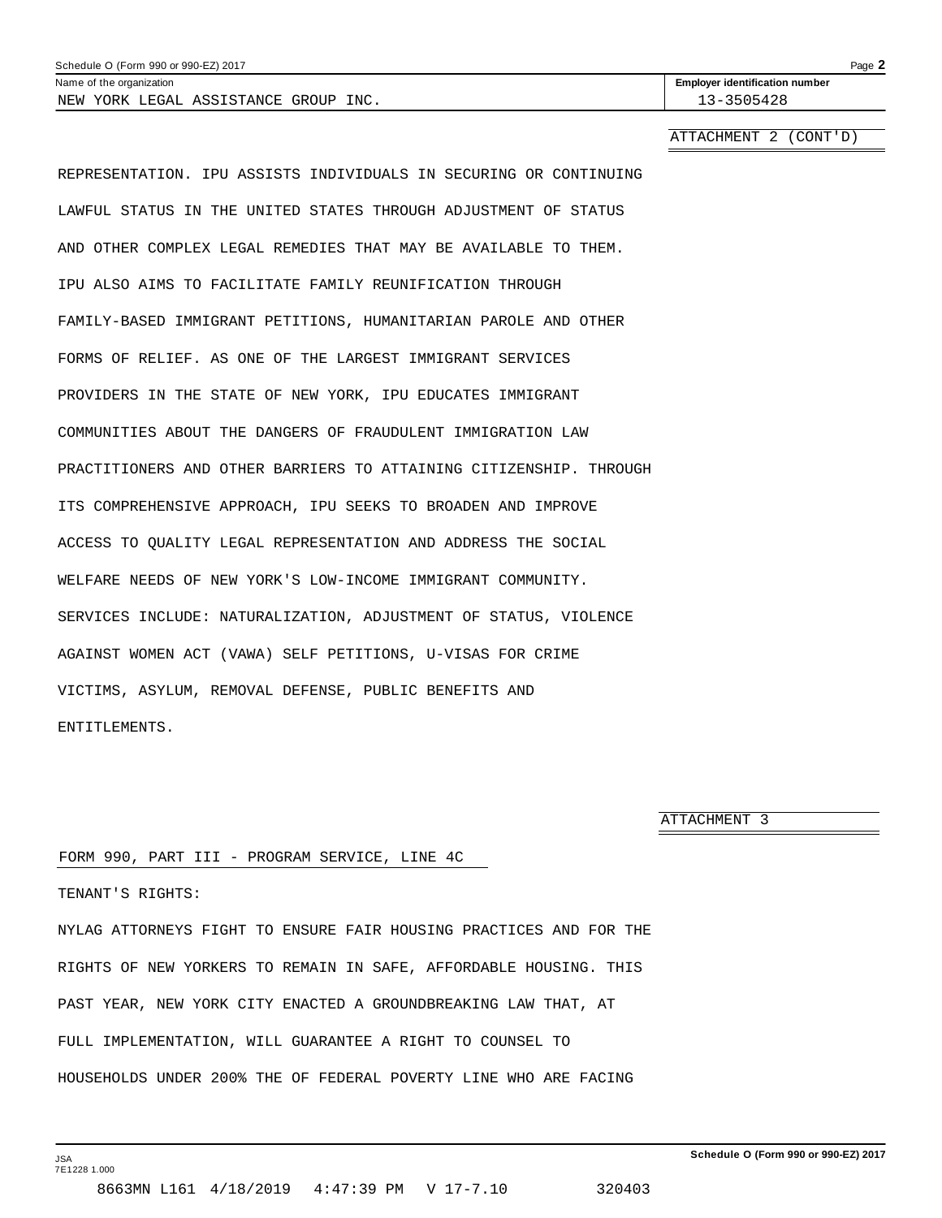Schedule O (Form 990 or 990-EZ) 2017

Name of the organization: NEW YORK LEGAL ASSISTANCE GROUP INC.

Employer identification number: 13-3505428

ATTACHMENT 2 (CONT'D)

REPRESENTATION. IPU ASSISTS INDIVIDUALS IN SECURING OR CONTINUING LAWFUL STATUS IN THE UNITED STATES THROUGH ADJUSTMENT OF STATUS AND OTHER COMPLEX LEGAL REMEDIES THAT MAY BE AVAILABLE TO THEM. IPU ALSO AIMS TO FACILITATE FAMILY REUNIFICATION THROUGH FAMILY-BASED IMMIGRANT PETITIONS, HUMANITARIAN PAROLE AND OTHER FORMS OF RELIEF. AS ONE OF THE LARGEST IMMIGRANT SERVICES PROVIDERS IN THE STATE OF NEW YORK, IPU EDUCATES IMMIGRANT COMMUNITIES ABOUT THE DANGERS OF FRAUDULENT IMMIGRATION LAW PRACTITIONERS AND OTHER BARRIERS TO ATTAINING CITIZENSHIP. THROUGH ITS COMPREHENSIVE APPROACH, IPU SEEKS TO BROADEN AND IMPROVE ACCESS TO QUALITY LEGAL REPRESENTATION AND ADDRESS THE SOCIAL WELFARE NEEDS OF NEW YORK'S LOW-INCOME IMMIGRANT COMMUNITY. SERVICES INCLUDE: NATURALIZATION, ADJUSTMENT OF STATUS, VIOLENCE AGAINST WOMEN ACT (VAWA) SELF PETITIONS, U-VISAS FOR CRIME VICTIMS, ASYLUM, REMOVAL DEFENSE, PUBLIC BENEFITS AND ENTITLEMENTS.

ATTACHMENT 3

FORM 990, PART III - PROGRAM SERVICE, LINE 4C

TENANT'S RIGHTS:

NYLAG ATTORNEYS FIGHT TO ENSURE FAIR HOUSING PRACTICES AND FOR THE RIGHTS OF NEW YORKERS TO REMAIN IN SAFE, AFFORDABLE HOUSING. THIS PAST YEAR, NEW YORK CITY ENACTED A GROUNDBREAKING LAW THAT, AT FULL IMPLEMENTATION, WILL GUARANTEE A RIGHT TO COUNSEL TO HOUSEHOLDS UNDER 200% THE OF FEDERAL POVERTY LINE WHO ARE FACING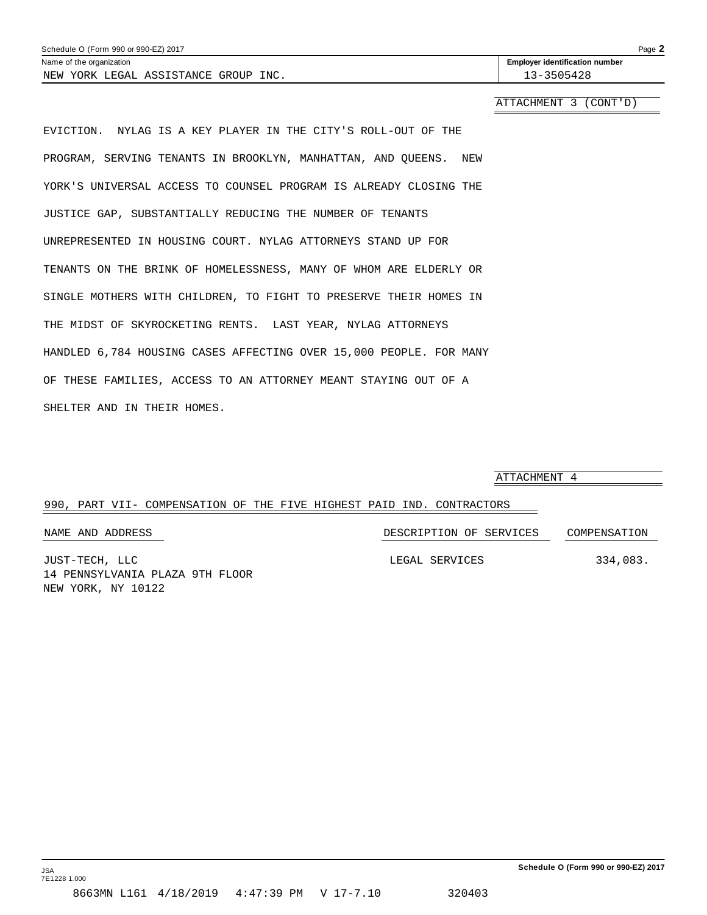Name of the organization: NEW YORK LEGAL ASSISTANCE GROUP INC.

Employer identification number: 13-3505428

ATTACHMENT 3 (CONT'D)

EVICTION. NYLAG IS A KEY PLAYER IN THE CITY'S ROLL-OUT OF THE PROGRAM, SERVING TENANTS IN BROOKLYN, MANHATTAN, AND QUEENS. NEW YORK'S UNIVERSAL ACCESS TO COUNSEL PROGRAM IS ALREADY CLOSING THE JUSTICE GAP, SUBSTANTIALLY REDUCING THE NUMBER OF TENANTS UNREPRESENTED IN HOUSING COURT. NYLAG ATTORNEYS STAND UP FOR TENANTS ON THE BRINK OF HOMELESSNESS, MANY OF WHOM ARE ELDERLY OR SINGLE MOTHERS WITH CHILDREN, TO FIGHT TO PRESERVE THEIR HOMES IN THE MIDST OF SKYROCKETING RENTS. LAST YEAR, NYLAG ATTORNEYS HANDLED 6,784 HOUSING CASES AFFECTING OVER 15,000 PEOPLE. FOR MANY OF THESE FAMILIES, ACCESS TO AN ATTORNEY MEANT STAYING OUT OF A SHELTER AND IN THEIR HOMES.

ATTACHMENT 4

990, PART VII- COMPENSATION OF THE FIVE HIGHEST PAID IND. CONTRACTORS

| NAME AND ADDRESS | DESCRIPTION OF SERVICES | COMPENSATION |
|---|---|---|
| JUST-TECH, LLC<br>14 PENNSYLVANIA PLAZA 9TH FLOOR<br>NEW YORK, NY 10122 | LEGAL SERVICES | 334,083. |